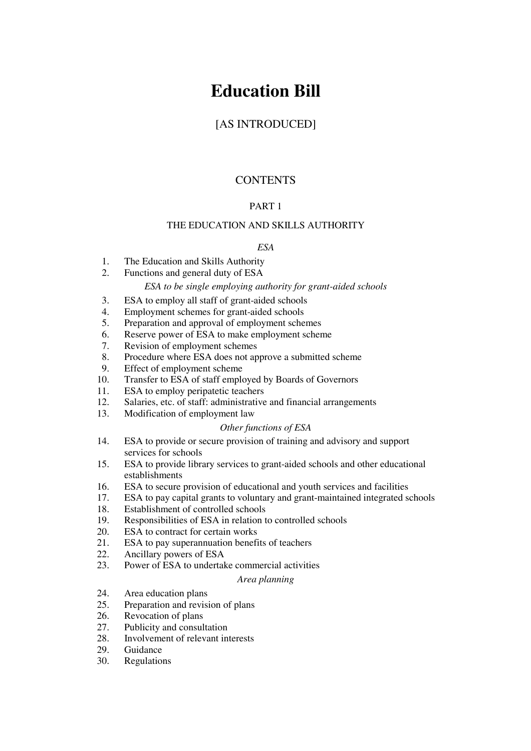# Education Bill

[AS INTRODUCED]

## CONTENTS

### PART 1

### THE EDUCATION AND SKILLS AUTHORITY

*ESA*

1. The Education and Skills Authority
2. Functions and general duty of ESA

*ESA to be single employing authority for grant-aided schools*

3. ESA to employ all staff of grant-aided schools
4. Employment schemes for grant-aided schools
5. Preparation and approval of employment schemes
6. Reserve power of ESA to make employment scheme
7. Revision of employment schemes
8. Procedure where ESA does not approve a submitted scheme
9. Effect of employment scheme
10. Transfer to ESA of staff employed by Boards of Governors
11. ESA to employ peripatetic teachers
12. Salaries, etc. of staff: administrative and financial arrangements
13. Modification of employment law

*Other functions of ESA*

14. ESA to provide or secure provision of training and advisory and support services for schools
15. ESA to provide library services to grant-aided schools and other educational establishments
16. ESA to secure provision of educational and youth services and facilities
17. ESA to pay capital grants to voluntary and grant-maintained integrated schools
18. Establishment of controlled schools
19. Responsibilities of ESA in relation to controlled schools
20. ESA to contract for certain works
21. ESA to pay superannuation benefits of teachers
22. Ancillary powers of ESA
23. Power of ESA to undertake commercial activities

*Area planning*

24. Area education plans
25. Preparation and revision of plans
26. Revocation of plans
27. Publicity and consultation
28. Involvement of relevant interests
29. Guidance
30. Regulations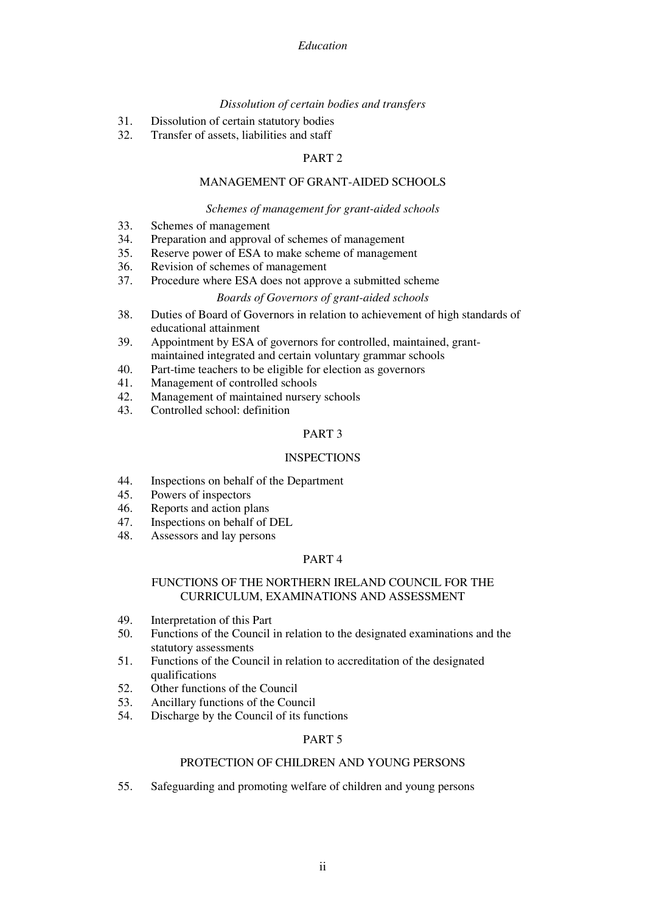*Dissolution of certain bodies and transfers*

31. Dissolution of certain statutory bodies
32. Transfer of assets, liabilities and staff

PART 2

MANAGEMENT OF GRANT-AIDED SCHOOLS

*Schemes of management for grant-aided schools*

33. Schemes of management
34. Preparation and approval of schemes of management
35. Reserve power of ESA to make scheme of management
36. Revision of schemes of management
37. Procedure where ESA does not approve a submitted scheme

*Boards of Governors of grant-aided schools*

38. Duties of Board of Governors in relation to achievement of high standards of educational attainment
39. Appointment by ESA of governors for controlled, maintained, grant-maintained integrated and certain voluntary grammar schools
40. Part-time teachers to be eligible for election as governors
41. Management of controlled schools
42. Management of maintained nursery schools
43. Controlled school: definition

PART 3

INSPECTIONS

44. Inspections on behalf of the Department
45. Powers of inspectors
46. Reports and action plans
47. Inspections on behalf of DEL
48. Assessors and lay persons

PART 4

FUNCTIONS OF THE NORTHERN IRELAND COUNCIL FOR THE CURRICULUM, EXAMINATIONS AND ASSESSMENT

49. Interpretation of this Part
50. Functions of the Council in relation to the designated examinations and the statutory assessments
51. Functions of the Council in relation to accreditation of the designated qualifications
52. Other functions of the Council
53. Ancillary functions of the Council
54. Discharge by the Council of its functions

PART 5

PROTECTION OF CHILDREN AND YOUNG PERSONS

55. Safeguarding and promoting welfare of children and young persons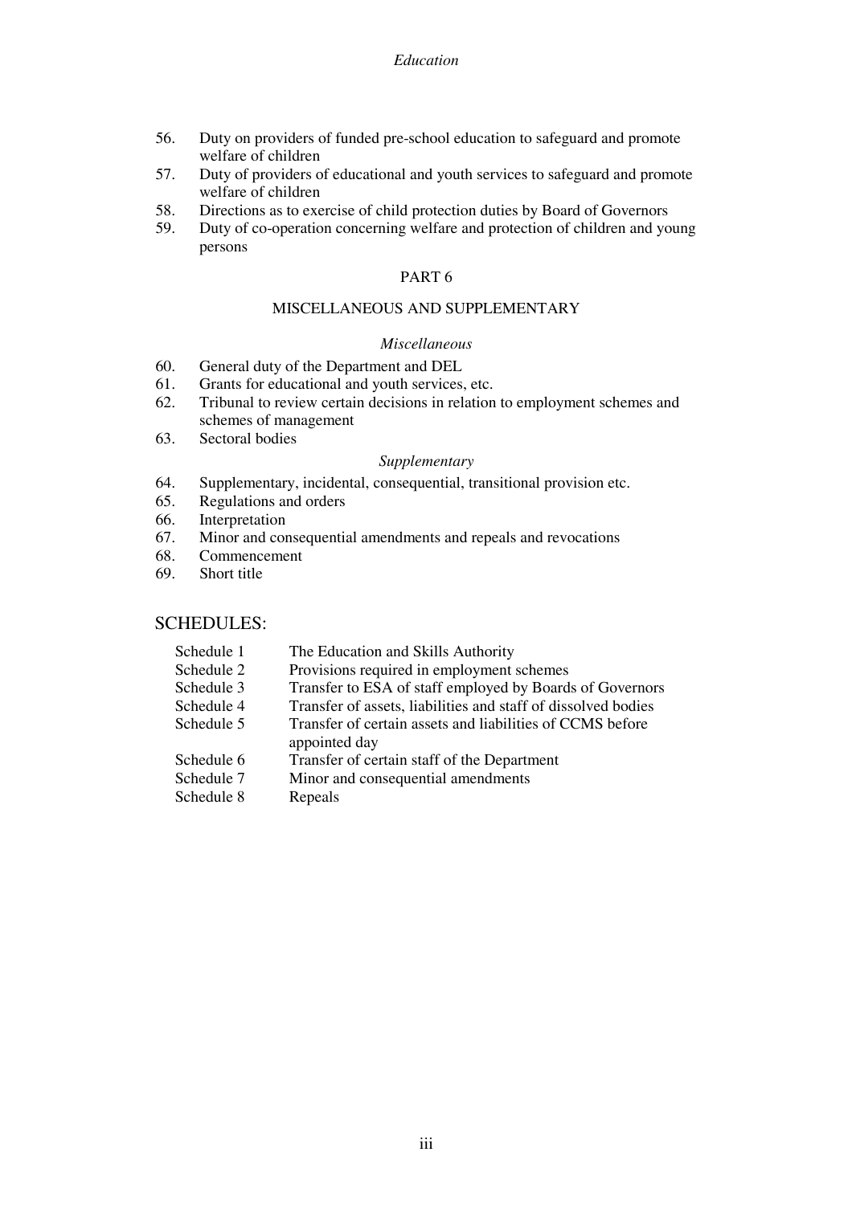56. Duty on providers of funded pre-school education to safeguard and promote welfare of children
57. Duty of providers of educational and youth services to safeguard and promote welfare of children
58. Directions as to exercise of child protection duties by Board of Governors
59. Duty of co-operation concerning welfare and protection of children and young persons

## PART 6

## MISCELLANEOUS AND SUPPLEMENTARY

*Miscellaneous*

60. General duty of the Department and DEL
61. Grants for educational and youth services, etc.
62. Tribunal to review certain decisions in relation to employment schemes and schemes of management
63. Sectoral bodies

*Supplementary*

64. Supplementary, incidental, consequential, transitional provision etc.
65. Regulations and orders
66. Interpretation
67. Minor and consequential amendments and repeals and revocations
68. Commencement
69. Short title

## SCHEDULES:

| | |
|---|---|
| Schedule 1 | The Education and Skills Authority |
| Schedule 2 | Provisions required in employment schemes |
| Schedule 3 | Transfer to ESA of staff employed by Boards of Governors |
| Schedule 4 | Transfer of assets, liabilities and staff of dissolved bodies |
| Schedule 5 | Transfer of certain assets and liabilities of CCMS before appointed day |
| Schedule 6 | Transfer of certain staff of the Department |
| Schedule 7 | Minor and consequential amendments |
| Schedule 8 | Repeals |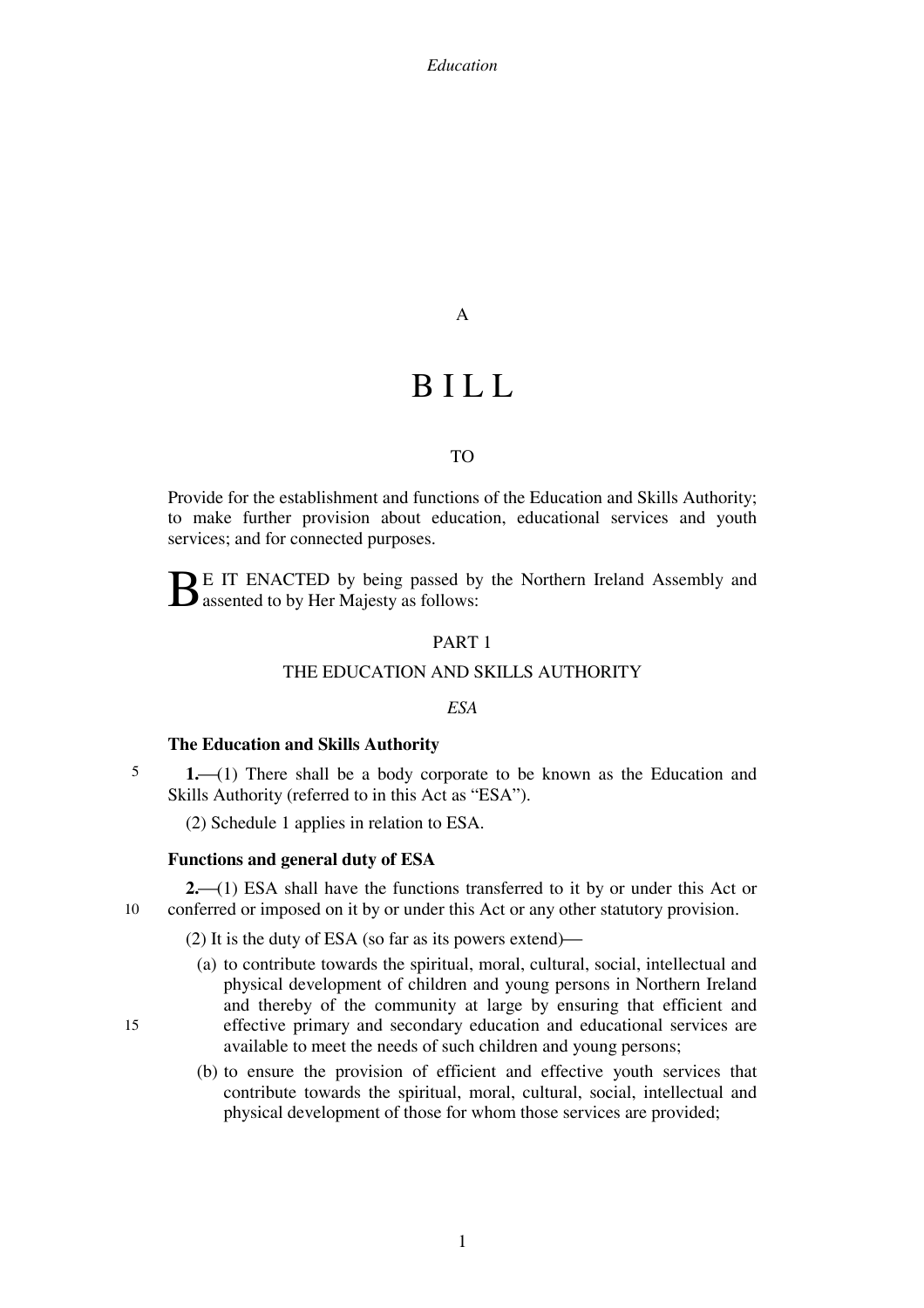A

# BILL

TO

Provide for the establishment and functions of the Education and Skills Authority; to make further provision about education, educational services and youth services; and for connected purposes.

BE IT ENACTED by being passed by the Northern Ireland Assembly and assented to by Her Majesty as follows:

## PART 1

## THE EDUCATION AND SKILLS AUTHORITY

*ESA*

### The Education and Skills Authority

**1.**—(1) There shall be a body corporate to be known as the Education and Skills Authority (referred to in this Act as "ESA").

(2) Schedule 1 applies in relation to ESA.

### Functions and general duty of ESA

**2.**—(1) ESA shall have the functions transferred to it by or under this Act or conferred or imposed on it by or under this Act or any other statutory provision.

(2) It is the duty of ESA (so far as its powers extend)—

- (a) to contribute towards the spiritual, moral, cultural, social, intellectual and physical development of children and young persons in Northern Ireland and thereby of the community at large by ensuring that efficient and effective primary and secondary education and educational services are available to meet the needs of such children and young persons;
- (b) to ensure the provision of efficient and effective youth services that contribute towards the spiritual, moral, cultural, social, intellectual and physical development of those for whom those services are provided;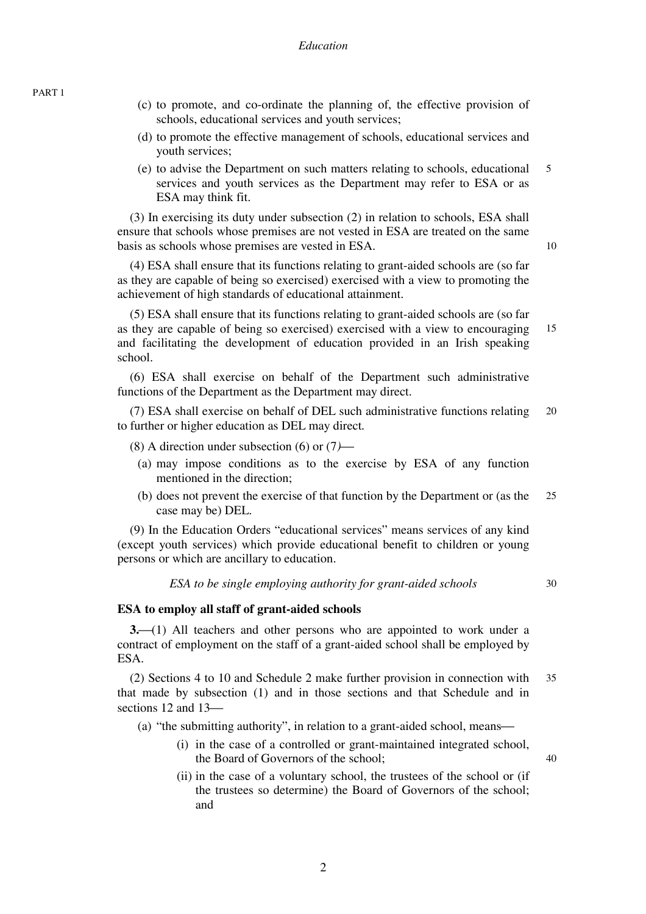(c) to promote, and co-ordinate the planning of, the effective provision of schools, educational services and youth services;

(d) to promote the effective management of schools, educational services and youth services;

(e) to advise the Department on such matters relating to schools, educational services and youth services as the Department may refer to ESA or as ESA may think fit.

(3) In exercising its duty under subsection (2) in relation to schools, ESA shall ensure that schools whose premises are not vested in ESA are treated on the same basis as schools whose premises are vested in ESA.

(4) ESA shall ensure that its functions relating to grant-aided schools are (so far as they are capable of being so exercised) exercised with a view to promoting the achievement of high standards of educational attainment.

(5) ESA shall ensure that its functions relating to grant-aided schools are (so far as they are capable of being so exercised) exercised with a view to encouraging and facilitating the development of education provided in an Irish speaking school.

(6) ESA shall exercise on behalf of the Department such administrative functions of the Department as the Department may direct.

(7) ESA shall exercise on behalf of DEL such administrative functions relating to further or higher education as DEL may direct.

(8) A direction under subsection (6) or (7)—

(a) may impose conditions as to the exercise by ESA of any function mentioned in the direction;

(b) does not prevent the exercise of that function by the Department or (as the case may be) DEL.

(9) In the Education Orders "educational services" means services of any kind (except youth services) which provide educational benefit to children or young persons or which are ancillary to education.

*ESA to be single employing authority for grant-aided schools*

**ESA to employ all staff of grant-aided schools**

**3.**—(1) All teachers and other persons who are appointed to work under a contract of employment on the staff of a grant-aided school shall be employed by ESA.

(2) Sections 4 to 10 and Schedule 2 make further provision in connection with that made by subsection (1) and in those sections and that Schedule and in sections 12 and 13—

(a) "the submitting authority", in relation to a grant-aided school, means—

(i) in the case of a controlled or grant-maintained integrated school, the Board of Governors of the school;

(ii) in the case of a voluntary school, the trustees of the school or (if the trustees so determine) the Board of Governors of the school; and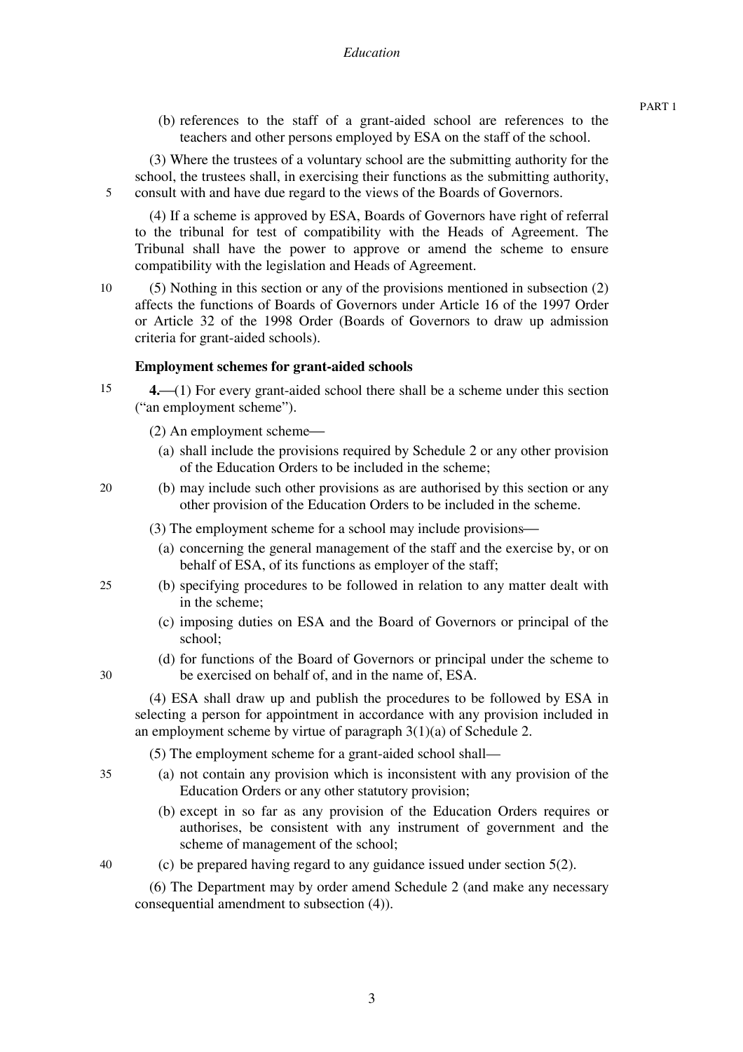(b) references to the staff of a grant-aided school are references to the teachers and other persons employed by ESA on the staff of the school.

(3) Where the trustees of a voluntary school are the submitting authority for the school, the trustees shall, in exercising their functions as the submitting authority, consult with and have due regard to the views of the Boards of Governors.

(4) If a scheme is approved by ESA, Boards of Governors have right of referral to the tribunal for test of compatibility with the Heads of Agreement. The Tribunal shall have the power to approve or amend the scheme to ensure compatibility with the legislation and Heads of Agreement.

(5) Nothing in this section or any of the provisions mentioned in subsection (2) affects the functions of Boards of Governors under Article 16 of the 1997 Order or Article 32 of the 1998 Order (Boards of Governors to draw up admission criteria for grant-aided schools).

### Employment schemes for grant-aided schools

**4.**—(1) For every grant-aided school there shall be a scheme under this section ("an employment scheme").

(2) An employment scheme—

(a) shall include the provisions required by Schedule 2 or any other provision of the Education Orders to be included in the scheme;

(b) may include such other provisions as are authorised by this section or any other provision of the Education Orders to be included in the scheme.

(3) The employment scheme for a school may include provisions—

(a) concerning the general management of the staff and the exercise by, or on behalf of ESA, of its functions as employer of the staff;

(b) specifying procedures to be followed in relation to any matter dealt with in the scheme;

(c) imposing duties on ESA and the Board of Governors or principal of the school;

(d) for functions of the Board of Governors or principal under the scheme to be exercised on behalf of, and in the name of, ESA.

(4) ESA shall draw up and publish the procedures to be followed by ESA in selecting a person for appointment in accordance with any provision included in an employment scheme by virtue of paragraph 3(1)(a) of Schedule 2.

(5) The employment scheme for a grant-aided school shall—

(a) not contain any provision which is inconsistent with any provision of the Education Orders or any other statutory provision;

(b) except in so far as any provision of the Education Orders requires or authorises, be consistent with any instrument of government and the scheme of management of the school;

(c) be prepared having regard to any guidance issued under section 5(2).

(6) The Department may by order amend Schedule 2 (and make any necessary consequential amendment to subsection (4)).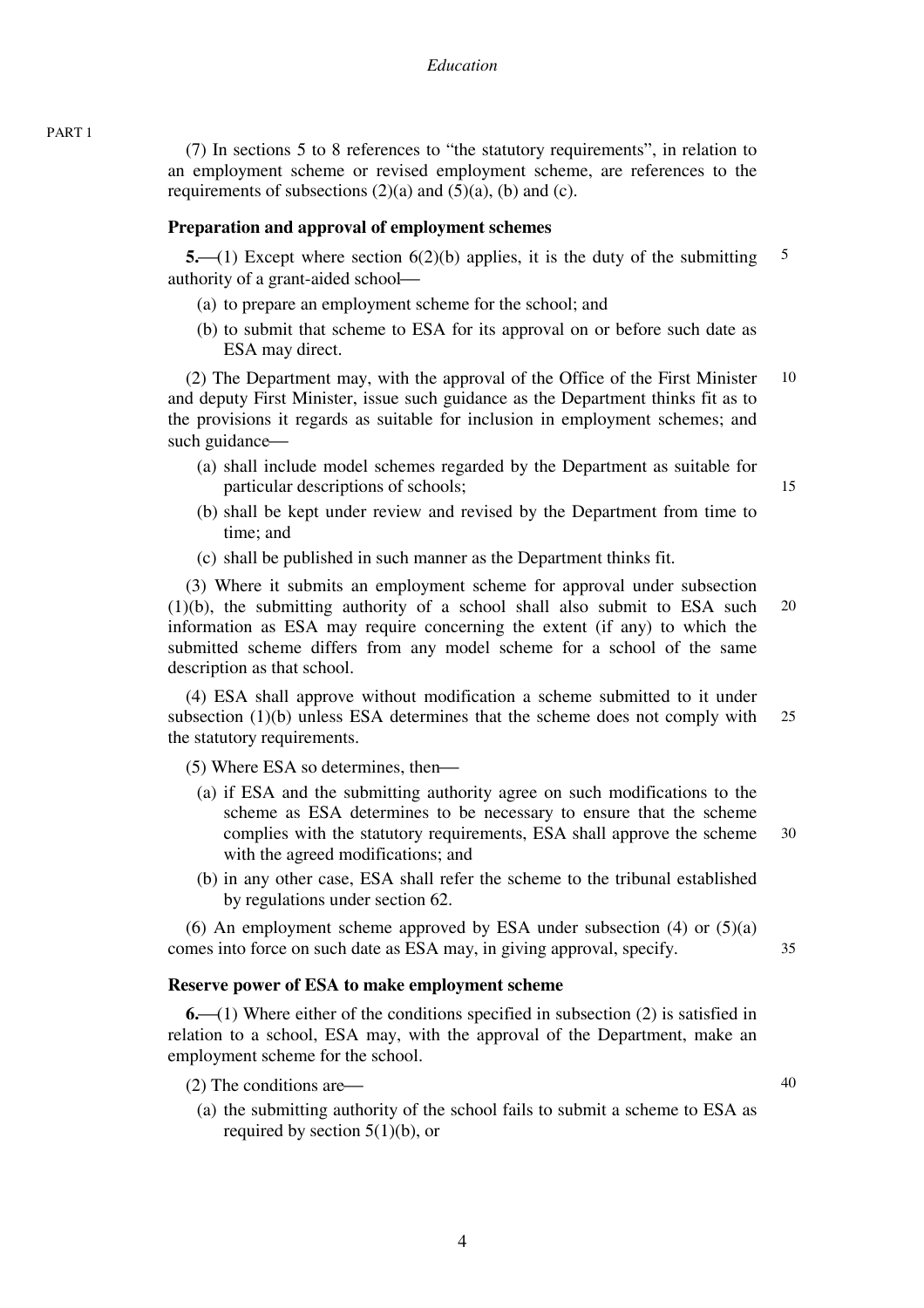(7) In sections 5 to 8 references to "the statutory requirements", in relation to an employment scheme or revised employment scheme, are references to the requirements of subsections (2)(a) and (5)(a), (b) and (c).

### Preparation and approval of employment schemes

**5.**—(1) Except where section 6(2)(b) applies, it is the duty of the submitting authority of a grant-aided school—

(a) to prepare an employment scheme for the school; and

(b) to submit that scheme to ESA for its approval on or before such date as ESA may direct.

(2) The Department may, with the approval of the Office of the First Minister and deputy First Minister, issue such guidance as the Department thinks fit as to the provisions it regards as suitable for inclusion in employment schemes; and such guidance—

(a) shall include model schemes regarded by the Department as suitable for particular descriptions of schools;

(b) shall be kept under review and revised by the Department from time to time; and

(c) shall be published in such manner as the Department thinks fit.

(3) Where it submits an employment scheme for approval under subsection (1)(b), the submitting authority of a school shall also submit to ESA such information as ESA may require concerning the extent (if any) to which the submitted scheme differs from any model scheme for a school of the same description as that school.

(4) ESA shall approve without modification a scheme submitted to it under subsection (1)(b) unless ESA determines that the scheme does not comply with the statutory requirements.

(5) Where ESA so determines, then—

(a) if ESA and the submitting authority agree on such modifications to the scheme as ESA determines to be necessary to ensure that the scheme complies with the statutory requirements, ESA shall approve the scheme with the agreed modifications; and

(b) in any other case, ESA shall refer the scheme to the tribunal established by regulations under section 62.

(6) An employment scheme approved by ESA under subsection (4) or (5)(a) comes into force on such date as ESA may, in giving approval, specify.

### Reserve power of ESA to make employment scheme

**6.**—(1) Where either of the conditions specified in subsection (2) is satisfied in relation to a school, ESA may, with the approval of the Department, make an employment scheme for the school.

(2) The conditions are—

(a) the submitting authority of the school fails to submit a scheme to ESA as required by section 5(1)(b), or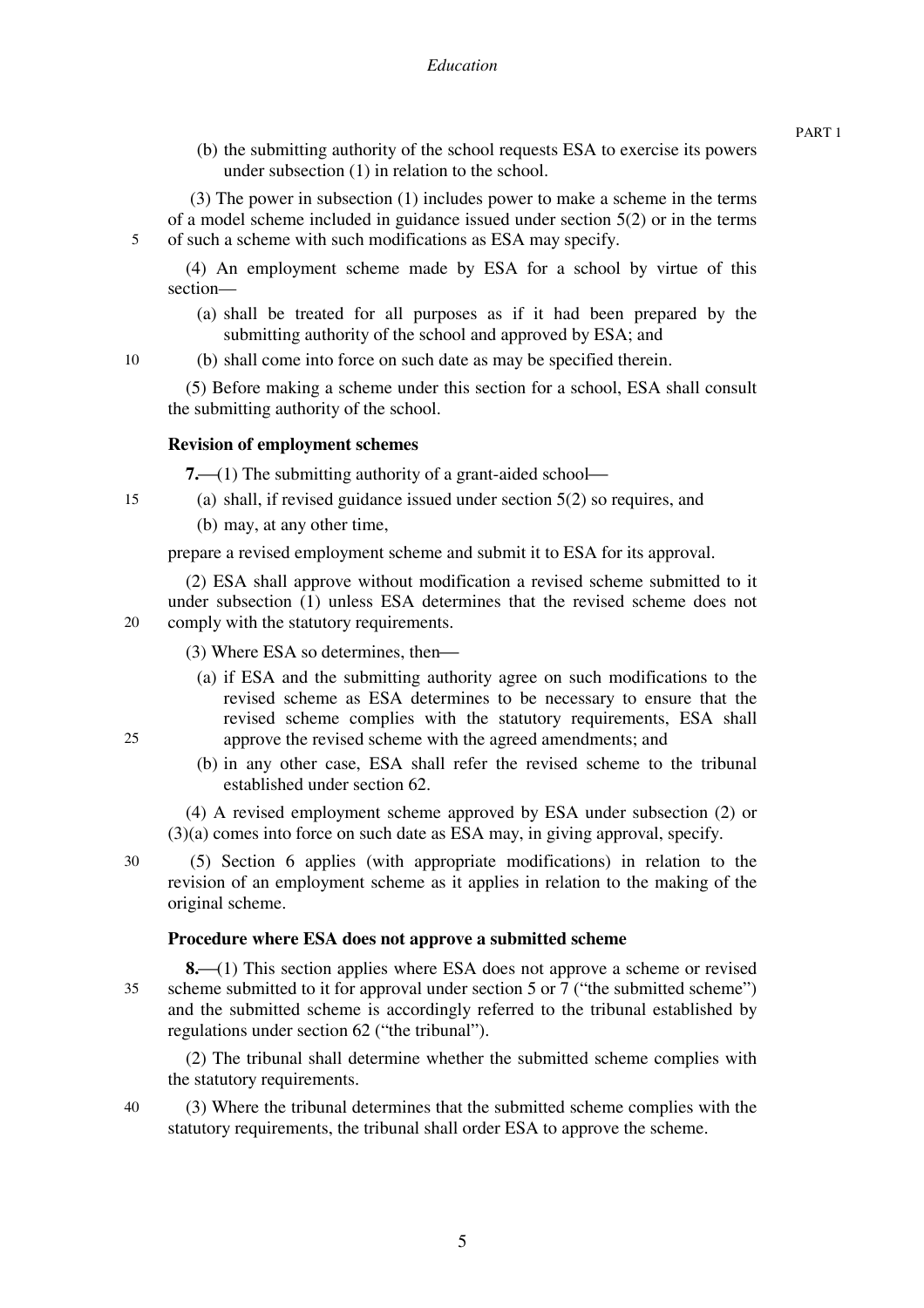(b) the submitting authority of the school requests ESA to exercise its powers under subsection (1) in relation to the school.

(3) The power in subsection (1) includes power to make a scheme in the terms of a model scheme included in guidance issued under section 5(2) or in the terms of such a scheme with such modifications as ESA may specify.

(4) An employment scheme made by ESA for a school by virtue of this section—

(a) shall be treated for all purposes as if it had been prepared by the submitting authority of the school and approved by ESA; and

(b) shall come into force on such date as may be specified therein.

(5) Before making a scheme under this section for a school, ESA shall consult the submitting authority of the school.

**Revision of employment schemes**

**7.**—(1) The submitting authority of a grant-aided school—

(a) shall, if revised guidance issued under section 5(2) so requires, and

(b) may, at any other time,

prepare a revised employment scheme and submit it to ESA for its approval.

(2) ESA shall approve without modification a revised scheme submitted to it under subsection (1) unless ESA determines that the revised scheme does not comply with the statutory requirements.

(3) Where ESA so determines, then—

(a) if ESA and the submitting authority agree on such modifications to the revised scheme as ESA determines to be necessary to ensure that the revised scheme complies with the statutory requirements, ESA shall approve the revised scheme with the agreed amendments; and

(b) in any other case, ESA shall refer the revised scheme to the tribunal established under section 62.

(4) A revised employment scheme approved by ESA under subsection (2) or (3)(a) comes into force on such date as ESA may, in giving approval, specify.

(5) Section 6 applies (with appropriate modifications) in relation to the revision of an employment scheme as it applies in relation to the making of the original scheme.

**Procedure where ESA does not approve a submitted scheme**

**8.**—(1) This section applies where ESA does not approve a scheme or revised scheme submitted to it for approval under section 5 or 7 ("the submitted scheme") and the submitted scheme is accordingly referred to the tribunal established by regulations under section 62 ("the tribunal").

(2) The tribunal shall determine whether the submitted scheme complies with the statutory requirements.

(3) Where the tribunal determines that the submitted scheme complies with the statutory requirements, the tribunal shall order ESA to approve the scheme.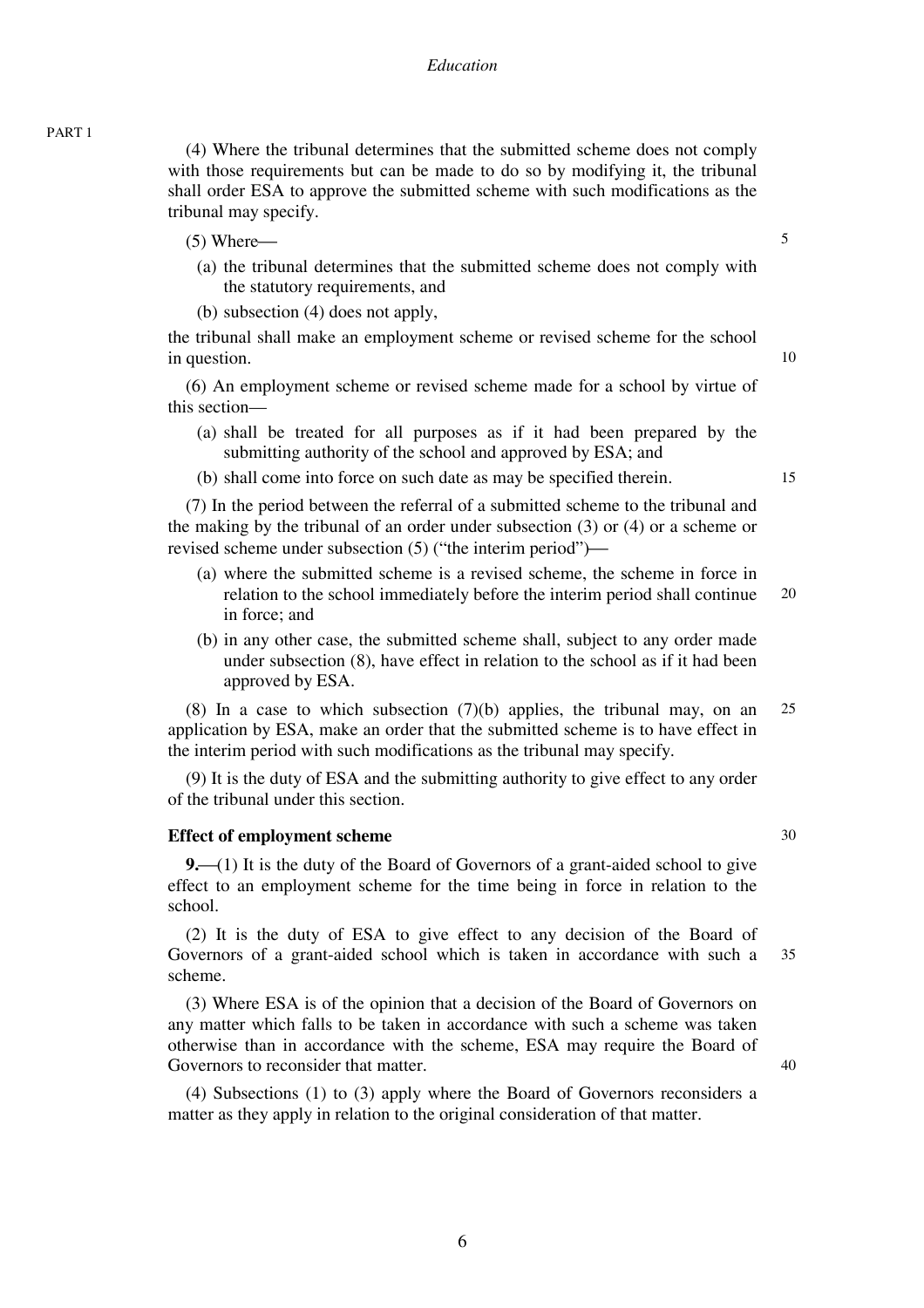(4) Where the tribunal determines that the submitted scheme does not comply with those requirements but can be made to do so by modifying it, the tribunal shall order ESA to approve the submitted scheme with such modifications as the tribunal may specify.

(5) Where—

(a) the tribunal determines that the submitted scheme does not comply with the statutory requirements, and

(b) subsection (4) does not apply,

the tribunal shall make an employment scheme or revised scheme for the school in question.

(6) An employment scheme or revised scheme made for a school by virtue of this section—

(a) shall be treated for all purposes as if it had been prepared by the submitting authority of the school and approved by ESA; and

(b) shall come into force on such date as may be specified therein.

(7) In the period between the referral of a submitted scheme to the tribunal and the making by the tribunal of an order under subsection (3) or (4) or a scheme or revised scheme under subsection (5) ("the interim period")—

(a) where the submitted scheme is a revised scheme, the scheme in force in relation to the school immediately before the interim period shall continue in force; and

(b) in any other case, the submitted scheme shall, subject to any order made under subsection (8), have effect in relation to the school as if it had been approved by ESA.

(8) In a case to which subsection (7)(b) applies, the tribunal may, on an application by ESA, make an order that the submitted scheme is to have effect in the interim period with such modifications as the tribunal may specify.

(9) It is the duty of ESA and the submitting authority to give effect to any order of the tribunal under this section.

**Effect of employment scheme**

**9.**—(1) It is the duty of the Board of Governors of a grant-aided school to give effect to an employment scheme for the time being in force in relation to the school.

(2) It is the duty of ESA to give effect to any decision of the Board of Governors of a grant-aided school which is taken in accordance with such a scheme.

(3) Where ESA is of the opinion that a decision of the Board of Governors on any matter which falls to be taken in accordance with such a scheme was taken otherwise than in accordance with the scheme, ESA may require the Board of Governors to reconsider that matter.

(4) Subsections (1) to (3) apply where the Board of Governors reconsiders a matter as they apply in relation to the original consideration of that matter.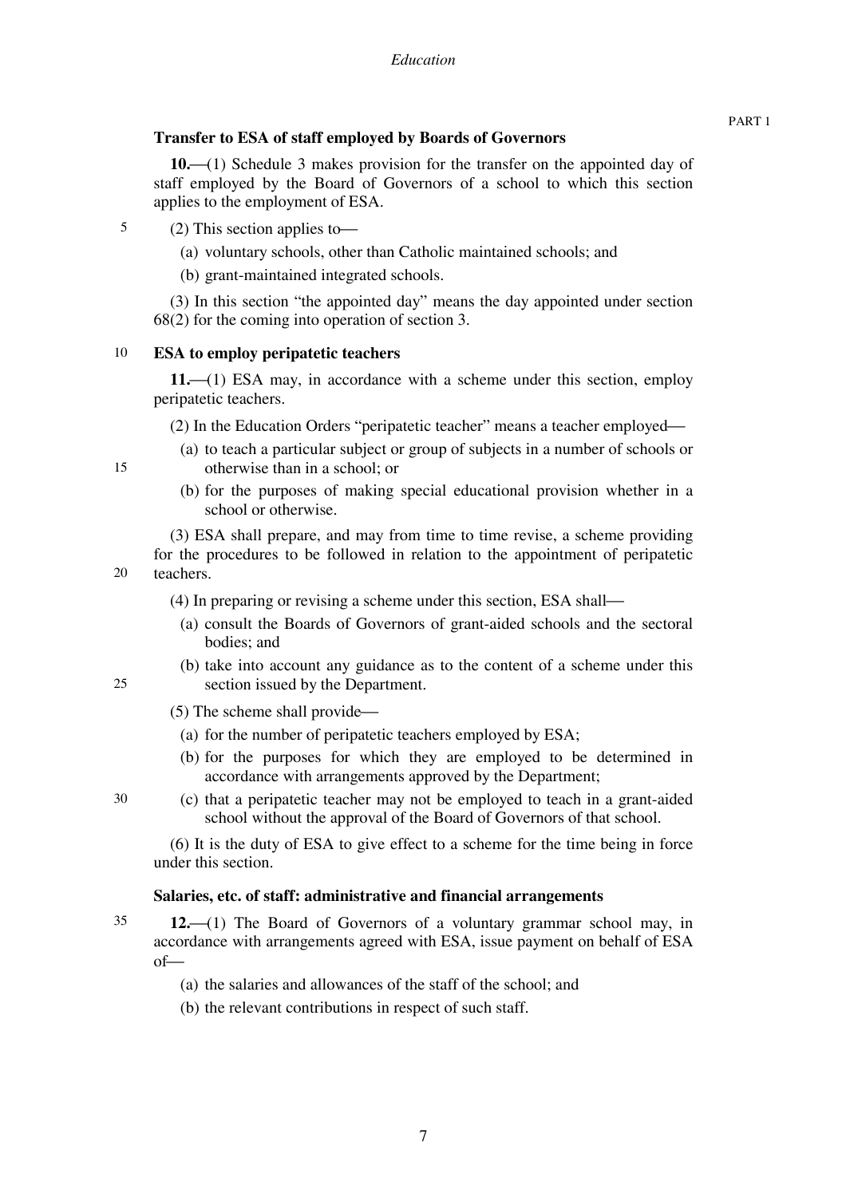### Transfer to ESA of staff employed by Boards of Governors

**10.**—(1) Schedule 3 makes provision for the transfer on the appointed day of staff employed by the Board of Governors of a school to which this section applies to the employment of ESA.

(2) This section applies to—

(a) voluntary schools, other than Catholic maintained schools; and

(b) grant-maintained integrated schools.

(3) In this section "the appointed day" means the day appointed under section 68(2) for the coming into operation of section 3.

### ESA to employ peripatetic teachers

**11.**—(1) ESA may, in accordance with a scheme under this section, employ peripatetic teachers.

(2) In the Education Orders "peripatetic teacher" means a teacher employed—

(a) to teach a particular subject or group of subjects in a number of schools or otherwise than in a school; or

(b) for the purposes of making special educational provision whether in a school or otherwise.

(3) ESA shall prepare, and may from time to time revise, a scheme providing for the procedures to be followed in relation to the appointment of peripatetic teachers.

(4) In preparing or revising a scheme under this section, ESA shall—

(a) consult the Boards of Governors of grant-aided schools and the sectoral bodies; and

(b) take into account any guidance as to the content of a scheme under this section issued by the Department.

(5) The scheme shall provide—

(a) for the number of peripatetic teachers employed by ESA;

(b) for the purposes for which they are employed to be determined in accordance with arrangements approved by the Department;

(c) that a peripatetic teacher may not be employed to teach in a grant-aided school without the approval of the Board of Governors of that school.

(6) It is the duty of ESA to give effect to a scheme for the time being in force under this section.

### Salaries, etc. of staff: administrative and financial arrangements

**12.**—(1) The Board of Governors of a voluntary grammar school may, in accordance with arrangements agreed with ESA, issue payment on behalf of ESA of—

(a) the salaries and allowances of the staff of the school; and

(b) the relevant contributions in respect of such staff.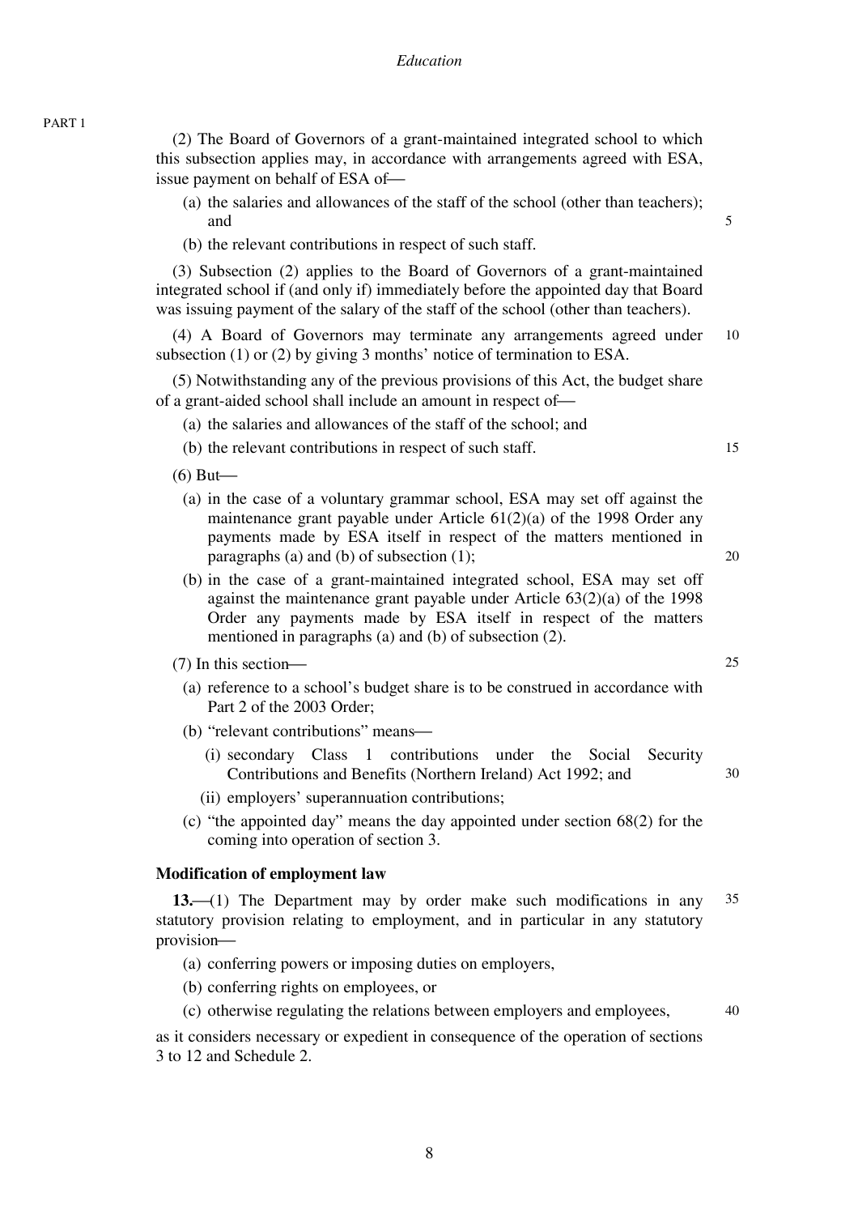(2) The Board of Governors of a grant-maintained integrated school to which this subsection applies may, in accordance with arrangements agreed with ESA, issue payment on behalf of ESA of—

- (a) the salaries and allowances of the staff of the school (other than teachers); and
- (b) the relevant contributions in respect of such staff.

(3) Subsection (2) applies to the Board of Governors of a grant-maintained integrated school if (and only if) immediately before the appointed day that Board was issuing payment of the salary of the staff of the school (other than teachers).

(4) A Board of Governors may terminate any arrangements agreed under subsection (1) or (2) by giving 3 months' notice of termination to ESA.

(5) Notwithstanding any of the previous provisions of this Act, the budget share of a grant-aided school shall include an amount in respect of—

- (a) the salaries and allowances of the staff of the school; and
- (b) the relevant contributions in respect of such staff.

(6) But—

- (a) in the case of a voluntary grammar school, ESA may set off against the maintenance grant payable under Article 61(2)(a) of the 1998 Order any payments made by ESA itself in respect of the matters mentioned in paragraphs (a) and (b) of subsection (1);
- (b) in the case of a grant-maintained integrated school, ESA may set off against the maintenance grant payable under Article 63(2)(a) of the 1998 Order any payments made by ESA itself in respect of the matters mentioned in paragraphs (a) and (b) of subsection (2).

(7) In this section—

- (a) reference to a school's budget share is to be construed in accordance with Part 2 of the 2003 Order;
- (b) "relevant contributions" means—
  - (i) secondary Class 1 contributions under the Social Security Contributions and Benefits (Northern Ireland) Act 1992; and
  - (ii) employers' superannuation contributions;
- (c) "the appointed day" means the day appointed under section 68(2) for the coming into operation of section 3.

### Modification of employment law

**13.**—(1) The Department may by order make such modifications in any statutory provision relating to employment, and in particular in any statutory provision—

- (a) conferring powers or imposing duties on employers,
- (b) conferring rights on employees, or
- (c) otherwise regulating the relations between employers and employees,

as it considers necessary or expedient in consequence of the operation of sections 3 to 12 and Schedule 2.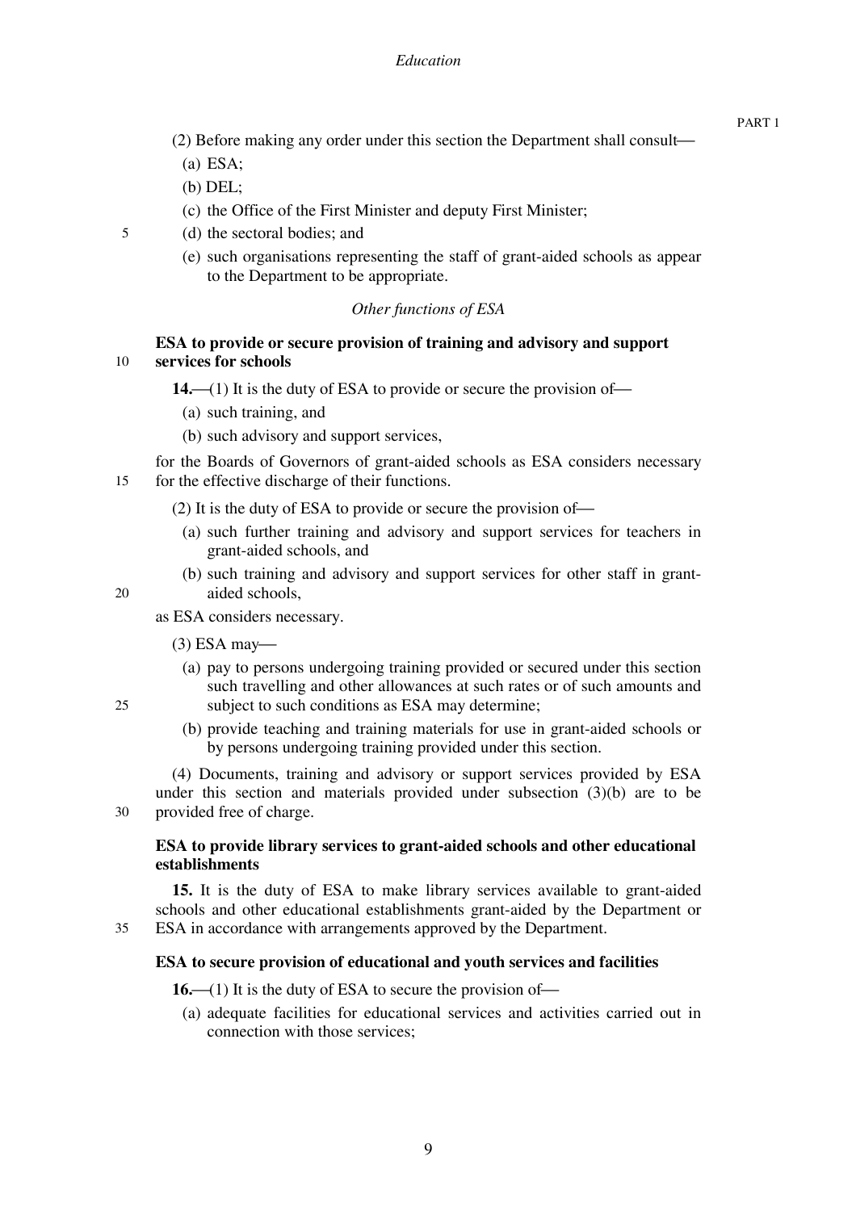(2) Before making any order under this section the Department shall consult—

(a) ESA;

(b) DEL;

(c) the Office of the First Minister and deputy First Minister;

(d) the sectoral bodies; and

(e) such organisations representing the staff of grant-aided schools as appear to the Department to be appropriate.

*Other functions of ESA*

**ESA to provide or secure provision of training and advisory and support services for schools**

**14.**—(1) It is the duty of ESA to provide or secure the provision of—

(a) such training, and

(b) such advisory and support services,

for the Boards of Governors of grant-aided schools as ESA considers necessary for the effective discharge of their functions.

(2) It is the duty of ESA to provide or secure the provision of—

(a) such further training and advisory and support services for teachers in grant-aided schools, and

(b) such training and advisory and support services for other staff in grant-aided schools,

as ESA considers necessary.

(3) ESA may—

(a) pay to persons undergoing training provided or secured under this section such travelling and other allowances at such rates or of such amounts and subject to such conditions as ESA may determine;

(b) provide teaching and training materials for use in grant-aided schools or by persons undergoing training provided under this section.

(4) Documents, training and advisory or support services provided by ESA under this section and materials provided under subsection (3)(b) are to be provided free of charge.

**ESA to provide library services to grant-aided schools and other educational establishments**

**15.** It is the duty of ESA to make library services available to grant-aided schools and other educational establishments grant-aided by the Department or ESA in accordance with arrangements approved by the Department.

**ESA to secure provision of educational and youth services and facilities**

**16.**—(1) It is the duty of ESA to secure the provision of—

(a) adequate facilities for educational services and activities carried out in connection with those services;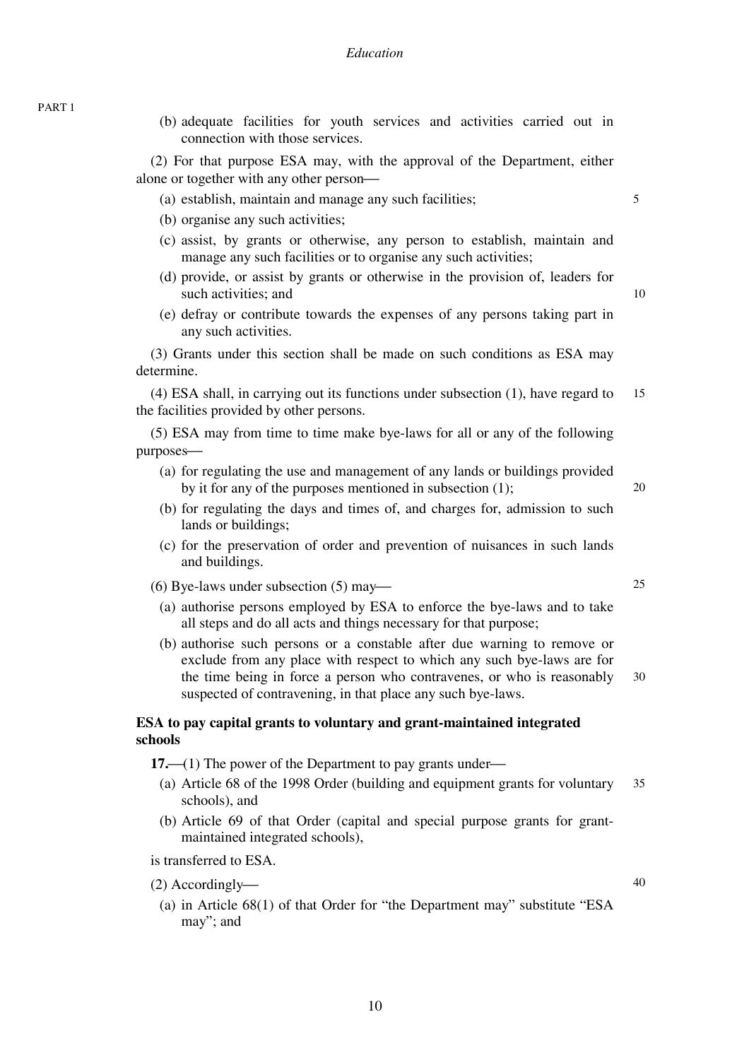(b) adequate facilities for youth services and activities carried out in connection with those services.

(2) For that purpose ESA may, with the approval of the Department, either alone or together with any other person—

(a) establish, maintain and manage any such facilities;

(b) organise any such activities;

(c) assist, by grants or otherwise, any person to establish, maintain and manage any such facilities or to organise any such activities;

(d) provide, or assist by grants or otherwise in the provision of, leaders for such activities; and

(e) defray or contribute towards the expenses of any persons taking part in any such activities.

(3) Grants under this section shall be made on such conditions as ESA may determine.

(4) ESA shall, in carrying out its functions under subsection (1), have regard to the facilities provided by other persons.

(5) ESA may from time to time make bye-laws for all or any of the following purposes—

(a) for regulating the use and management of any lands or buildings provided by it for any of the purposes mentioned in subsection (1);

(b) for regulating the days and times of, and charges for, admission to such lands or buildings;

(c) for the preservation of order and prevention of nuisances in such lands and buildings.

(6) Bye-laws under subsection (5) may—

(a) authorise persons employed by ESA to enforce the bye-laws and to take all steps and do all acts and things necessary for that purpose;

(b) authorise such persons or a constable after due warning to remove or exclude from any place with respect to which any such bye-laws are for the time being in force a person who contravenes, or who is reasonably suspected of contravening, in that place any such bye-laws.

**ESA to pay capital grants to voluntary and grant-maintained integrated schools**

**17.**—(1) The power of the Department to pay grants under—

(a) Article 68 of the 1998 Order (building and equipment grants for voluntary schools), and

(b) Article 69 of that Order (capital and special purpose grants for grant-maintained integrated schools),

is transferred to ESA.

(2) Accordingly—

(a) in Article 68(1) of that Order for "the Department may" substitute "ESA may"; and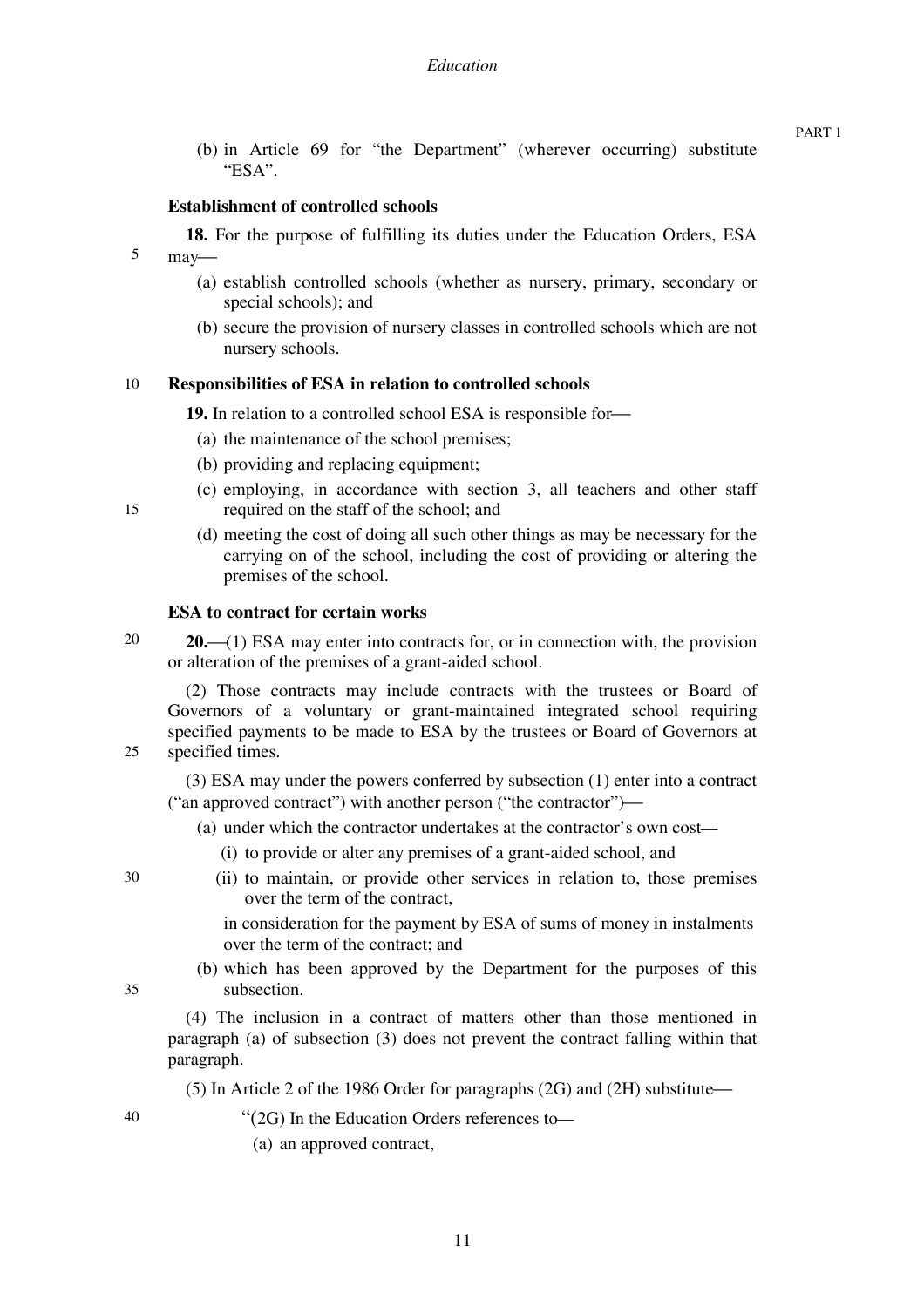(b) in Article 69 for "the Department" (wherever occurring) substitute "ESA".

**Establishment of controlled schools**

**18.** For the purpose of fulfilling its duties under the Education Orders, ESA may—

(a) establish controlled schools (whether as nursery, primary, secondary or special schools); and

(b) secure the provision of nursery classes in controlled schools which are not nursery schools.

**Responsibilities of ESA in relation to controlled schools**

**19.** In relation to a controlled school ESA is responsible for—

(a) the maintenance of the school premises;

(b) providing and replacing equipment;

(c) employing, in accordance with section 3, all teachers and other staff required on the staff of the school; and

(d) meeting the cost of doing all such other things as may be necessary for the carrying on of the school, including the cost of providing or altering the premises of the school.

**ESA to contract for certain works**

**20.**—(1) ESA may enter into contracts for, or in connection with, the provision or alteration of the premises of a grant-aided school.

(2) Those contracts may include contracts with the trustees or Board of Governors of a voluntary or grant-maintained integrated school requiring specified payments to be made to ESA by the trustees or Board of Governors at specified times.

(3) ESA may under the powers conferred by subsection (1) enter into a contract ("an approved contract") with another person ("the contractor")—

(a) under which the contractor undertakes at the contractor's own cost—

(i) to provide or alter any premises of a grant-aided school, and

(ii) to maintain, or provide other services in relation to, those premises over the term of the contract,

in consideration for the payment by ESA of sums of money in instalments over the term of the contract; and

(b) which has been approved by the Department for the purposes of this subsection.

(4) The inclusion in a contract of matters other than those mentioned in paragraph (a) of subsection (3) does not prevent the contract falling within that paragraph.

(5) In Article 2 of the 1986 Order for paragraphs (2G) and (2H) substitute—

"(2G) In the Education Orders references to—

(a) an approved contract,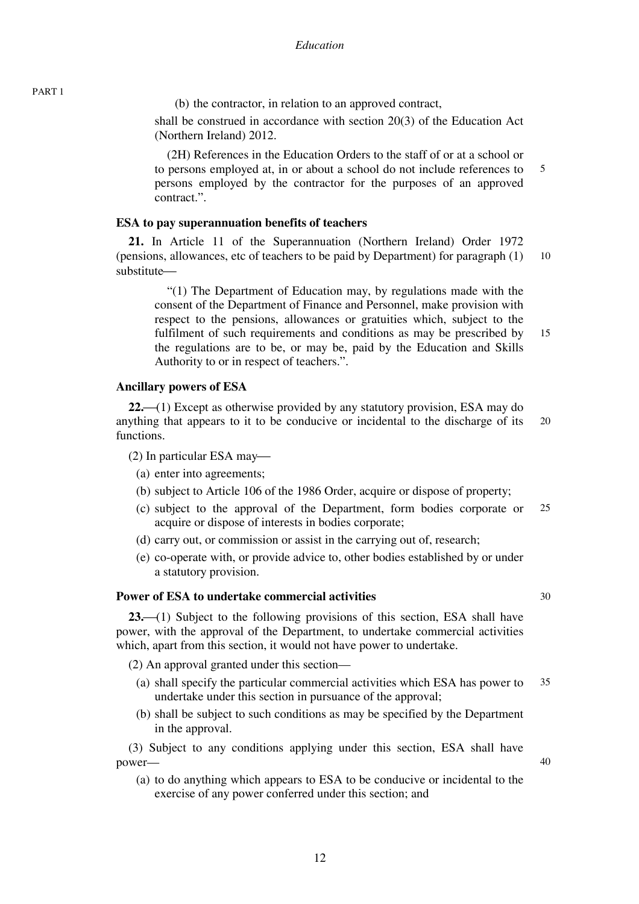(b) the contractor, in relation to an approved contract,

shall be construed in accordance with section 20(3) of the Education Act (Northern Ireland) 2012.

(2H) References in the Education Orders to the staff of or at a school or to persons employed at, in or about a school do not include references to persons employed by the contractor for the purposes of an approved contract.".

**ESA to pay superannuation benefits of teachers**

**21.** In Article 11 of the Superannuation (Northern Ireland) Order 1972 (pensions, allowances, etc of teachers to be paid by Department) for paragraph (1) substitute—

"(1) The Department of Education may, by regulations made with the consent of the Department of Finance and Personnel, make provision with respect to the pensions, allowances or gratuities which, subject to the fulfilment of such requirements and conditions as may be prescribed by the regulations are to be, or may be, paid by the Education and Skills Authority to or in respect of teachers.".

**Ancillary powers of ESA**

**22.**—(1) Except as otherwise provided by any statutory provision, ESA may do anything that appears to it to be conducive or incidental to the discharge of its functions.

(2) In particular ESA may—

(a) enter into agreements;

(b) subject to Article 106 of the 1986 Order, acquire or dispose of property;

(c) subject to the approval of the Department, form bodies corporate or acquire or dispose of interests in bodies corporate;

(d) carry out, or commission or assist in the carrying out of, research;

(e) co-operate with, or provide advice to, other bodies established by or under a statutory provision.

**Power of ESA to undertake commercial activities**

**23.**—(1) Subject to the following provisions of this section, ESA shall have power, with the approval of the Department, to undertake commercial activities which, apart from this section, it would not have power to undertake.

(2) An approval granted under this section—

(a) shall specify the particular commercial activities which ESA has power to undertake under this section in pursuance of the approval;

(b) shall be subject to such conditions as may be specified by the Department in the approval.

(3) Subject to any conditions applying under this section, ESA shall have power—

(a) to do anything which appears to ESA to be conducive or incidental to the exercise of any power conferred under this section; and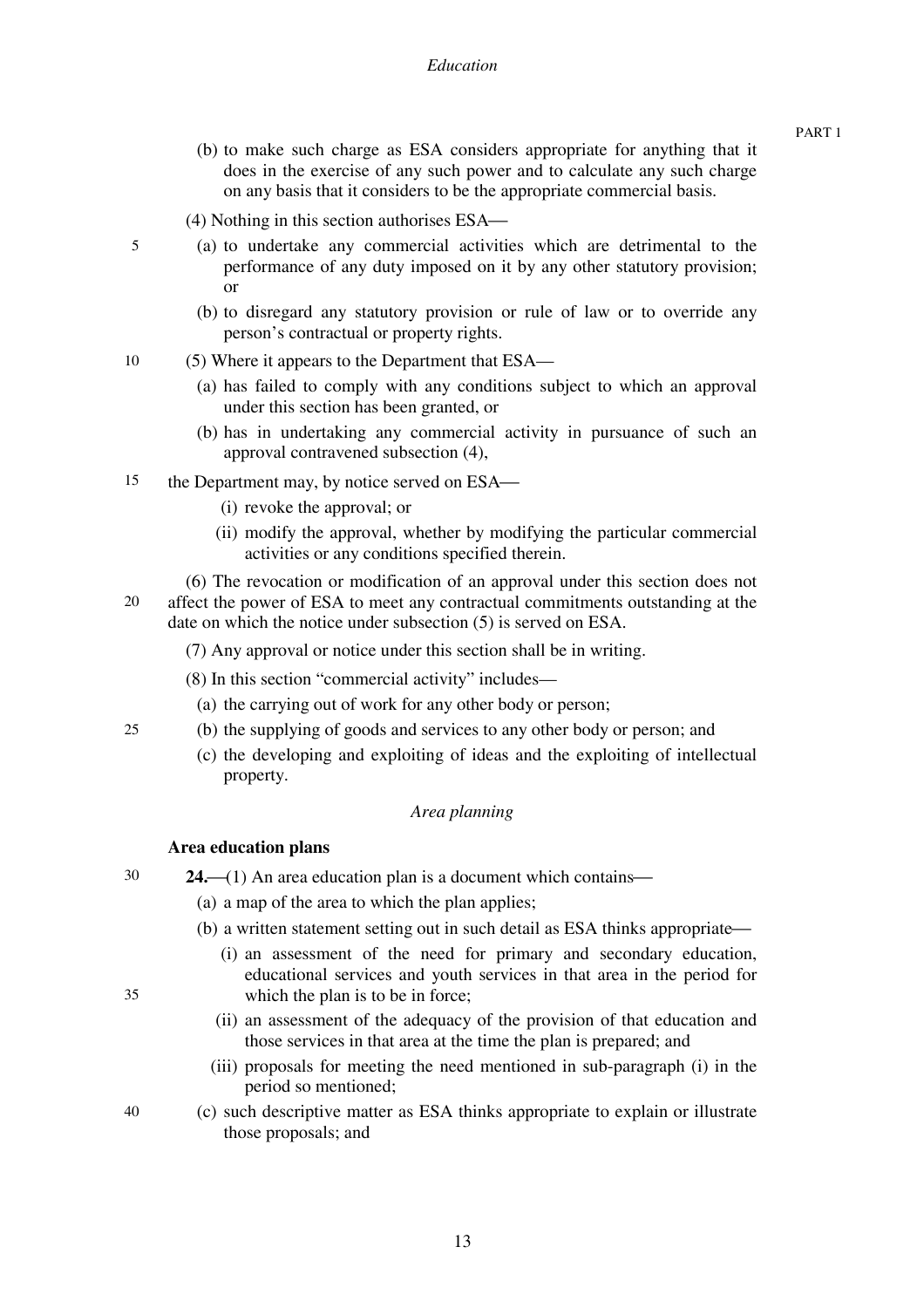(b) to make such charge as ESA considers appropriate for anything that it does in the exercise of any such power and to calculate any such charge on any basis that it considers to be the appropriate commercial basis.

(4) Nothing in this section authorises ESA—

(a) to undertake any commercial activities which are detrimental to the performance of any duty imposed on it by any other statutory provision; or

(b) to disregard any statutory provision or rule of law or to override any person's contractual or property rights.

(5) Where it appears to the Department that ESA—

(a) has failed to comply with any conditions subject to which an approval under this section has been granted, or

(b) has in undertaking any commercial activity in pursuance of such an approval contravened subsection (4),

the Department may, by notice served on ESA—

(i) revoke the approval; or

(ii) modify the approval, whether by modifying the particular commercial activities or any conditions specified therein.

(6) The revocation or modification of an approval under this section does not affect the power of ESA to meet any contractual commitments outstanding at the date on which the notice under subsection (5) is served on ESA.

(7) Any approval or notice under this section shall be in writing.

(8) In this section "commercial activity" includes—

(a) the carrying out of work for any other body or person;

(b) the supplying of goods and services to any other body or person; and

(c) the developing and exploiting of ideas and the exploiting of intellectual property.

*Area planning*

**Area education plans**

**24.**—(1) An area education plan is a document which contains—

(a) a map of the area to which the plan applies;

(b) a written statement setting out in such detail as ESA thinks appropriate—

(i) an assessment of the need for primary and secondary education, educational services and youth services in that area in the period for which the plan is to be in force;

(ii) an assessment of the adequacy of the provision of that education and those services in that area at the time the plan is prepared; and

(iii) proposals for meeting the need mentioned in sub-paragraph (i) in the period so mentioned;

(c) such descriptive matter as ESA thinks appropriate to explain or illustrate those proposals; and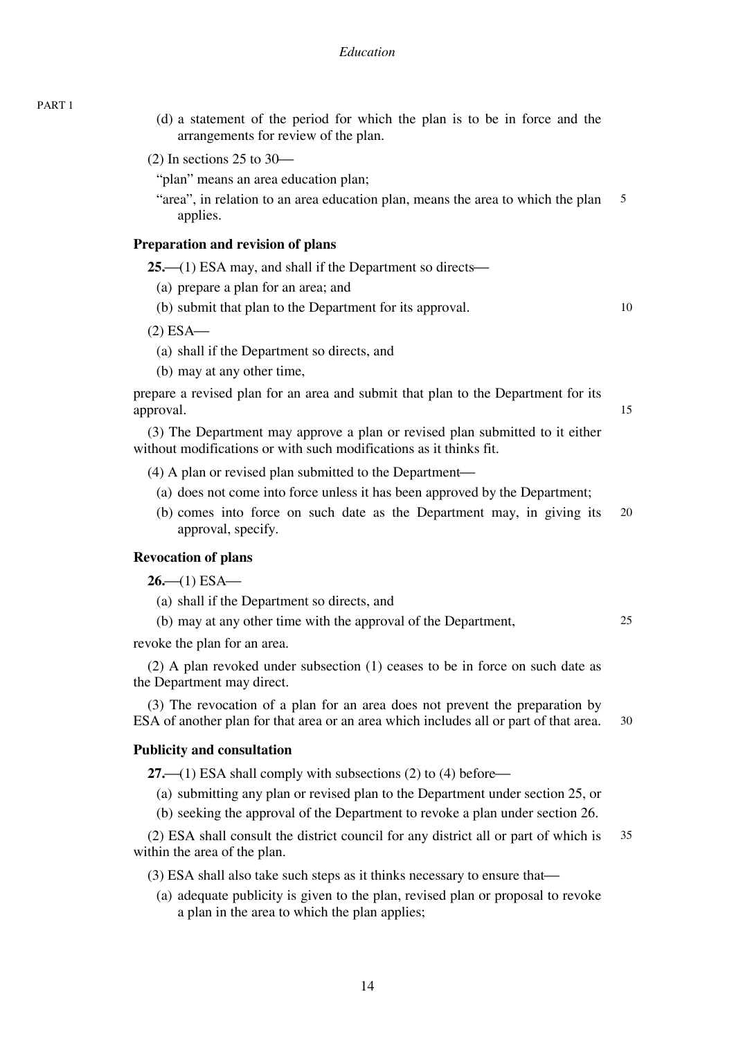(d) a statement of the period for which the plan is to be in force and the arrangements for review of the plan.

(2) In sections 25 to 30—

"plan" means an area education plan;

"area", in relation to an area education plan, means the area to which the plan applies.

### Preparation and revision of plans

**25.**—(1) ESA may, and shall if the Department so directs—

(a) prepare a plan for an area; and

(b) submit that plan to the Department for its approval.

(2) ESA—

(a) shall if the Department so directs, and

(b) may at any other time,

prepare a revised plan for an area and submit that plan to the Department for its approval.

(3) The Department may approve a plan or revised plan submitted to it either without modifications or with such modifications as it thinks fit.

(4) A plan or revised plan submitted to the Department—

(a) does not come into force unless it has been approved by the Department;

(b) comes into force on such date as the Department may, in giving its approval, specify.

### Revocation of plans

**26.**—(1) ESA—

(a) shall if the Department so directs, and

(b) may at any other time with the approval of the Department,

revoke the plan for an area.

(2) A plan revoked under subsection (1) ceases to be in force on such date as the Department may direct.

(3) The revocation of a plan for an area does not prevent the preparation by ESA of another plan for that area or an area which includes all or part of that area.

### Publicity and consultation

**27.**—(1) ESA shall comply with subsections (2) to (4) before—

(a) submitting any plan or revised plan to the Department under section 25, or

(b) seeking the approval of the Department to revoke a plan under section 26.

(2) ESA shall consult the district council for any district all or part of which is within the area of the plan.

(3) ESA shall also take such steps as it thinks necessary to ensure that—

(a) adequate publicity is given to the plan, revised plan or proposal to revoke a plan in the area to which the plan applies;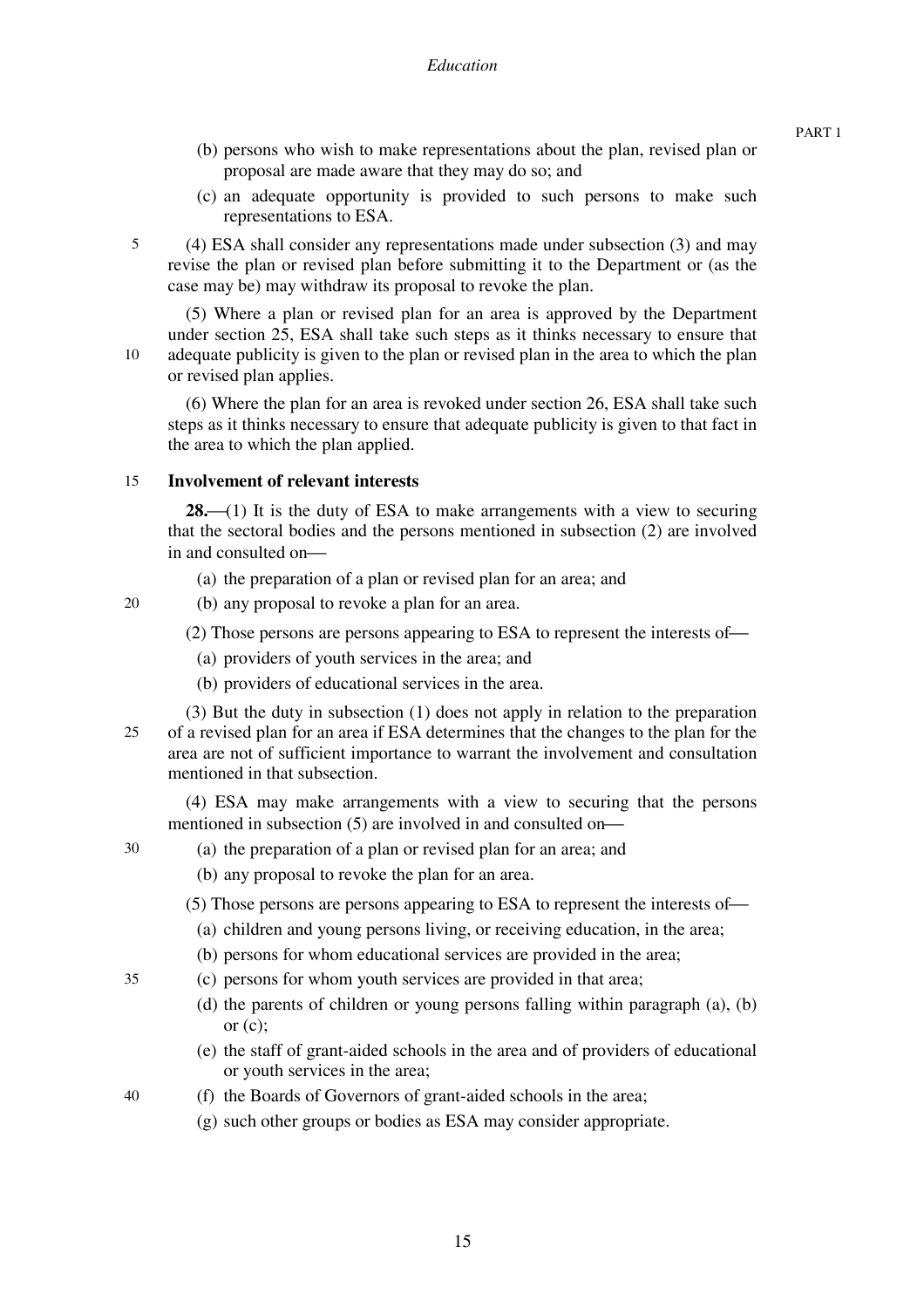(b) persons who wish to make representations about the plan, revised plan or proposal are made aware that they may do so; and

(c) an adequate opportunity is provided to such persons to make such representations to ESA.

(4) ESA shall consider any representations made under subsection (3) and may revise the plan or revised plan before submitting it to the Department or (as the case may be) may withdraw its proposal to revoke the plan.

(5) Where a plan or revised plan for an area is approved by the Department under section 25, ESA shall take such steps as it thinks necessary to ensure that adequate publicity is given to the plan or revised plan in the area to which the plan or revised plan applies.

(6) Where the plan for an area is revoked under section 26, ESA shall take such steps as it thinks necessary to ensure that adequate publicity is given to that fact in the area to which the plan applied.

**Involvement of relevant interests**

**28.**—(1) It is the duty of ESA to make arrangements with a view to securing that the sectoral bodies and the persons mentioned in subsection (2) are involved in and consulted on—

(a) the preparation of a plan or revised plan for an area; and

(b) any proposal to revoke a plan for an area.

(2) Those persons are persons appearing to ESA to represent the interests of—

(a) providers of youth services in the area; and

(b) providers of educational services in the area.

(3) But the duty in subsection (1) does not apply in relation to the preparation of a revised plan for an area if ESA determines that the changes to the plan for the area are not of sufficient importance to warrant the involvement and consultation mentioned in that subsection.

(4) ESA may make arrangements with a view to securing that the persons mentioned in subsection (5) are involved in and consulted on—

(a) the preparation of a plan or revised plan for an area; and

(b) any proposal to revoke the plan for an area.

(5) Those persons are persons appearing to ESA to represent the interests of—

(a) children and young persons living, or receiving education, in the area;

(b) persons for whom educational services are provided in the area;

(c) persons for whom youth services are provided in that area;

(d) the parents of children or young persons falling within paragraph (a), (b) or (c);

(e) the staff of grant-aided schools in the area and of providers of educational or youth services in the area;

(f) the Boards of Governors of grant-aided schools in the area;

(g) such other groups or bodies as ESA may consider appropriate.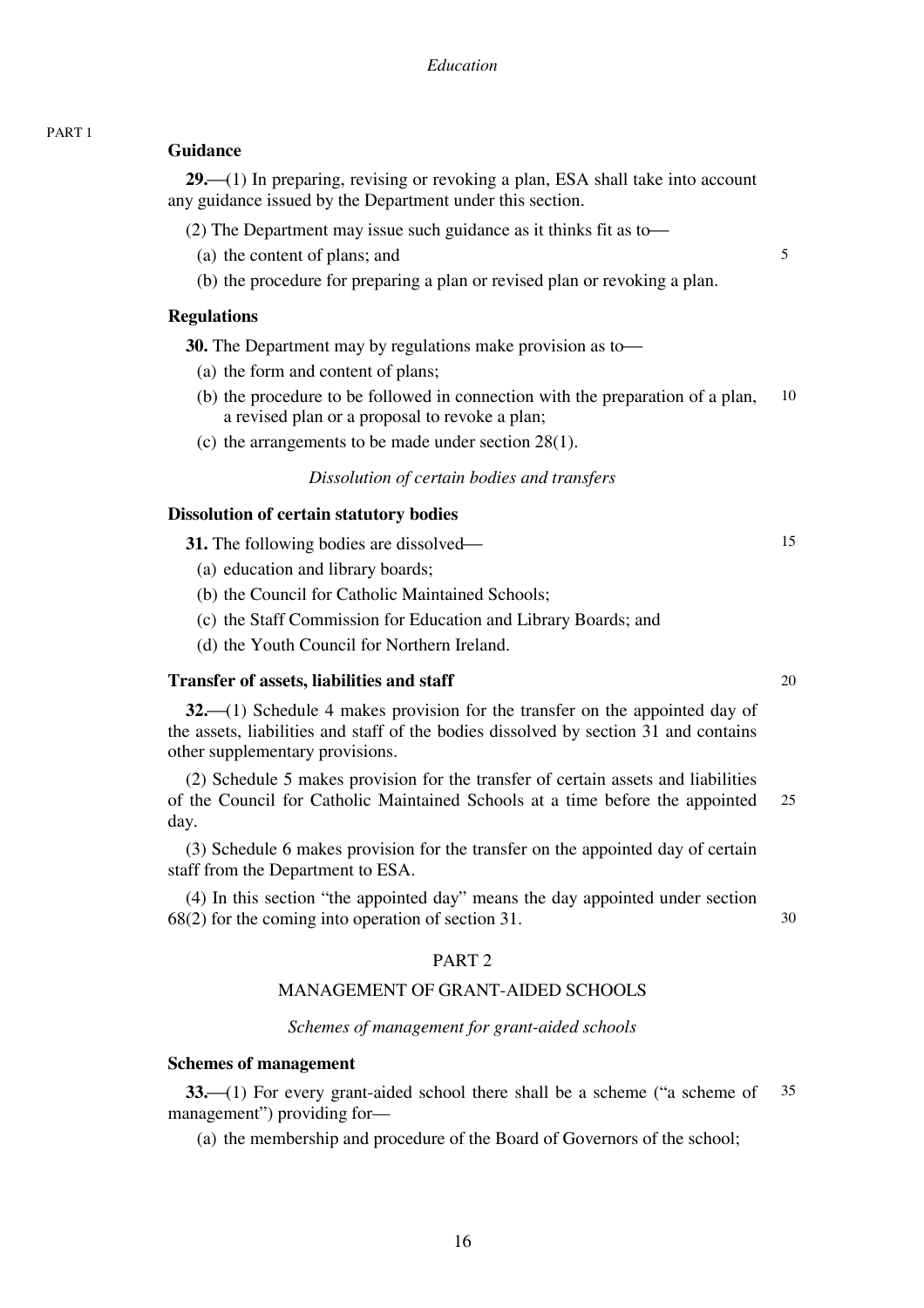**Guidance**

**29.**—(1) In preparing, revising or revoking a plan, ESA shall take into account any guidance issued by the Department under this section.

(2) The Department may issue such guidance as it thinks fit as to—

(a) the content of plans; and

(b) the procedure for preparing a plan or revised plan or revoking a plan.

**Regulations**

**30.** The Department may by regulations make provision as to—

(a) the form and content of plans;

(b) the procedure to be followed in connection with the preparation of a plan, a revised plan or a proposal to revoke a plan;

(c) the arrangements to be made under section 28(1).

*Dissolution of certain bodies and transfers*

**Dissolution of certain statutory bodies**

**31.** The following bodies are dissolved—

(a) education and library boards;

(b) the Council for Catholic Maintained Schools;

(c) the Staff Commission for Education and Library Boards; and

(d) the Youth Council for Northern Ireland.

**Transfer of assets, liabilities and staff**

**32.**—(1) Schedule 4 makes provision for the transfer on the appointed day of the assets, liabilities and staff of the bodies dissolved by section 31 and contains other supplementary provisions.

(2) Schedule 5 makes provision for the transfer of certain assets and liabilities of the Council for Catholic Maintained Schools at a time before the appointed day.

(3) Schedule 6 makes provision for the transfer on the appointed day of certain staff from the Department to ESA.

(4) In this section "the appointed day" means the day appointed under section 68(2) for the coming into operation of section 31.

## PART 2

## MANAGEMENT OF GRANT-AIDED SCHOOLS

*Schemes of management for grant-aided schools*

**Schemes of management**

**33.**—(1) For every grant-aided school there shall be a scheme ("a scheme of management") providing for—

(a) the membership and procedure of the Board of Governors of the school;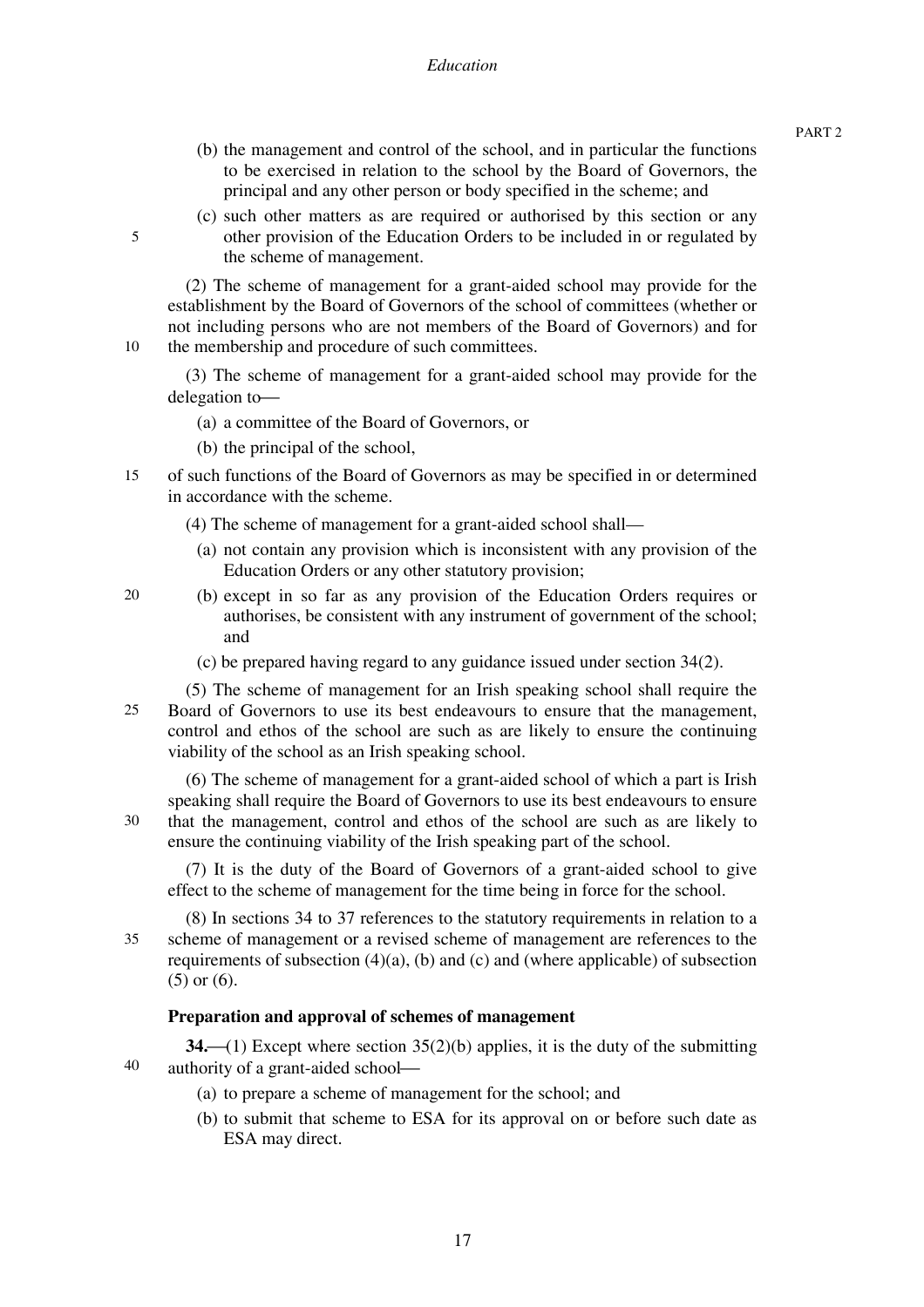(b) the management and control of the school, and in particular the functions to be exercised in relation to the school by the Board of Governors, the principal and any other person or body specified in the scheme; and

(c) such other matters as are required or authorised by this section or any other provision of the Education Orders to be included in or regulated by the scheme of management.

(2) The scheme of management for a grant-aided school may provide for the establishment by the Board of Governors of the school of committees (whether or not including persons who are not members of the Board of Governors) and for the membership and procedure of such committees.

(3) The scheme of management for a grant-aided school may provide for the delegation to—

(a) a committee of the Board of Governors, or

(b) the principal of the school,

of such functions of the Board of Governors as may be specified in or determined in accordance with the scheme.

(4) The scheme of management for a grant-aided school shall—

(a) not contain any provision which is inconsistent with any provision of the Education Orders or any other statutory provision;

(b) except in so far as any provision of the Education Orders requires or authorises, be consistent with any instrument of government of the school; and

(c) be prepared having regard to any guidance issued under section 34(2).

(5) The scheme of management for an Irish speaking school shall require the Board of Governors to use its best endeavours to ensure that the management, control and ethos of the school are such as are likely to ensure the continuing viability of the school as an Irish speaking school.

(6) The scheme of management for a grant-aided school of which a part is Irish speaking shall require the Board of Governors to use its best endeavours to ensure that the management, control and ethos of the school are such as are likely to ensure the continuing viability of the Irish speaking part of the school.

(7) It is the duty of the Board of Governors of a grant-aided school to give effect to the scheme of management for the time being in force for the school.

(8) In sections 34 to 37 references to the statutory requirements in relation to a scheme of management or a revised scheme of management are references to the requirements of subsection (4)(a), (b) and (c) and (where applicable) of subsection (5) or (6).

**Preparation and approval of schemes of management**

**34.**—(1) Except where section 35(2)(b) applies, it is the duty of the submitting authority of a grant-aided school—

(a) to prepare a scheme of management for the school; and

(b) to submit that scheme to ESA for its approval on or before such date as ESA may direct.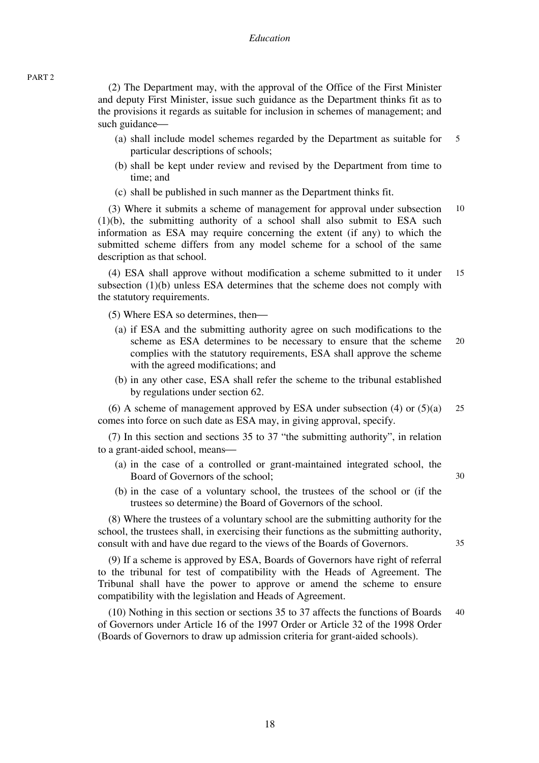(2) The Department may, with the approval of the Office of the First Minister and deputy First Minister, issue such guidance as the Department thinks fit as to the provisions it regards as suitable for inclusion in schemes of management; and such guidance—

(a) shall include model schemes regarded by the Department as suitable for particular descriptions of schools;

(b) shall be kept under review and revised by the Department from time to time; and

(c) shall be published in such manner as the Department thinks fit.

(3) Where it submits a scheme of management for approval under subsection (1)(b), the submitting authority of a school shall also submit to ESA such information as ESA may require concerning the extent (if any) to which the submitted scheme differs from any model scheme for a school of the same description as that school.

(4) ESA shall approve without modification a scheme submitted to it under subsection (1)(b) unless ESA determines that the scheme does not comply with the statutory requirements.

(5) Where ESA so determines, then—

(a) if ESA and the submitting authority agree on such modifications to the scheme as ESA determines to be necessary to ensure that the scheme complies with the statutory requirements, ESA shall approve the scheme with the agreed modifications; and

(b) in any other case, ESA shall refer the scheme to the tribunal established by regulations under section 62.

(6) A scheme of management approved by ESA under subsection (4) or (5)(a) comes into force on such date as ESA may, in giving approval, specify.

(7) In this section and sections 35 to 37 "the submitting authority", in relation to a grant-aided school, means—

(a) in the case of a controlled or grant-maintained integrated school, the Board of Governors of the school;

(b) in the case of a voluntary school, the trustees of the school or (if the trustees so determine) the Board of Governors of the school.

(8) Where the trustees of a voluntary school are the submitting authority for the school, the trustees shall, in exercising their functions as the submitting authority, consult with and have due regard to the views of the Boards of Governors.

(9) If a scheme is approved by ESA, Boards of Governors have right of referral to the tribunal for test of compatibility with the Heads of Agreement. The Tribunal shall have the power to approve or amend the scheme to ensure compatibility with the legislation and Heads of Agreement.

(10) Nothing in this section or sections 35 to 37 affects the functions of Boards of Governors under Article 16 of the 1997 Order or Article 32 of the 1998 Order (Boards of Governors to draw up admission criteria for grant-aided schools).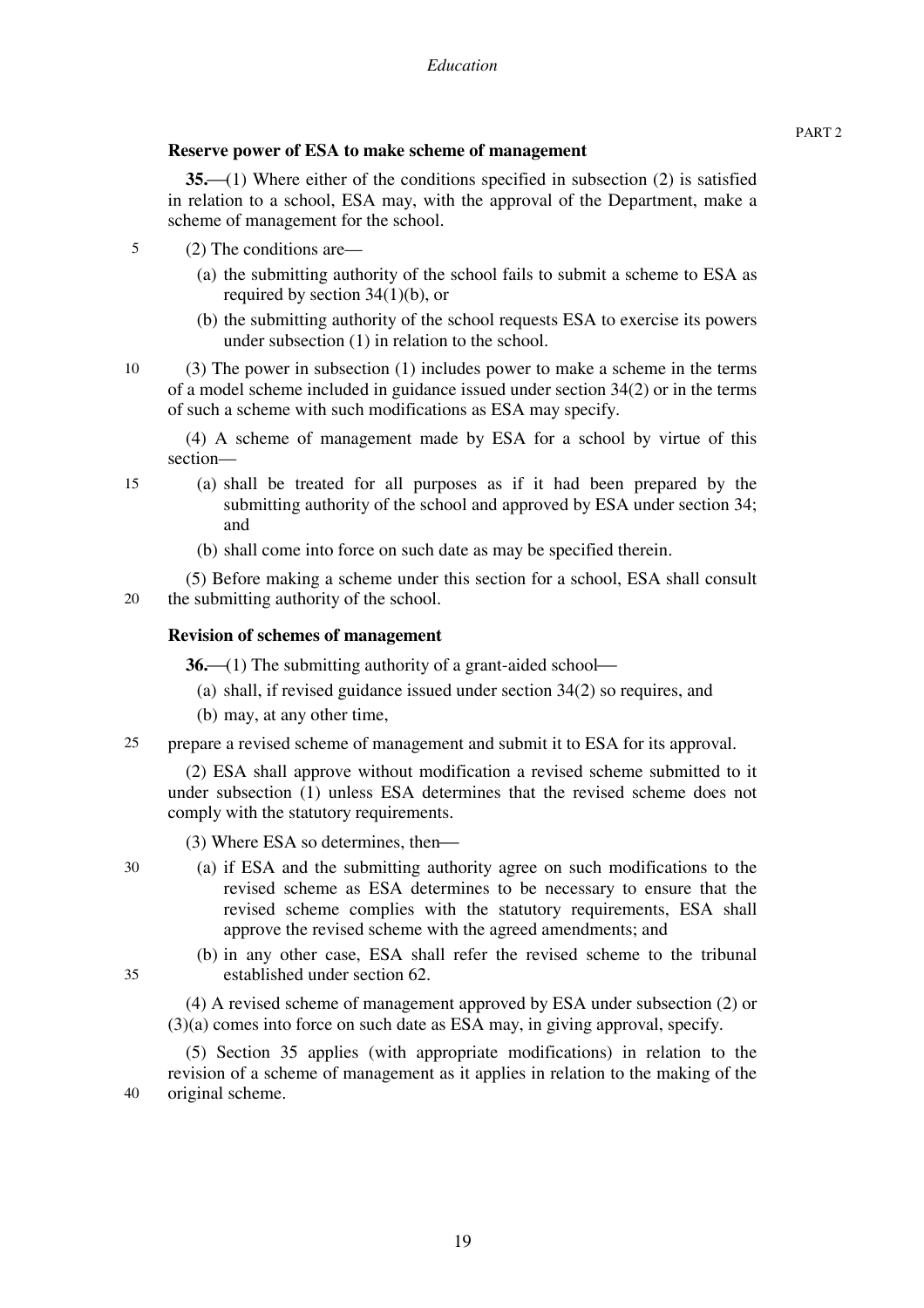**Reserve power of ESA to make scheme of management**

**35.**—(1) Where either of the conditions specified in subsection (2) is satisfied in relation to a school, ESA may, with the approval of the Department, make a scheme of management for the school.

(2) The conditions are—

(a) the submitting authority of the school fails to submit a scheme to ESA as required by section 34(1)(b), or

(b) the submitting authority of the school requests ESA to exercise its powers under subsection (1) in relation to the school.

(3) The power in subsection (1) includes power to make a scheme in the terms of a model scheme included in guidance issued under section 34(2) or in the terms of such a scheme with such modifications as ESA may specify.

(4) A scheme of management made by ESA for a school by virtue of this section—

(a) shall be treated for all purposes as if it had been prepared by the submitting authority of the school and approved by ESA under section 34; and

(b) shall come into force on such date as may be specified therein.

(5) Before making a scheme under this section for a school, ESA shall consult the submitting authority of the school.

**Revision of schemes of management**

**36.**—(1) The submitting authority of a grant-aided school—

(a) shall, if revised guidance issued under section 34(2) so requires, and

(b) may, at any other time,

prepare a revised scheme of management and submit it to ESA for its approval.

(2) ESA shall approve without modification a revised scheme submitted to it under subsection (1) unless ESA determines that the revised scheme does not comply with the statutory requirements.

(3) Where ESA so determines, then—

(a) if ESA and the submitting authority agree on such modifications to the revised scheme as ESA determines to be necessary to ensure that the revised scheme complies with the statutory requirements, ESA shall approve the revised scheme with the agreed amendments; and

(b) in any other case, ESA shall refer the revised scheme to the tribunal established under section 62.

(4) A revised scheme of management approved by ESA under subsection (2) or (3)(a) comes into force on such date as ESA may, in giving approval, specify.

(5) Section 35 applies (with appropriate modifications) in relation to the revision of a scheme of management as it applies in relation to the making of the original scheme.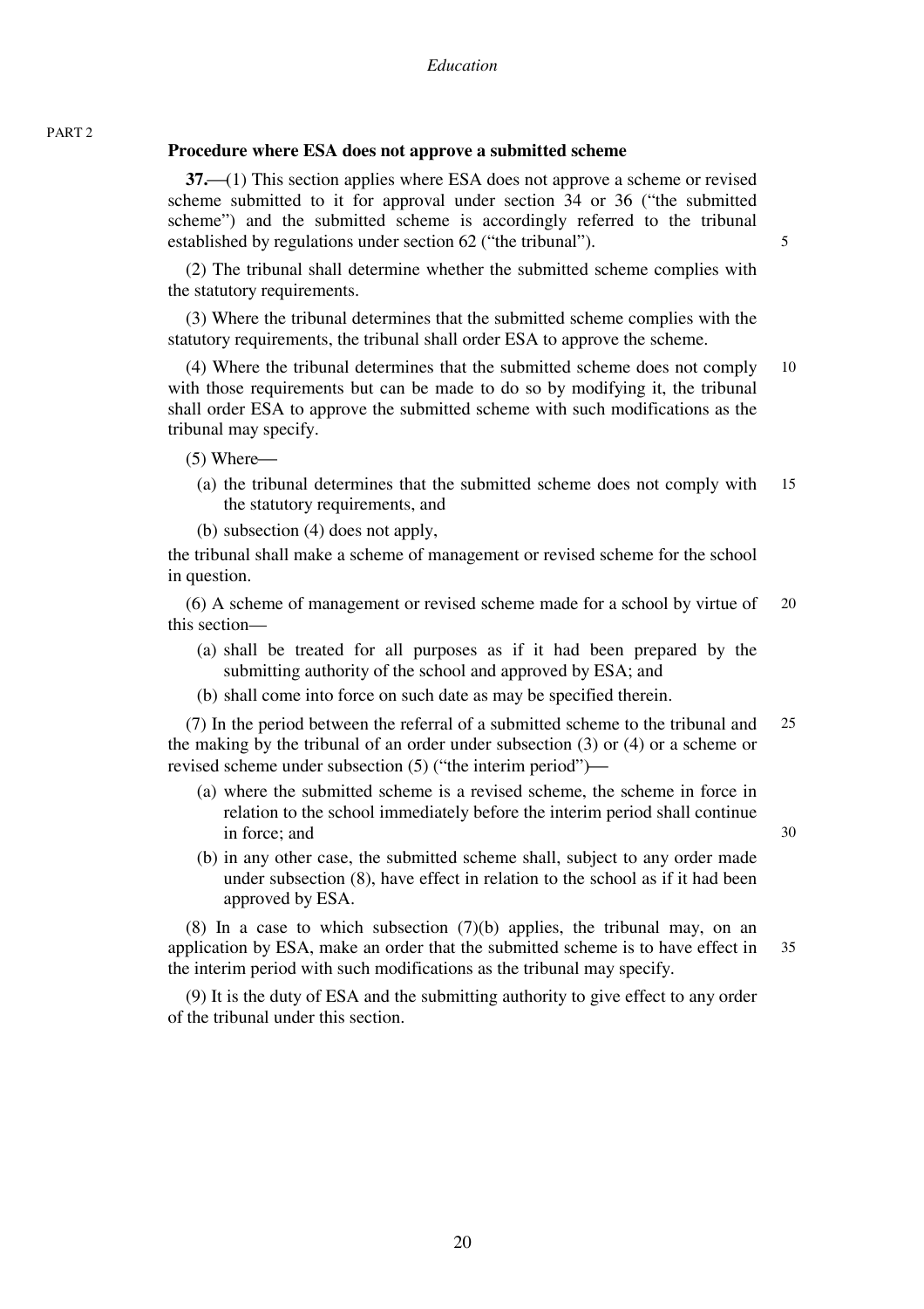### Procedure where ESA does not approve a submitted scheme

**37.**—(1) This section applies where ESA does not approve a scheme or revised scheme submitted to it for approval under section 34 or 36 ("the submitted scheme") and the submitted scheme is accordingly referred to the tribunal established by regulations under section 62 ("the tribunal").

(2) The tribunal shall determine whether the submitted scheme complies with the statutory requirements.

(3) Where the tribunal determines that the submitted scheme complies with the statutory requirements, the tribunal shall order ESA to approve the scheme.

(4) Where the tribunal determines that the submitted scheme does not comply with those requirements but can be made to do so by modifying it, the tribunal shall order ESA to approve the submitted scheme with such modifications as the tribunal may specify.

(5) Where—

(a) the tribunal determines that the submitted scheme does not comply with the statutory requirements, and

(b) subsection (4) does not apply,

the tribunal shall make a scheme of management or revised scheme for the school in question.

(6) A scheme of management or revised scheme made for a school by virtue of this section—

(a) shall be treated for all purposes as if it had been prepared by the submitting authority of the school and approved by ESA; and

(b) shall come into force on such date as may be specified therein.

(7) In the period between the referral of a submitted scheme to the tribunal and the making by the tribunal of an order under subsection (3) or (4) or a scheme or revised scheme under subsection (5) ("the interim period")—

(a) where the submitted scheme is a revised scheme, the scheme in force in relation to the school immediately before the interim period shall continue in force; and

(b) in any other case, the submitted scheme shall, subject to any order made under subsection (8), have effect in relation to the school as if it had been approved by ESA.

(8) In a case to which subsection (7)(b) applies, the tribunal may, on an application by ESA, make an order that the submitted scheme is to have effect in the interim period with such modifications as the tribunal may specify.

(9) It is the duty of ESA and the submitting authority to give effect to any order of the tribunal under this section.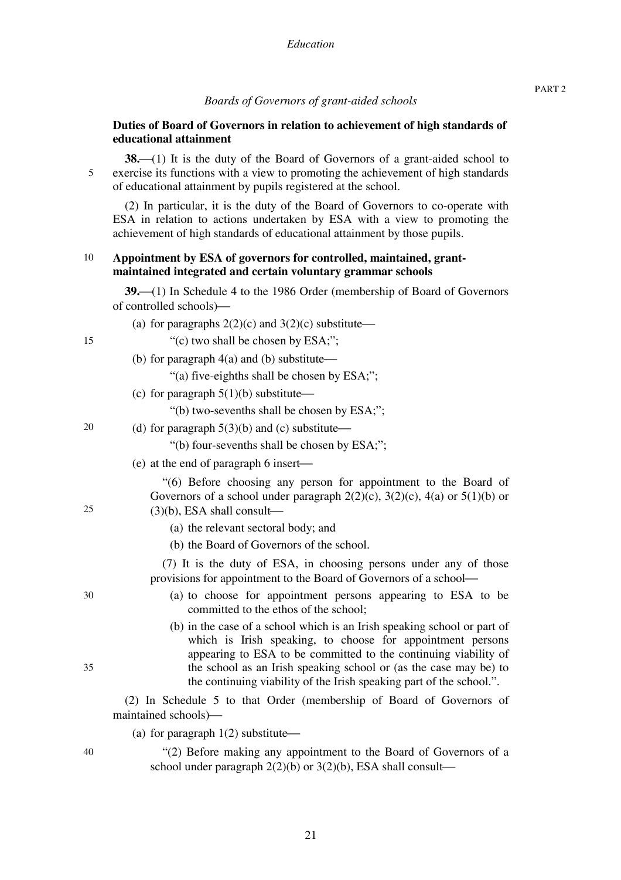*Boards of Governors of grant-aided schools*

**Duties of Board of Governors in relation to achievement of high standards of educational attainment**

**38.**—(1) It is the duty of the Board of Governors of a grant-aided school to exercise its functions with a view to promoting the achievement of high standards of educational attainment by pupils registered at the school.

(2) In particular, it is the duty of the Board of Governors to co-operate with ESA in relation to actions undertaken by ESA with a view to promoting the achievement of high standards of educational attainment by those pupils.

**Appointment by ESA of governors for controlled, maintained, grant-maintained integrated and certain voluntary grammar schools**

**39.**—(1) In Schedule 4 to the 1986 Order (membership of Board of Governors of controlled schools)—

(a) for paragraphs 2(2)(c) and 3(2)(c) substitute—

"(c) two shall be chosen by ESA;";

(b) for paragraph 4(a) and (b) substitute—

"(a) five-eighths shall be chosen by ESA;";

(c) for paragraph 5(1)(b) substitute—

"(b) two-sevenths shall be chosen by ESA;";

(d) for paragraph 5(3)(b) and (c) substitute—

"(b) four-sevenths shall be chosen by ESA;";

(e) at the end of paragraph 6 insert—

"(6) Before choosing any person for appointment to the Board of Governors of a school under paragraph 2(2)(c), 3(2)(c), 4(a) or 5(1)(b) or (3)(b), ESA shall consult—

(a) the relevant sectoral body; and

(b) the Board of Governors of the school.

(7) It is the duty of ESA, in choosing persons under any of those provisions for appointment to the Board of Governors of a school—

(a) to choose for appointment persons appearing to ESA to be committed to the ethos of the school;

(b) in the case of a school which is an Irish speaking school or part of which is Irish speaking, to choose for appointment persons appearing to ESA to be committed to the continuing viability of the school as an Irish speaking school or (as the case may be) to the continuing viability of the Irish speaking part of the school.".

(2) In Schedule 5 to that Order (membership of Board of Governors of maintained schools)—

(a) for paragraph 1(2) substitute—

"(2) Before making any appointment to the Board of Governors of a school under paragraph 2(2)(b) or 3(2)(b), ESA shall consult—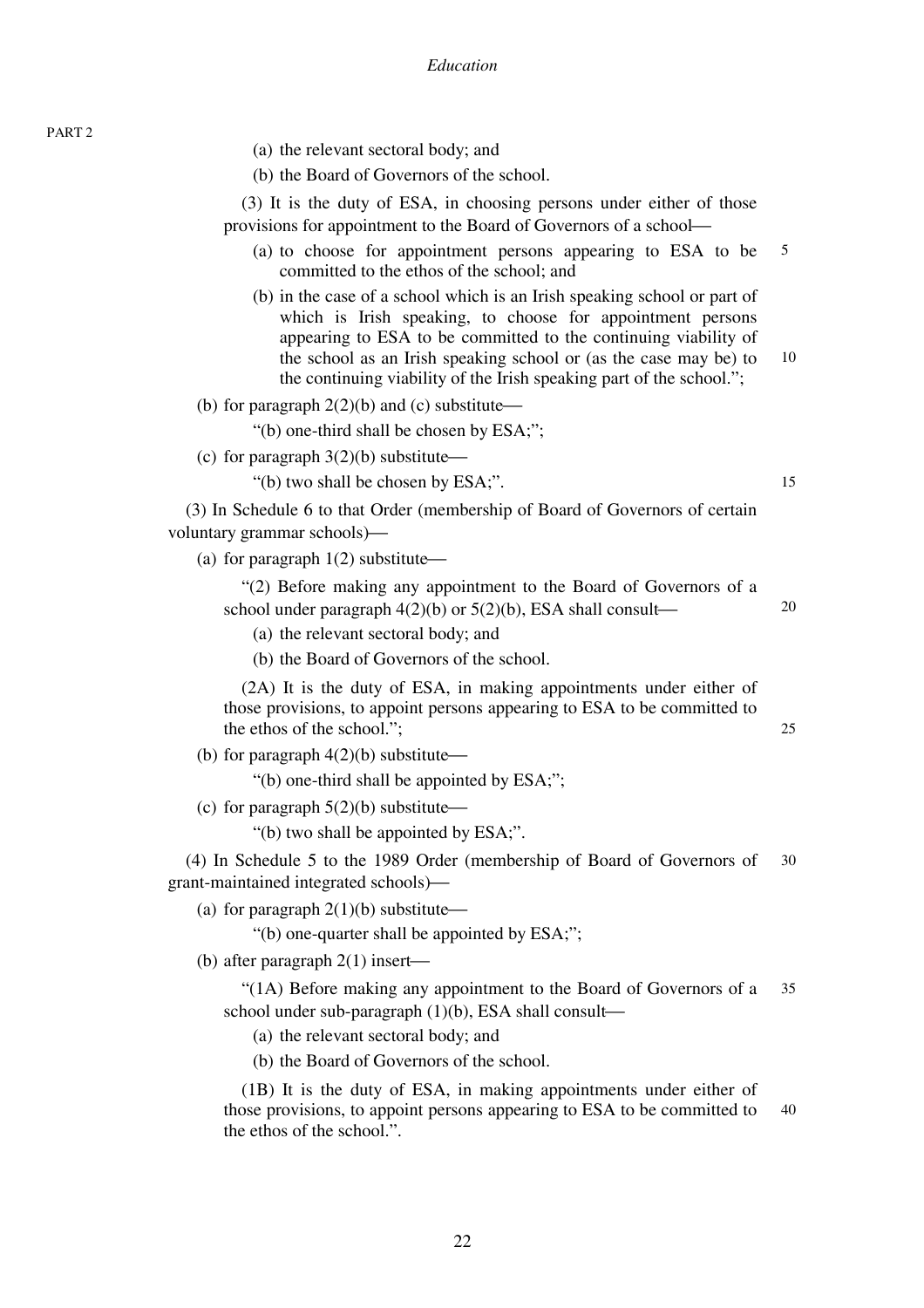(a) the relevant sectoral body; and

(b) the Board of Governors of the school.

(3) It is the duty of ESA, in choosing persons under either of those provisions for appointment to the Board of Governors of a school—

(a) to choose for appointment persons appearing to ESA to be committed to the ethos of the school; and

(b) in the case of a school which is an Irish speaking school or part of which is Irish speaking, to choose for appointment persons appearing to ESA to be committed to the continuing viability of the school as an Irish speaking school or (as the case may be) to the continuing viability of the Irish speaking part of the school.";

(b) for paragraph 2(2)(b) and (c) substitute—

"(b) one-third shall be chosen by ESA;";

(c) for paragraph 3(2)(b) substitute—

"(b) two shall be chosen by ESA;".

(3) In Schedule 6 to that Order (membership of Board of Governors of certain voluntary grammar schools)—

(a) for paragraph 1(2) substitute—

"(2) Before making any appointment to the Board of Governors of a school under paragraph 4(2)(b) or 5(2)(b), ESA shall consult—

(a) the relevant sectoral body; and

(b) the Board of Governors of the school.

(2A) It is the duty of ESA, in making appointments under either of those provisions, to appoint persons appearing to ESA to be committed to the ethos of the school.";

(b) for paragraph 4(2)(b) substitute—

"(b) one-third shall be appointed by ESA;";

(c) for paragraph 5(2)(b) substitute—

"(b) two shall be appointed by ESA;".

(4) In Schedule 5 to the 1989 Order (membership of Board of Governors of grant-maintained integrated schools)—

(a) for paragraph 2(1)(b) substitute—

"(b) one-quarter shall be appointed by ESA;";

(b) after paragraph 2(1) insert—

"(1A) Before making any appointment to the Board of Governors of a school under sub-paragraph (1)(b), ESA shall consult—

(a) the relevant sectoral body; and

(b) the Board of Governors of the school.

(1B) It is the duty of ESA, in making appointments under either of those provisions, to appoint persons appearing to ESA to be committed to the ethos of the school.".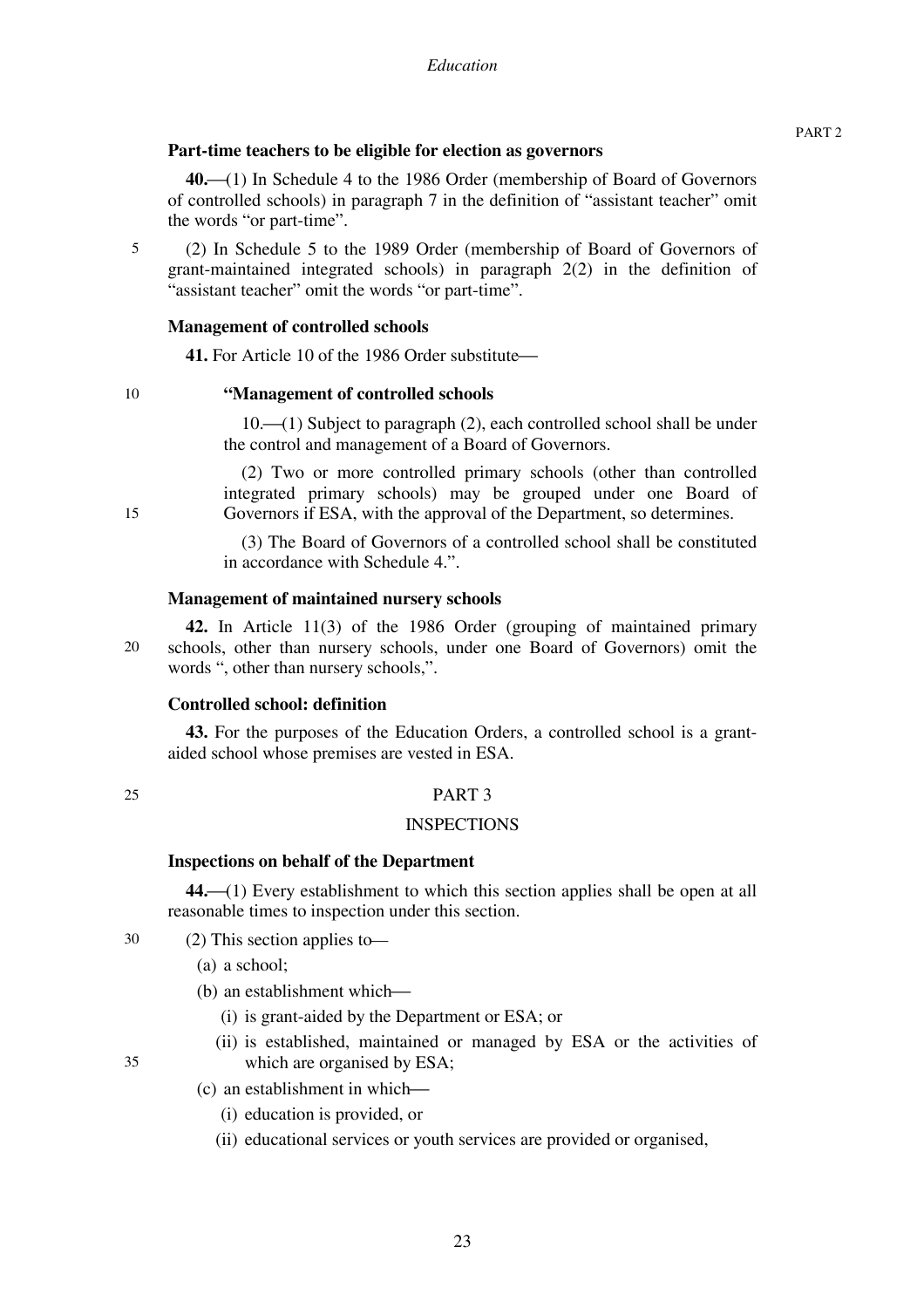**Part-time teachers to be eligible for election as governors**

**40.**—(1) In Schedule 4 to the 1986 Order (membership of Board of Governors of controlled schools) in paragraph 7 in the definition of "assistant teacher" omit the words "or part-time".

(2) In Schedule 5 to the 1989 Order (membership of Board of Governors of grant-maintained integrated schools) in paragraph 2(2) in the definition of "assistant teacher" omit the words "or part-time".

**Management of controlled schools**

**41.** For Article 10 of the 1986 Order substitute—

> **"Management of controlled schools**
>
> 10.—(1) Subject to paragraph (2), each controlled school shall be under the control and management of a Board of Governors.
>
> (2) Two or more controlled primary schools (other than controlled integrated primary schools) may be grouped under one Board of Governors if ESA, with the approval of the Department, so determines.
>
> (3) The Board of Governors of a controlled school shall be constituted in accordance with Schedule 4.".

**Management of maintained nursery schools**

**42.** In Article 11(3) of the 1986 Order (grouping of maintained primary schools, other than nursery schools, under one Board of Governors) omit the words ", other than nursery schools,".

**Controlled school: definition**

**43.** For the purposes of the Education Orders, a controlled school is a grant-aided school whose premises are vested in ESA.

## PART 3

## INSPECTIONS

**Inspections on behalf of the Department**

**44.**—(1) Every establishment to which this section applies shall be open at all reasonable times to inspection under this section.

(2) This section applies to—

(a) a school;

(b) an establishment which—

(i) is grant-aided by the Department or ESA; or

(ii) is established, maintained or managed by ESA or the activities of which are organised by ESA;

(c) an establishment in which—

(i) education is provided, or

(ii) educational services or youth services are provided or organised,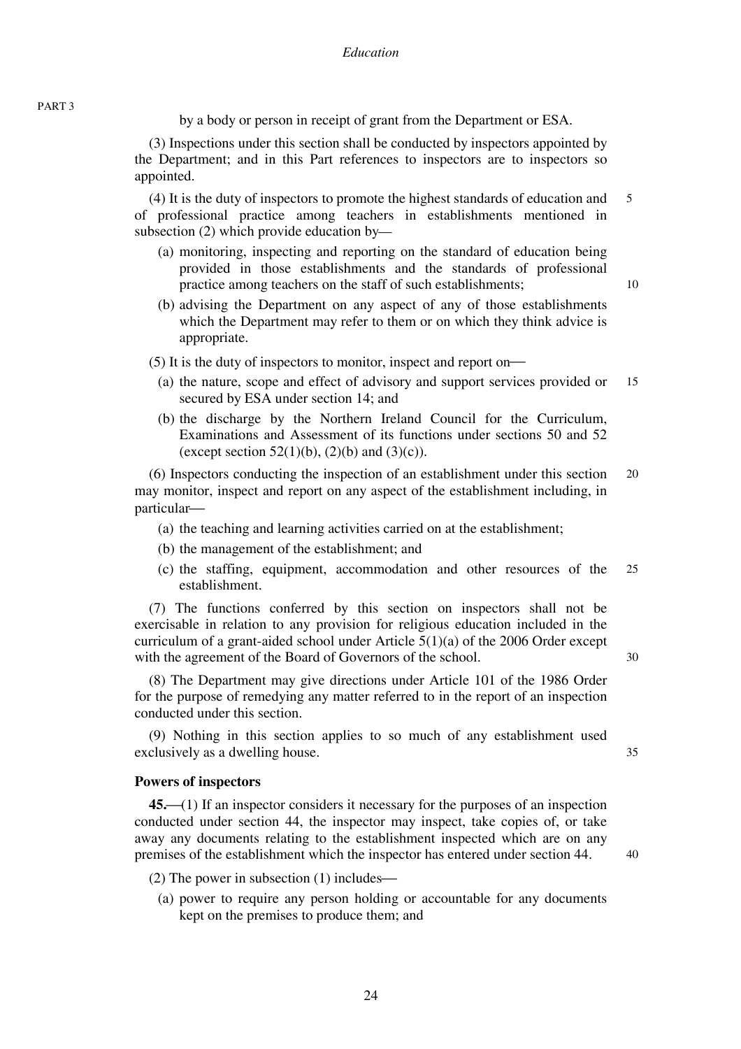by a body or person in receipt of grant from the Department or ESA.

(3) Inspections under this section shall be conducted by inspectors appointed by the Department; and in this Part references to inspectors are to inspectors so appointed.

(4) It is the duty of inspectors to promote the highest standards of education and of professional practice among teachers in establishments mentioned in subsection (2) which provide education by—

(a) monitoring, inspecting and reporting on the standard of education being provided in those establishments and the standards of professional practice among teachers on the staff of such establishments;

(b) advising the Department on any aspect of any of those establishments which the Department may refer to them or on which they think advice is appropriate.

(5) It is the duty of inspectors to monitor, inspect and report on—

(a) the nature, scope and effect of advisory and support services provided or secured by ESA under section 14; and

(b) the discharge by the Northern Ireland Council for the Curriculum, Examinations and Assessment of its functions under sections 50 and 52 (except section 52(1)(b), (2)(b) and (3)(c)).

(6) Inspectors conducting the inspection of an establishment under this section may monitor, inspect and report on any aspect of the establishment including, in particular—

(a) the teaching and learning activities carried on at the establishment;

(b) the management of the establishment; and

(c) the staffing, equipment, accommodation and other resources of the establishment.

(7) The functions conferred by this section on inspectors shall not be exercisable in relation to any provision for religious education included in the curriculum of a grant-aided school under Article 5(1)(a) of the 2006 Order except with the agreement of the Board of Governors of the school.

(8) The Department may give directions under Article 101 of the 1986 Order for the purpose of remedying any matter referred to in the report of an inspection conducted under this section.

(9) Nothing in this section applies to so much of any establishment used exclusively as a dwelling house.

**Powers of inspectors**

**45.**—(1) If an inspector considers it necessary for the purposes of an inspection conducted under section 44, the inspector may inspect, take copies of, or take away any documents relating to the establishment inspected which are on any premises of the establishment which the inspector has entered under section 44.

(2) The power in subsection (1) includes—

(a) power to require any person holding or accountable for any documents kept on the premises to produce them; and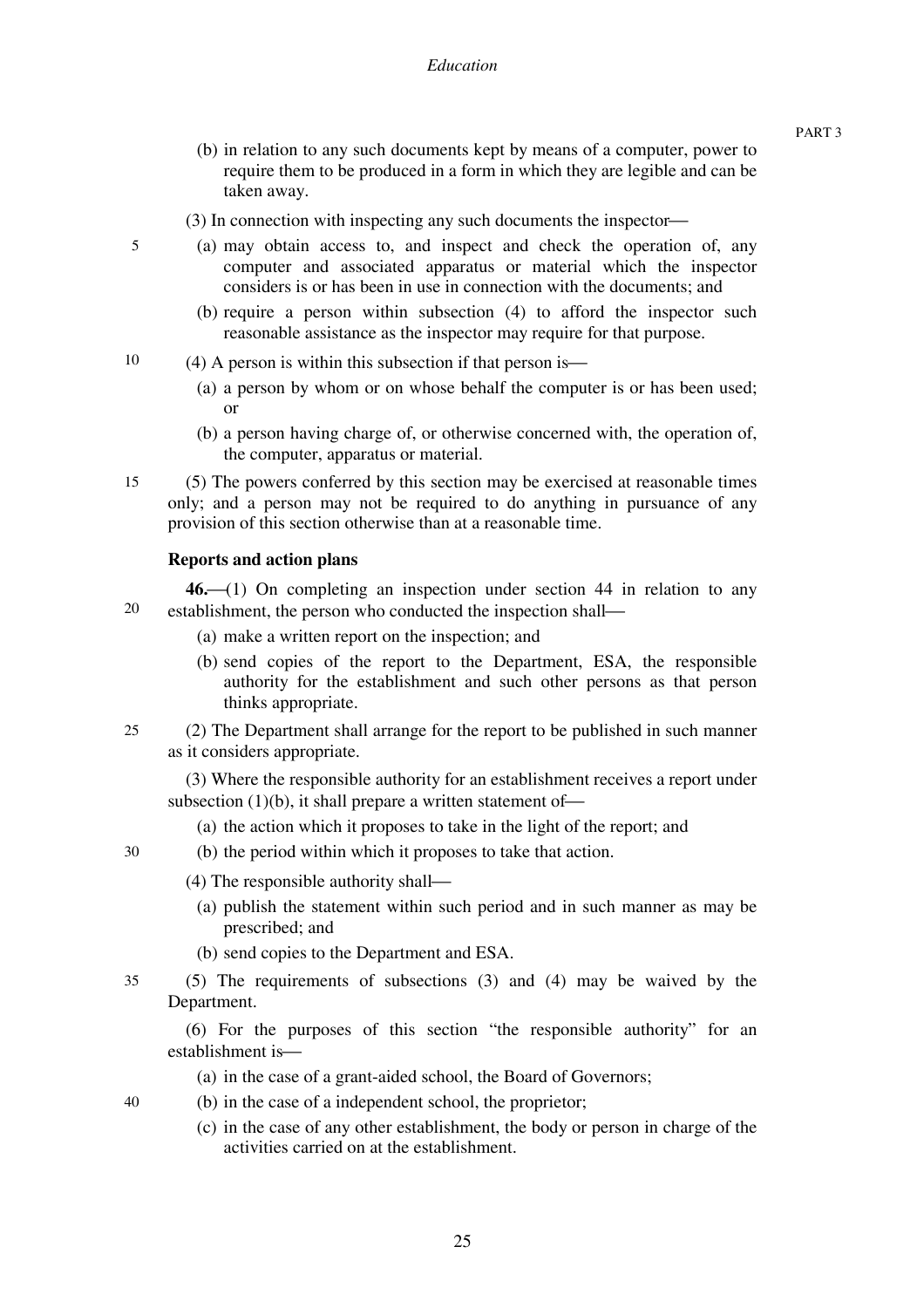(b) in relation to any such documents kept by means of a computer, power to require them to be produced in a form in which they are legible and can be taken away.

(3) In connection with inspecting any such documents the inspector—

(a) may obtain access to, and inspect and check the operation of, any computer and associated apparatus or material which the inspector considers is or has been in use in connection with the documents; and

(b) require a person within subsection (4) to afford the inspector such reasonable assistance as the inspector may require for that purpose.

(4) A person is within this subsection if that person is—

(a) a person by whom or on whose behalf the computer is or has been used; or

(b) a person having charge of, or otherwise concerned with, the operation of, the computer, apparatus or material.

(5) The powers conferred by this section may be exercised at reasonable times only; and a person may not be required to do anything in pursuance of any provision of this section otherwise than at a reasonable time.

**Reports and action plans**

**46.**—(1) On completing an inspection under section 44 in relation to any establishment, the person who conducted the inspection shall—

(a) make a written report on the inspection; and

(b) send copies of the report to the Department, ESA, the responsible authority for the establishment and such other persons as that person thinks appropriate.

(2) The Department shall arrange for the report to be published in such manner as it considers appropriate.

(3) Where the responsible authority for an establishment receives a report under subsection (1)(b), it shall prepare a written statement of—

(a) the action which it proposes to take in the light of the report; and

(b) the period within which it proposes to take that action.

(4) The responsible authority shall—

(a) publish the statement within such period and in such manner as may be prescribed; and

(b) send copies to the Department and ESA.

(5) The requirements of subsections (3) and (4) may be waived by the Department.

(6) For the purposes of this section "the responsible authority" for an establishment is—

(a) in the case of a grant-aided school, the Board of Governors;

(b) in the case of a independent school, the proprietor;

(c) in the case of any other establishment, the body or person in charge of the activities carried on at the establishment.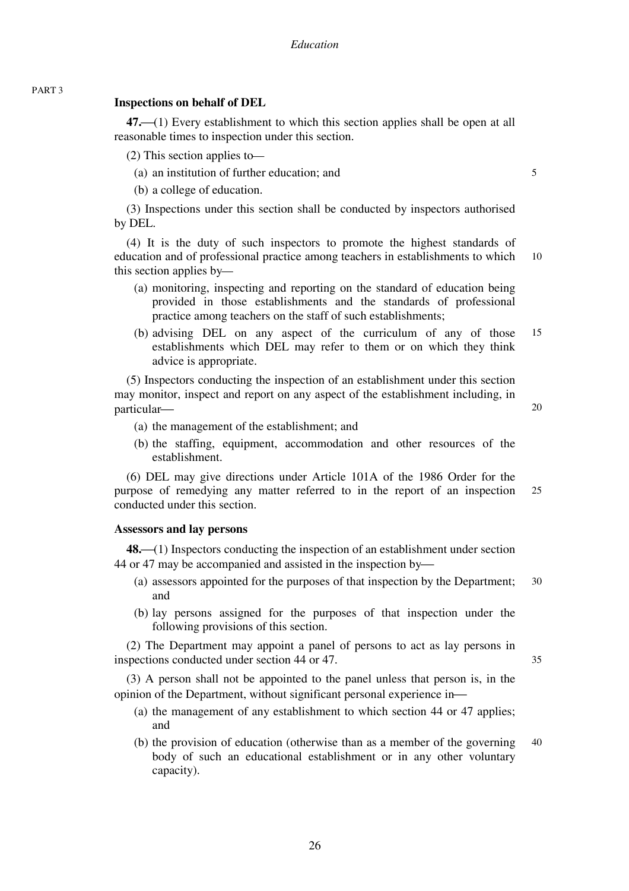### Inspections on behalf of DEL

**47.**—(1) Every establishment to which this section applies shall be open at all reasonable times to inspection under this section.

(2) This section applies to—

(a) an institution of further education; and

(b) a college of education.

(3) Inspections under this section shall be conducted by inspectors authorised by DEL.

(4) It is the duty of such inspectors to promote the highest standards of education and of professional practice among teachers in establishments to which this section applies by—

(a) monitoring, inspecting and reporting on the standard of education being provided in those establishments and the standards of professional practice among teachers on the staff of such establishments;

(b) advising DEL on any aspect of the curriculum of any of those establishments which DEL may refer to them or on which they think advice is appropriate.

(5) Inspectors conducting the inspection of an establishment under this section may monitor, inspect and report on any aspect of the establishment including, in particular—

(a) the management of the establishment; and

(b) the staffing, equipment, accommodation and other resources of the establishment.

(6) DEL may give directions under Article 101A of the 1986 Order for the purpose of remedying any matter referred to in the report of an inspection conducted under this section.

### Assessors and lay persons

**48.**—(1) Inspectors conducting the inspection of an establishment under section 44 or 47 may be accompanied and assisted in the inspection by—

(a) assessors appointed for the purposes of that inspection by the Department; and

(b) lay persons assigned for the purposes of that inspection under the following provisions of this section.

(2) The Department may appoint a panel of persons to act as lay persons in inspections conducted under section 44 or 47.

(3) A person shall not be appointed to the panel unless that person is, in the opinion of the Department, without significant personal experience in—

(a) the management of any establishment to which section 44 or 47 applies; and

(b) the provision of education (otherwise than as a member of the governing body of such an educational establishment or in any other voluntary capacity).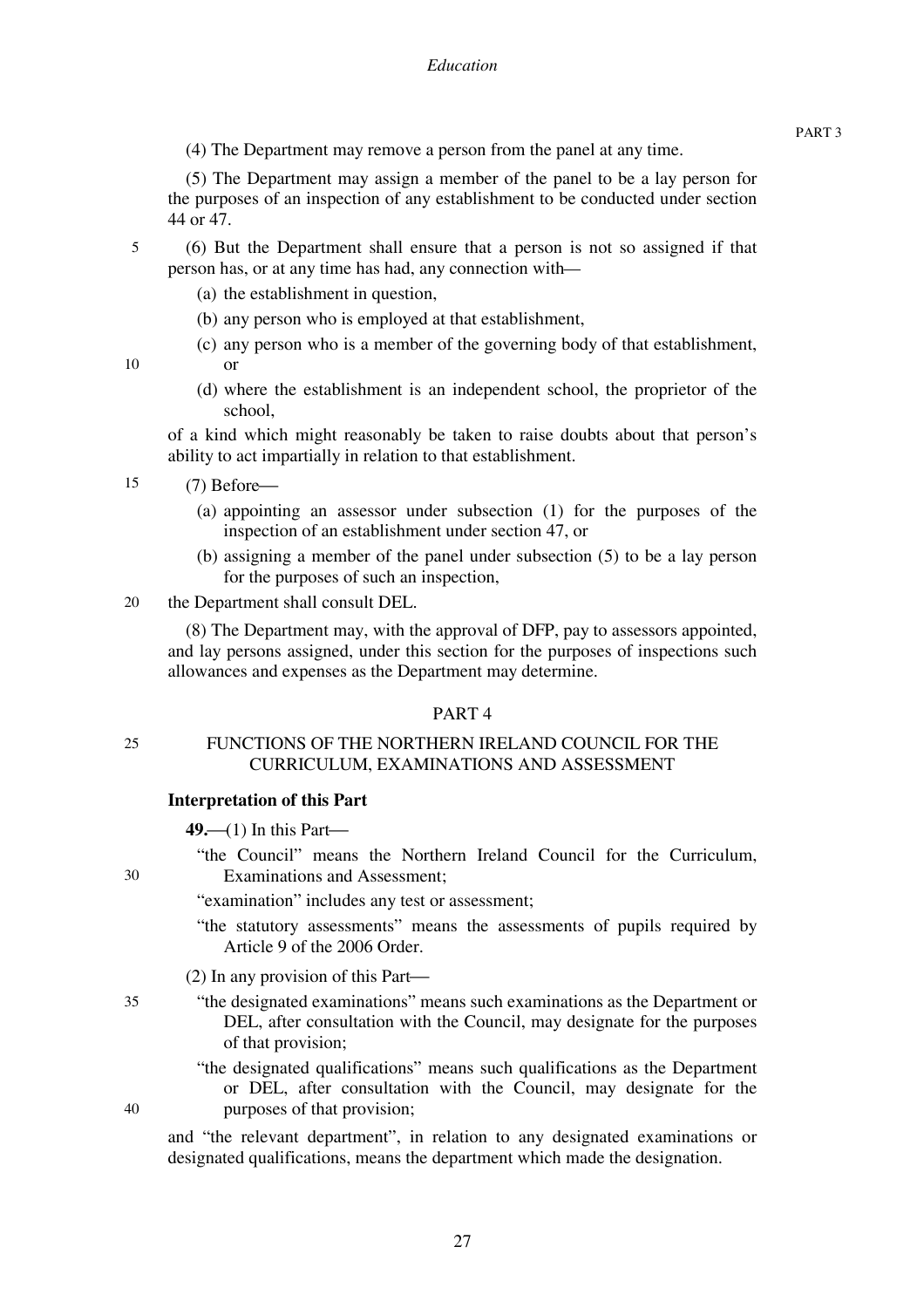(4) The Department may remove a person from the panel at any time.

(5) The Department may assign a member of the panel to be a lay person for the purposes of an inspection of any establishment to be conducted under section 44 or 47.

(6) But the Department shall ensure that a person is not so assigned if that person has, or at any time has had, any connection with—

- (a) the establishment in question,
- (b) any person who is employed at that establishment,
- (c) any person who is a member of the governing body of that establishment, or
- (d) where the establishment is an independent school, the proprietor of the school,

of a kind which might reasonably be taken to raise doubts about that person's ability to act impartially in relation to that establishment.

(7) Before—

- (a) appointing an assessor under subsection (1) for the purposes of the inspection of an establishment under section 47, or
- (b) assigning a member of the panel under subsection (5) to be a lay person for the purposes of such an inspection,

the Department shall consult DEL.

(8) The Department may, with the approval of DFP, pay to assessors appointed, and lay persons assigned, under this section for the purposes of inspections such allowances and expenses as the Department may determine.

## PART 4

## FUNCTIONS OF THE NORTHERN IRELAND COUNCIL FOR THE CURRICULUM, EXAMINATIONS AND ASSESSMENT

### Interpretation of this Part

**49.**—(1) In this Part—

"the Council" means the Northern Ireland Council for the Curriculum, Examinations and Assessment;

"examination" includes any test or assessment;

"the statutory assessments" means the assessments of pupils required by Article 9 of the 2006 Order.

(2) In any provision of this Part—

"the designated examinations" means such examinations as the Department or DEL, after consultation with the Council, may designate for the purposes of that provision;

"the designated qualifications" means such qualifications as the Department or DEL, after consultation with the Council, may designate for the purposes of that provision;

and "the relevant department", in relation to any designated examinations or designated qualifications, means the department which made the designation.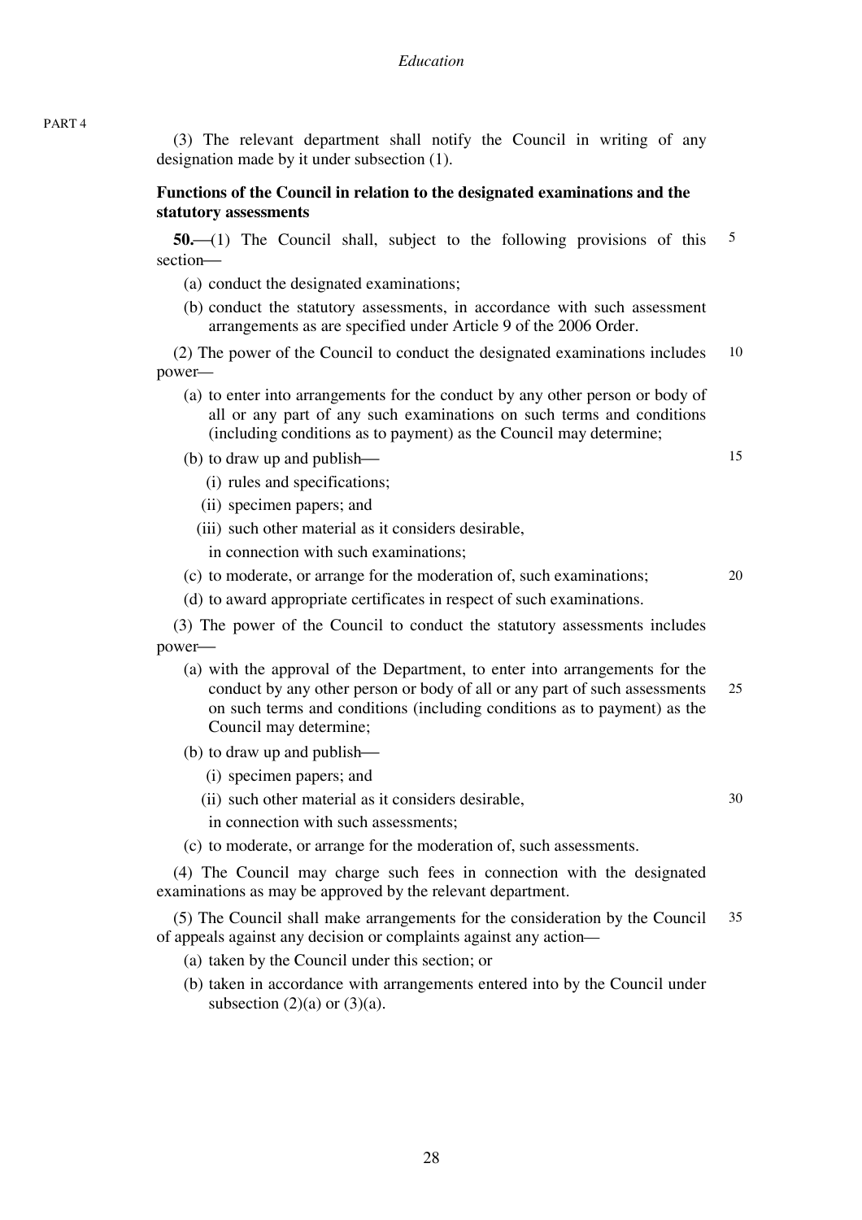(3) The relevant department shall notify the Council in writing of any designation made by it under subsection (1).

**Functions of the Council in relation to the designated examinations and the statutory assessments**

**50.**—(1) The Council shall, subject to the following provisions of this section—

(a) conduct the designated examinations;

(b) conduct the statutory assessments, in accordance with such assessment arrangements as are specified under Article 9 of the 2006 Order.

(2) The power of the Council to conduct the designated examinations includes power—

(a) to enter into arrangements for the conduct by any other person or body of all or any part of any such examinations on such terms and conditions (including conditions as to payment) as the Council may determine;

(b) to draw up and publish—

(i) rules and specifications;

(ii) specimen papers; and

(iii) such other material as it considers desirable,

in connection with such examinations;

(c) to moderate, or arrange for the moderation of, such examinations;

(d) to award appropriate certificates in respect of such examinations.

(3) The power of the Council to conduct the statutory assessments includes power—

(a) with the approval of the Department, to enter into arrangements for the conduct by any other person or body of all or any part of such assessments on such terms and conditions (including conditions as to payment) as the Council may determine;

(b) to draw up and publish—

(i) specimen papers; and

(ii) such other material as it considers desirable,

in connection with such assessments;

(c) to moderate, or arrange for the moderation of, such assessments.

(4) The Council may charge such fees in connection with the designated examinations as may be approved by the relevant department.

(5) The Council shall make arrangements for the consideration by the Council of appeals against any decision or complaints against any action—

(a) taken by the Council under this section; or

(b) taken in accordance with arrangements entered into by the Council under subsection (2)(a) or (3)(a).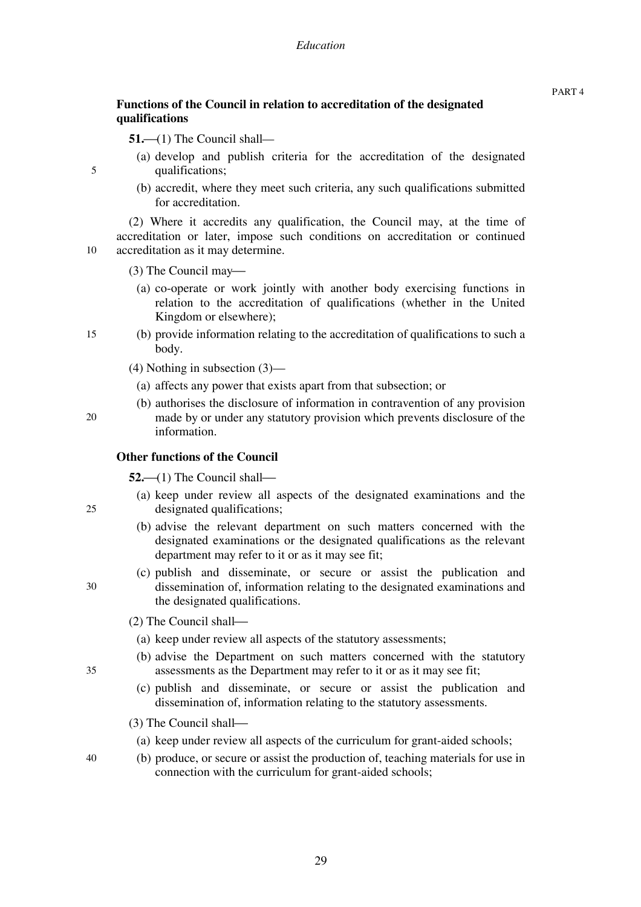### Functions of the Council in relation to accreditation of the designated qualifications

**51.**—(1) The Council shall—

(a) develop and publish criteria for the accreditation of the designated qualifications;

(b) accredit, where they meet such criteria, any such qualifications submitted for accreditation.

(2) Where it accredits any qualification, the Council may, at the time of accreditation or later, impose such conditions on accreditation or continued accreditation as it may determine.

(3) The Council may—

(a) co-operate or work jointly with another body exercising functions in relation to the accreditation of qualifications (whether in the United Kingdom or elsewhere);

(b) provide information relating to the accreditation of qualifications to such a body.

(4) Nothing in subsection (3)—

(a) affects any power that exists apart from that subsection; or

(b) authorises the disclosure of information in contravention of any provision made by or under any statutory provision which prevents disclosure of the information.

### Other functions of the Council

**52.**—(1) The Council shall—

(a) keep under review all aspects of the designated examinations and the designated qualifications;

(b) advise the relevant department on such matters concerned with the designated examinations or the designated qualifications as the relevant department may refer to it or as it may see fit;

(c) publish and disseminate, or secure or assist the publication and dissemination of, information relating to the designated examinations and the designated qualifications.

(2) The Council shall—

(a) keep under review all aspects of the statutory assessments;

(b) advise the Department on such matters concerned with the statutory assessments as the Department may refer to it or as it may see fit;

(c) publish and disseminate, or secure or assist the publication and dissemination of, information relating to the statutory assessments.

(3) The Council shall—

(a) keep under review all aspects of the curriculum for grant-aided schools;

(b) produce, or secure or assist the production of, teaching materials for use in connection with the curriculum for grant-aided schools;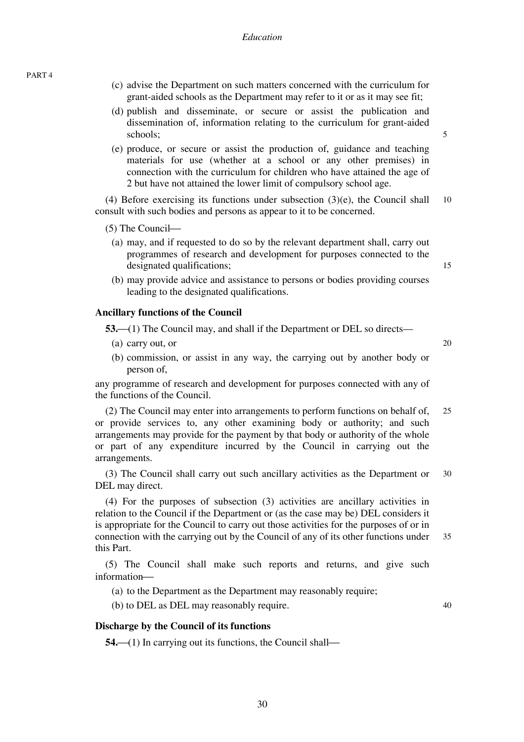(c) advise the Department on such matters concerned with the curriculum for grant-aided schools as the Department may refer to it or as it may see fit;

(d) publish and disseminate, or secure or assist the publication and dissemination of, information relating to the curriculum for grant-aided schools;

(e) produce, or secure or assist the production of, guidance and teaching materials for use (whether at a school or any other premises) in connection with the curriculum for children who have attained the age of 2 but have not attained the lower limit of compulsory school age.

(4) Before exercising its functions under subsection (3)(e), the Council shall consult with such bodies and persons as appear to it to be concerned.

(5) The Council—

(a) may, and if requested to do so by the relevant department shall, carry out programmes of research and development for purposes connected to the designated qualifications;

(b) may provide advice and assistance to persons or bodies providing courses leading to the designated qualifications.

**Ancillary functions of the Council**

**53.**—(1) The Council may, and shall if the Department or DEL so directs—

(a) carry out, or

(b) commission, or assist in any way, the carrying out by another body or person of,

any programme of research and development for purposes connected with any of the functions of the Council.

(2) The Council may enter into arrangements to perform functions on behalf of, or provide services to, any other examining body or authority; and such arrangements may provide for the payment by that body or authority of the whole or part of any expenditure incurred by the Council in carrying out the arrangements.

(3) The Council shall carry out such ancillary activities as the Department or DEL may direct.

(4) For the purposes of subsection (3) activities are ancillary activities in relation to the Council if the Department or (as the case may be) DEL considers it is appropriate for the Council to carry out those activities for the purposes of or in connection with the carrying out by the Council of any of its other functions under this Part.

(5) The Council shall make such reports and returns, and give such information—

(a) to the Department as the Department may reasonably require;

(b) to DEL as DEL may reasonably require.

**Discharge by the Council of its functions**

**54.**—(1) In carrying out its functions, the Council shall—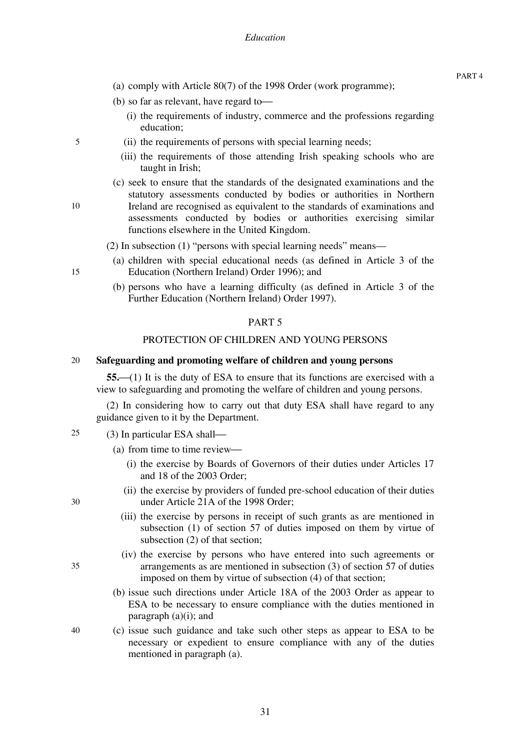(a) comply with Article 80(7) of the 1998 Order (work programme);

(b) so far as relevant, have regard to—

(i) the requirements of industry, commerce and the professions regarding education;

(ii) the requirements of persons with special learning needs;

(iii) the requirements of those attending Irish speaking schools who are taught in Irish;

(c) seek to ensure that the standards of the designated examinations and the statutory assessments conducted by bodies or authorities in Northern Ireland are recognised as equivalent to the standards of examinations and assessments conducted by bodies or authorities exercising similar functions elsewhere in the United Kingdom.

(2) In subsection (1) "persons with special learning needs" means—

(a) children with special educational needs (as defined in Article 3 of the Education (Northern Ireland) Order 1996); and

(b) persons who have a learning difficulty (as defined in Article 3 of the Further Education (Northern Ireland) Order 1997).

## PART 5

## PROTECTION OF CHILDREN AND YOUNG PERSONS

### Safeguarding and promoting welfare of children and young persons

**55.**—(1) It is the duty of ESA to ensure that its functions are exercised with a view to safeguarding and promoting the welfare of children and young persons.

(2) In considering how to carry out that duty ESA shall have regard to any guidance given to it by the Department.

(3) In particular ESA shall—

(a) from time to time review—

(i) the exercise by Boards of Governors of their duties under Articles 17 and 18 of the 2003 Order;

(ii) the exercise by providers of funded pre-school education of their duties under Article 21A of the 1998 Order;

(iii) the exercise by persons in receipt of such grants as are mentioned in subsection (1) of section 57 of duties imposed on them by virtue of subsection (2) of that section;

(iv) the exercise by persons who have entered into such agreements or arrangements as are mentioned in subsection (3) of section 57 of duties imposed on them by virtue of subsection (4) of that section;

(b) issue such directions under Article 18A of the 2003 Order as appear to ESA to be necessary to ensure compliance with the duties mentioned in paragraph (a)(i); and

(c) issue such guidance and take such other steps as appear to ESA to be necessary or expedient to ensure compliance with any of the duties mentioned in paragraph (a).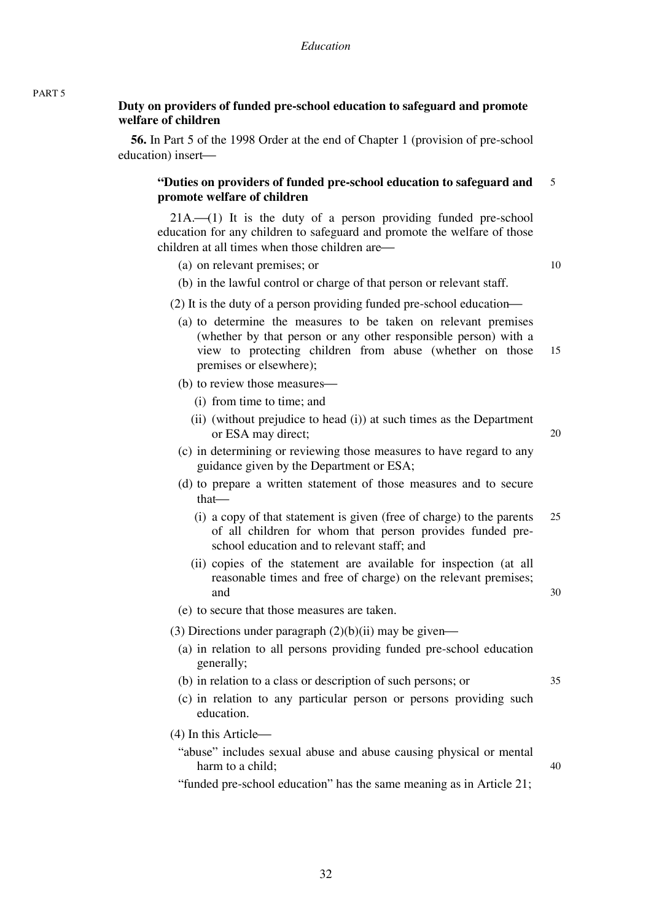**Duty on providers of funded pre-school education to safeguard and promote welfare of children**

**56.** In Part 5 of the 1998 Order at the end of Chapter 1 (provision of pre-school education) insert—

**"Duties on providers of funded pre-school education to safeguard and promote welfare of children**

21A.—(1) It is the duty of a person providing funded pre-school education for any children to safeguard and promote the welfare of those children at all times when those children are—

(a) on relevant premises; or

(b) in the lawful control or charge of that person or relevant staff.

(2) It is the duty of a person providing funded pre-school education—

(a) to determine the measures to be taken on relevant premises (whether by that person or any other responsible person) with a view to protecting children from abuse (whether on those premises or elsewhere);

(b) to review those measures—

(i) from time to time; and

(ii) (without prejudice to head (i)) at such times as the Department or ESA may direct;

(c) in determining or reviewing those measures to have regard to any guidance given by the Department or ESA;

(d) to prepare a written statement of those measures and to secure that—

(i) a copy of that statement is given (free of charge) to the parents of all children for whom that person provides funded pre-school education and to relevant staff; and

(ii) copies of the statement are available for inspection (at all reasonable times and free of charge) on the relevant premises; and

(e) to secure that those measures are taken.

(3) Directions under paragraph (2)(b)(ii) may be given—

(a) in relation to all persons providing funded pre-school education generally;

(b) in relation to a class or description of such persons; or

(c) in relation to any particular person or persons providing such education.

(4) In this Article—

"abuse" includes sexual abuse and abuse causing physical or mental harm to a child;

"funded pre-school education" has the same meaning as in Article 21;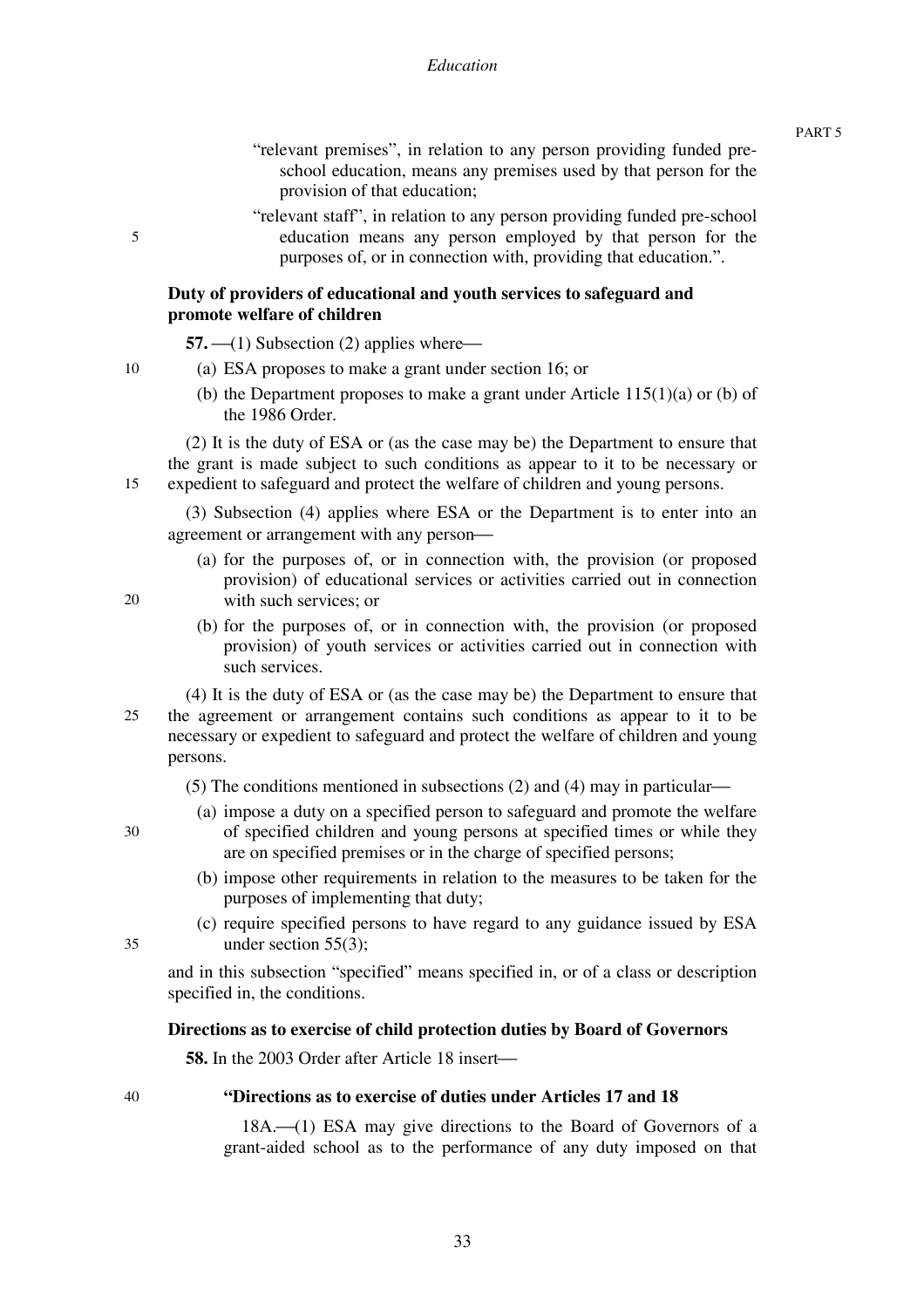"relevant premises", in relation to any person providing funded pre-school education, means any premises used by that person for the provision of that education;

"relevant staff", in relation to any person providing funded pre-school education means any person employed by that person for the purposes of, or in connection with, providing that education.".

**Duty of providers of educational and youth services to safeguard and promote welfare of children**

**57.** —(1) Subsection (2) applies where—

(a) ESA proposes to make a grant under section 16; or

(b) the Department proposes to make a grant under Article 115(1)(a) or (b) of the 1986 Order.

(2) It is the duty of ESA or (as the case may be) the Department to ensure that the grant is made subject to such conditions as appear to it to be necessary or expedient to safeguard and protect the welfare of children and young persons.

(3) Subsection (4) applies where ESA or the Department is to enter into an agreement or arrangement with any person—

(a) for the purposes of, or in connection with, the provision (or proposed provision) of educational services or activities carried out in connection with such services; or

(b) for the purposes of, or in connection with, the provision (or proposed provision) of youth services or activities carried out in connection with such services.

(4) It is the duty of ESA or (as the case may be) the Department to ensure that the agreement or arrangement contains such conditions as appear to it to be necessary or expedient to safeguard and protect the welfare of children and young persons.

(5) The conditions mentioned in subsections (2) and (4) may in particular—

(a) impose a duty on a specified person to safeguard and promote the welfare of specified children and young persons at specified times or while they are on specified premises or in the charge of specified persons;

(b) impose other requirements in relation to the measures to be taken for the purposes of implementing that duty;

(c) require specified persons to have regard to any guidance issued by ESA under section 55(3);

and in this subsection "specified" means specified in, or of a class or description specified in, the conditions.

**Directions as to exercise of child protection duties by Board of Governors**

**58.** In the 2003 Order after Article 18 insert—

**"Directions as to exercise of duties under Articles 17 and 18**

18A.—(1) ESA may give directions to the Board of Governors of a grant-aided school as to the performance of any duty imposed on that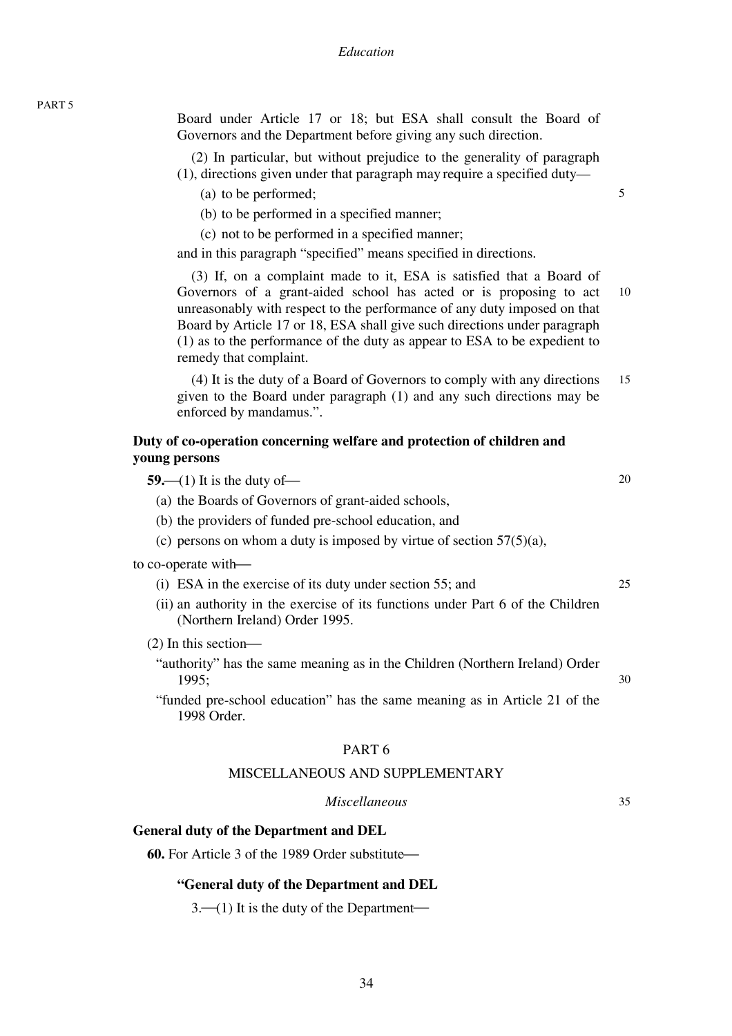Board under Article 17 or 18; but ESA shall consult the Board of Governors and the Department before giving any such direction.

(2) In particular, but without prejudice to the generality of paragraph (1), directions given under that paragraph may require a specified duty—

(a) to be performed;

(b) to be performed in a specified manner;

(c) not to be performed in a specified manner;

and in this paragraph "specified" means specified in directions.

(3) If, on a complaint made to it, ESA is satisfied that a Board of Governors of a grant-aided school has acted or is proposing to act unreasonably with respect to the performance of any duty imposed on that Board by Article 17 or 18, ESA shall give such directions under paragraph (1) as to the performance of the duty as appear to ESA to be expedient to remedy that complaint.

(4) It is the duty of a Board of Governors to comply with any directions given to the Board under paragraph (1) and any such directions may be enforced by mandamus.".

**Duty of co-operation concerning welfare and protection of children and young persons**

**59.**—(1) It is the duty of—

(a) the Boards of Governors of grant-aided schools,

(b) the providers of funded pre-school education, and

(c) persons on whom a duty is imposed by virtue of section 57(5)(a),

to co-operate with—

(i) ESA in the exercise of its duty under section 55; and

(ii) an authority in the exercise of its functions under Part 6 of the Children (Northern Ireland) Order 1995.

(2) In this section—

"authority" has the same meaning as in the Children (Northern Ireland) Order 1995;

"funded pre-school education" has the same meaning as in Article 21 of the 1998 Order.

## PART 6

## MISCELLANEOUS AND SUPPLEMENTARY

*Miscellaneous*

**General duty of the Department and DEL**

**60.** For Article 3 of the 1989 Order substitute—

**"General duty of the Department and DEL**

3.—(1) It is the duty of the Department—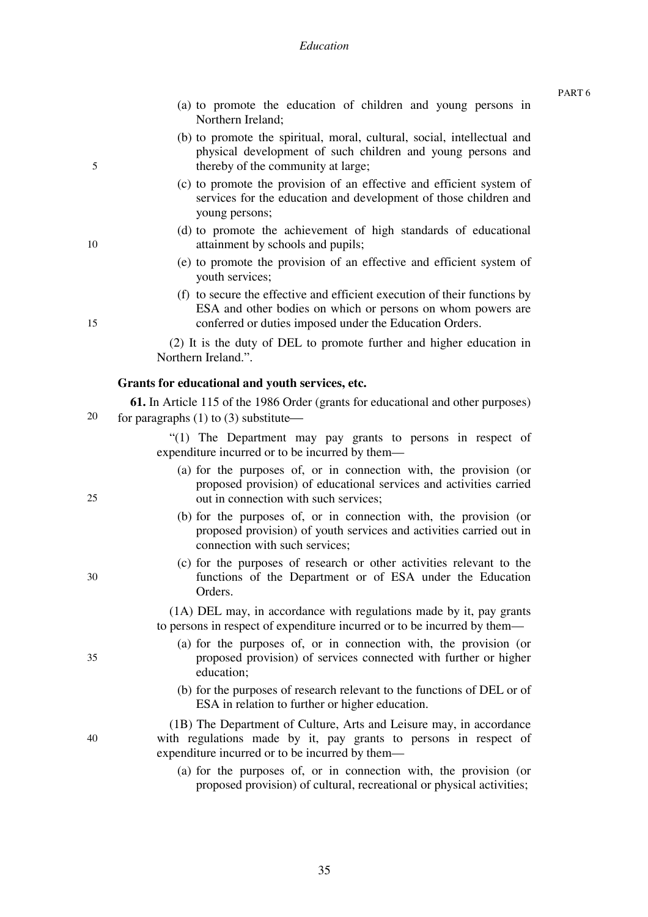(a) to promote the education of children and young persons in Northern Ireland;

(b) to promote the spiritual, moral, cultural, social, intellectual and physical development of such children and young persons and thereby of the community at large;

(c) to promote the provision of an effective and efficient system of services for the education and development of those children and young persons;

(d) to promote the achievement of high standards of educational attainment by schools and pupils;

(e) to promote the provision of an effective and efficient system of youth services;

(f) to secure the effective and efficient execution of their functions by ESA and other bodies on which or persons on whom powers are conferred or duties imposed under the Education Orders.

(2) It is the duty of DEL to promote further and higher education in Northern Ireland.".

**Grants for educational and youth services, etc.**

**61.** In Article 115 of the 1986 Order (grants for educational and other purposes) for paragraphs (1) to (3) substitute—

"(1) The Department may pay grants to persons in respect of expenditure incurred or to be incurred by them—

(a) for the purposes of, or in connection with, the provision (or proposed provision) of educational services and activities carried out in connection with such services;

(b) for the purposes of, or in connection with, the provision (or proposed provision) of youth services and activities carried out in connection with such services;

(c) for the purposes of research or other activities relevant to the functions of the Department or of ESA under the Education Orders.

(1A) DEL may, in accordance with regulations made by it, pay grants to persons in respect of expenditure incurred or to be incurred by them—

(a) for the purposes of, or in connection with, the provision (or proposed provision) of services connected with further or higher education;

(b) for the purposes of research relevant to the functions of DEL or of ESA in relation to further or higher education.

(1B) The Department of Culture, Arts and Leisure may, in accordance with regulations made by it, pay grants to persons in respect of expenditure incurred or to be incurred by them—

(a) for the purposes of, or in connection with, the provision (or proposed provision) of cultural, recreational or physical activities;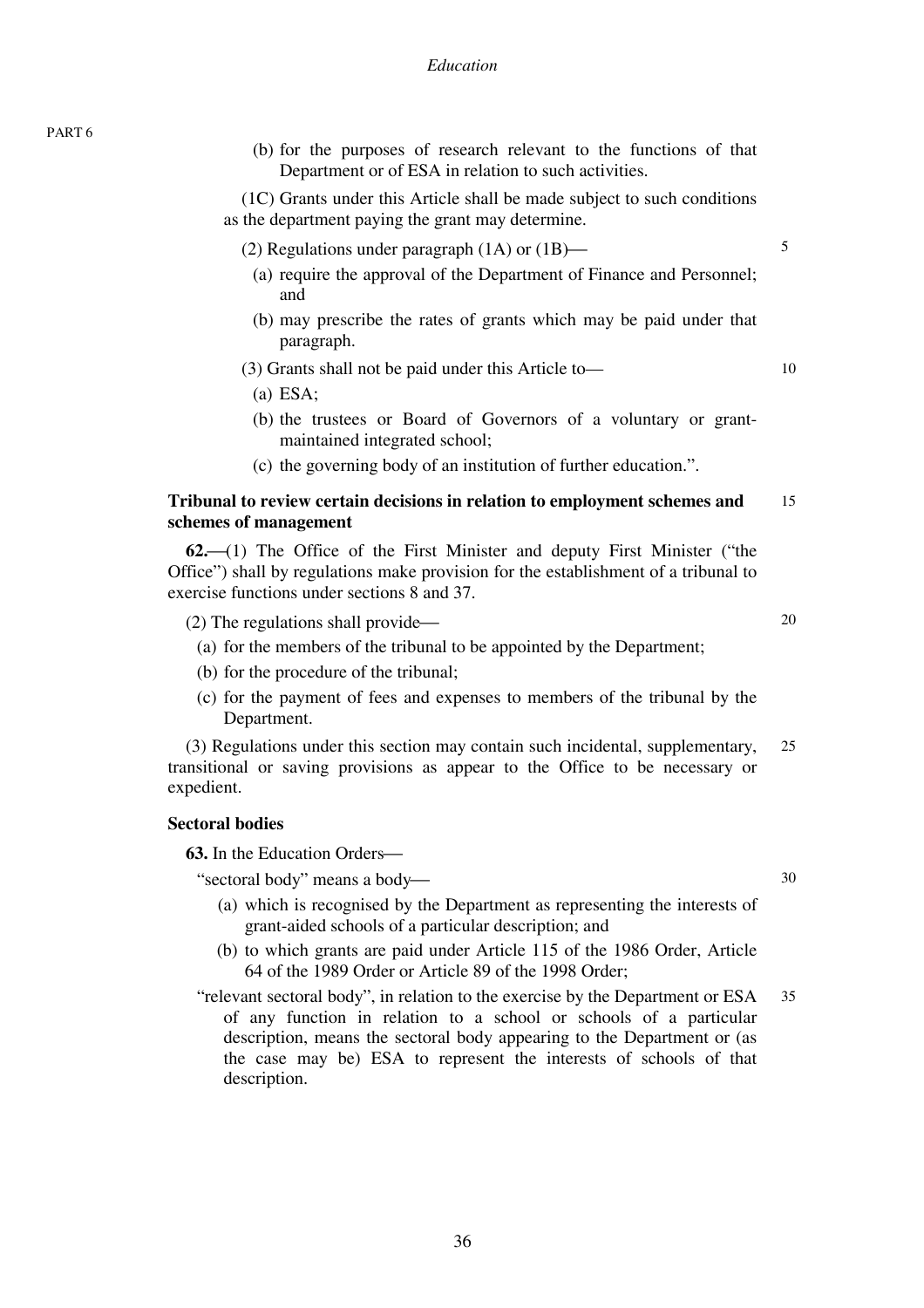(b) for the purposes of research relevant to the functions of that Department or of ESA in relation to such activities.

(1C) Grants under this Article shall be made subject to such conditions as the department paying the grant may determine.

(2) Regulations under paragraph (1A) or (1B)—

(a) require the approval of the Department of Finance and Personnel; and

(b) may prescribe the rates of grants which may be paid under that paragraph.

(3) Grants shall not be paid under this Article to—

(a) ESA;

(b) the trustees or Board of Governors of a voluntary or grant-maintained integrated school;

(c) the governing body of an institution of further education.".

**Tribunal to review certain decisions in relation to employment schemes and schemes of management**

**62.**—(1) The Office of the First Minister and deputy First Minister ("the Office") shall by regulations make provision for the establishment of a tribunal to exercise functions under sections 8 and 37.

(2) The regulations shall provide—

(a) for the members of the tribunal to be appointed by the Department;

(b) for the procedure of the tribunal;

(c) for the payment of fees and expenses to members of the tribunal by the Department.

(3) Regulations under this section may contain such incidental, supplementary, transitional or saving provisions as appear to the Office to be necessary or expedient.

**Sectoral bodies**

**63.** In the Education Orders—

"sectoral body" means a body—

(a) which is recognised by the Department as representing the interests of grant-aided schools of a particular description; and

(b) to which grants are paid under Article 115 of the 1986 Order, Article 64 of the 1989 Order or Article 89 of the 1998 Order;

"relevant sectoral body", in relation to the exercise by the Department or ESA of any function in relation to a school or schools of a particular description, means the sectoral body appearing to the Department or (as the case may be) ESA to represent the interests of schools of that description.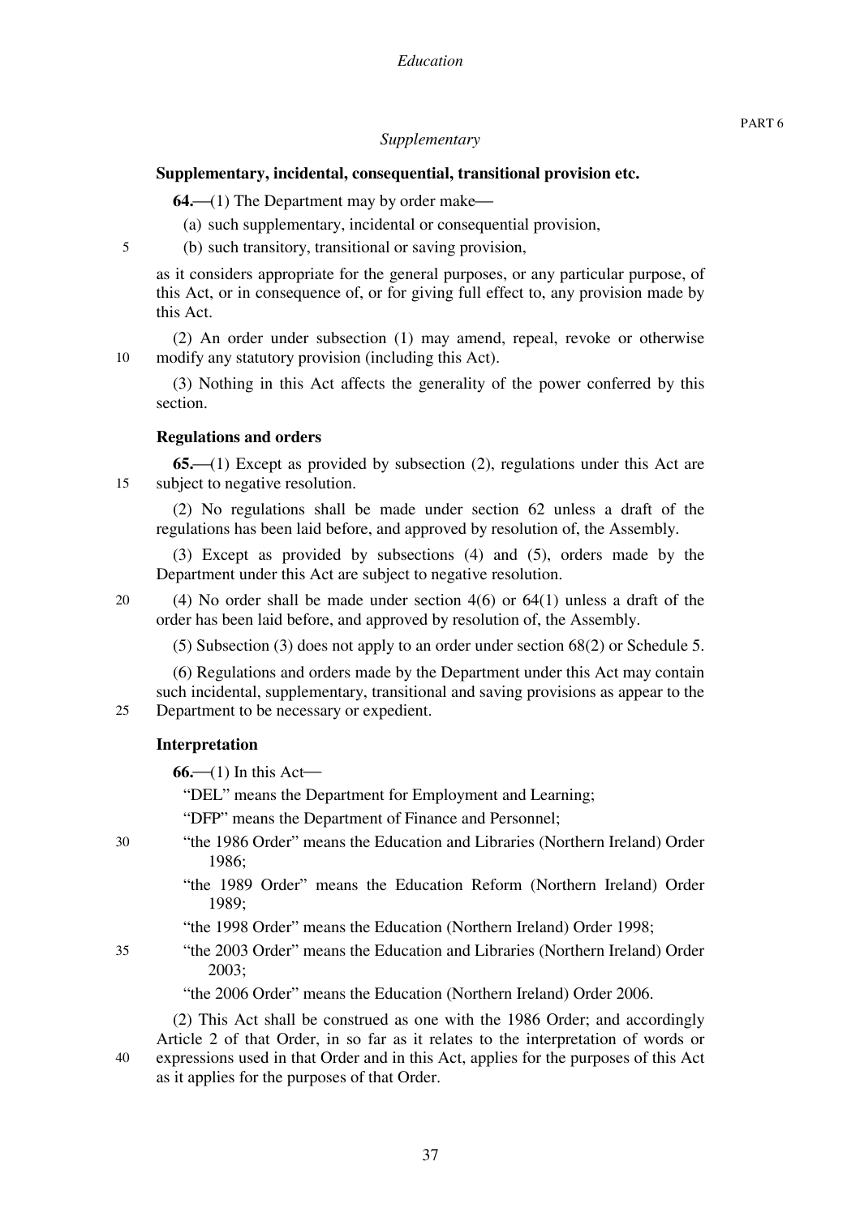## Supplementary

### Supplementary, incidental, consequential, transitional provision etc.

**64.**—(1) The Department may by order make—

(a) such supplementary, incidental or consequential provision,

(b) such transitory, transitional or saving provision,

as it considers appropriate for the general purposes, or any particular purpose, of this Act, or in consequence of, or for giving full effect to, any provision made by this Act.

(2) An order under subsection (1) may amend, repeal, revoke or otherwise modify any statutory provision (including this Act).

(3) Nothing in this Act affects the generality of the power conferred by this section.

### Regulations and orders

**65.**—(1) Except as provided by subsection (2), regulations under this Act are subject to negative resolution.

(2) No regulations shall be made under section 62 unless a draft of the regulations has been laid before, and approved by resolution of, the Assembly.

(3) Except as provided by subsections (4) and (5), orders made by the Department under this Act are subject to negative resolution.

(4) No order shall be made under section 4(6) or 64(1) unless a draft of the order has been laid before, and approved by resolution of, the Assembly.

(5) Subsection (3) does not apply to an order under section 68(2) or Schedule 5.

(6) Regulations and orders made by the Department under this Act may contain such incidental, supplementary, transitional and saving provisions as appear to the Department to be necessary or expedient.

### Interpretation

**66.**—(1) In this Act—

"DEL" means the Department for Employment and Learning;

"DFP" means the Department of Finance and Personnel;

"the 1986 Order" means the Education and Libraries (Northern Ireland) Order 1986;

"the 1989 Order" means the Education Reform (Northern Ireland) Order 1989;

"the 1998 Order" means the Education (Northern Ireland) Order 1998;

"the 2003 Order" means the Education and Libraries (Northern Ireland) Order 2003;

"the 2006 Order" means the Education (Northern Ireland) Order 2006.

(2) This Act shall be construed as one with the 1986 Order; and accordingly Article 2 of that Order, in so far as it relates to the interpretation of words or expressions used in that Order and in this Act, applies for the purposes of this Act as it applies for the purposes of that Order.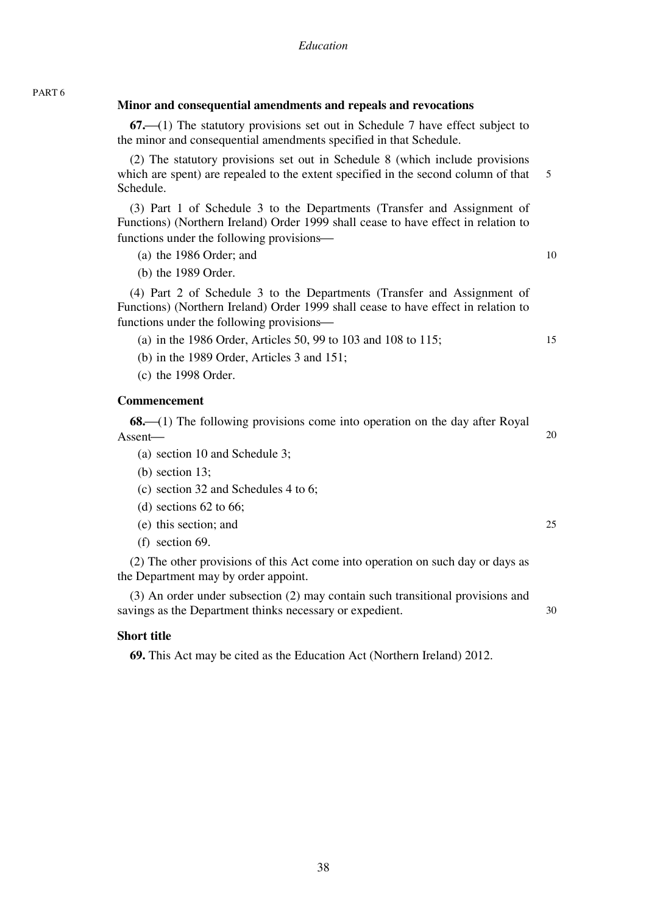PART 6

**Minor and consequential amendments and repeals and revocations**

**67.**—(1) The statutory provisions set out in Schedule 7 have effect subject to the minor and consequential amendments specified in that Schedule.

(2) The statutory provisions set out in Schedule 8 (which include provisions which are spent) are repealed to the extent specified in the second column of that Schedule.

(3) Part 1 of Schedule 3 to the Departments (Transfer and Assignment of Functions) (Northern Ireland) Order 1999 shall cease to have effect in relation to functions under the following provisions—

(a) the 1986 Order; and

(b) the 1989 Order.

(4) Part 2 of Schedule 3 to the Departments (Transfer and Assignment of Functions) (Northern Ireland) Order 1999 shall cease to have effect in relation to functions under the following provisions—

(a) in the 1986 Order, Articles 50, 99 to 103 and 108 to 115;

(b) in the 1989 Order, Articles 3 and 151;

(c) the 1998 Order.

**Commencement**

**68.**—(1) The following provisions come into operation on the day after Royal Assent—

(a) section 10 and Schedule 3;

(b) section 13;

(c) section 32 and Schedules 4 to 6;

(d) sections 62 to 66;

(e) this section; and

(f) section 69.

(2) The other provisions of this Act come into operation on such day or days as the Department may by order appoint.

(3) An order under subsection (2) may contain such transitional provisions and savings as the Department thinks necessary or expedient.

**Short title**

**69.** This Act may be cited as the Education Act (Northern Ireland) 2012.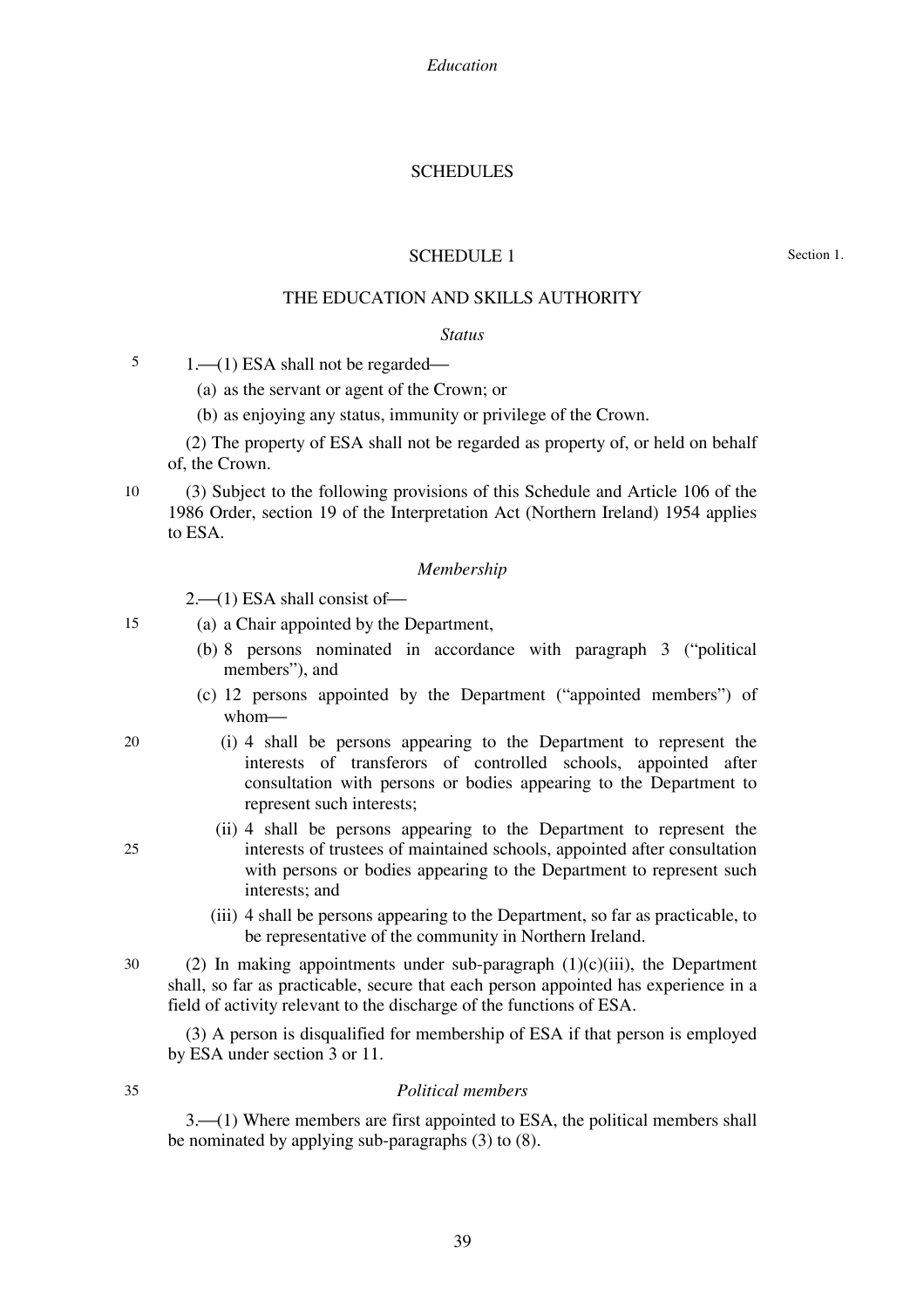# SCHEDULES

## SCHEDULE 1

Section 1.

### THE EDUCATION AND SKILLS AUTHORITY

*Status*

1.—(1) ESA shall not be regarded—

(a) as the servant or agent of the Crown; or

(b) as enjoying any status, immunity or privilege of the Crown.

(2) The property of ESA shall not be regarded as property of, or held on behalf of, the Crown.

(3) Subject to the following provisions of this Schedule and Article 106 of the 1986 Order, section 19 of the Interpretation Act (Northern Ireland) 1954 applies to ESA.

*Membership*

2.—(1) ESA shall consist of—

(a) a Chair appointed by the Department,

(b) 8 persons nominated in accordance with paragraph 3 ("political members"), and

(c) 12 persons appointed by the Department ("appointed members") of whom—

(i) 4 shall be persons appearing to the Department to represent the interests of transferors of controlled schools, appointed after consultation with persons or bodies appearing to the Department to represent such interests;

(ii) 4 shall be persons appearing to the Department to represent the interests of trustees of maintained schools, appointed after consultation with persons or bodies appearing to the Department to represent such interests; and

(iii) 4 shall be persons appearing to the Department, so far as practicable, to be representative of the community in Northern Ireland.

(2) In making appointments under sub-paragraph (1)(c)(iii), the Department shall, so far as practicable, secure that each person appointed has experience in a field of activity relevant to the discharge of the functions of ESA.

(3) A person is disqualified for membership of ESA if that person is employed by ESA under section 3 or 11.

*Political members*

3.—(1) Where members are first appointed to ESA, the political members shall be nominated by applying sub-paragraphs (3) to (8).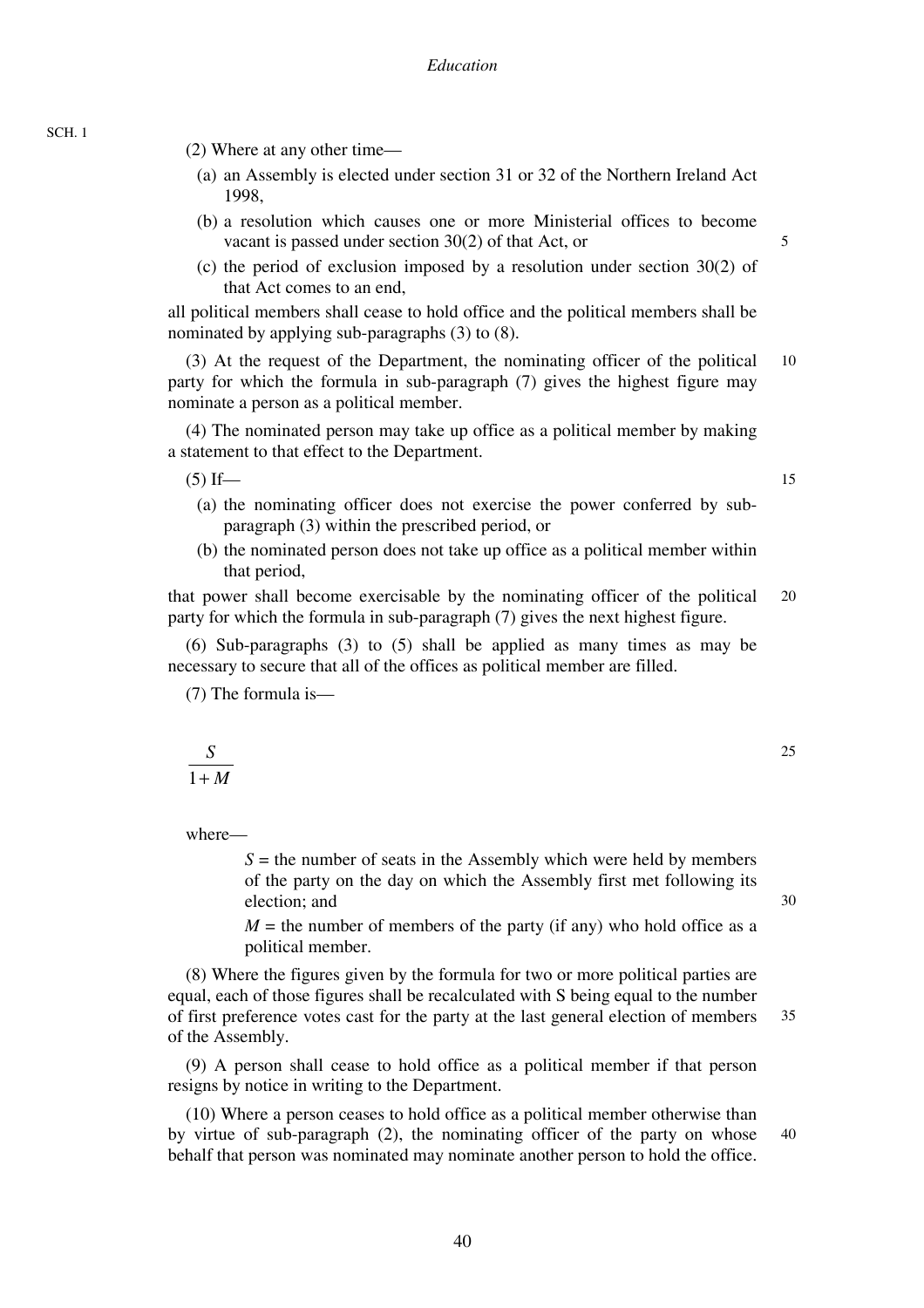(2) Where at any other time—

(a) an Assembly is elected under section 31 or 32 of the Northern Ireland Act 1998,

(b) a resolution which causes one or more Ministerial offices to become vacant is passed under section 30(2) of that Act, or

(c) the period of exclusion imposed by a resolution under section 30(2) of that Act comes to an end,

all political members shall cease to hold office and the political members shall be nominated by applying sub-paragraphs (3) to (8).

(3) At the request of the Department, the nominating officer of the political party for which the formula in sub-paragraph (7) gives the highest figure may nominate a person as a political member.

(4) The nominated person may take up office as a political member by making a statement to that effect to the Department.

(5) If—

(a) the nominating officer does not exercise the power conferred by sub-paragraph (3) within the prescribed period, or

(b) the nominated person does not take up office as a political member within that period,

that power shall become exercisable by the nominating officer of the political party for which the formula in sub-paragraph (7) gives the next highest figure.

(6) Sub-paragraphs (3) to (5) shall be applied as many times as may be necessary to secure that all of the offices as political member are filled.

(7) The formula is—

$$\frac{S}{1+M}$$

where—

$S$ = the number of seats in the Assembly which were held by members of the party on the day on which the Assembly first met following its election; and

$M$ = the number of members of the party (if any) who hold office as a political member.

(8) Where the figures given by the formula for two or more political parties are equal, each of those figures shall be recalculated with S being equal to the number of first preference votes cast for the party at the last general election of members of the Assembly.

(9) A person shall cease to hold office as a political member if that person resigns by notice in writing to the Department.

(10) Where a person ceases to hold office as a political member otherwise than by virtue of sub-paragraph (2), the nominating officer of the party on whose behalf that person was nominated may nominate another person to hold the office.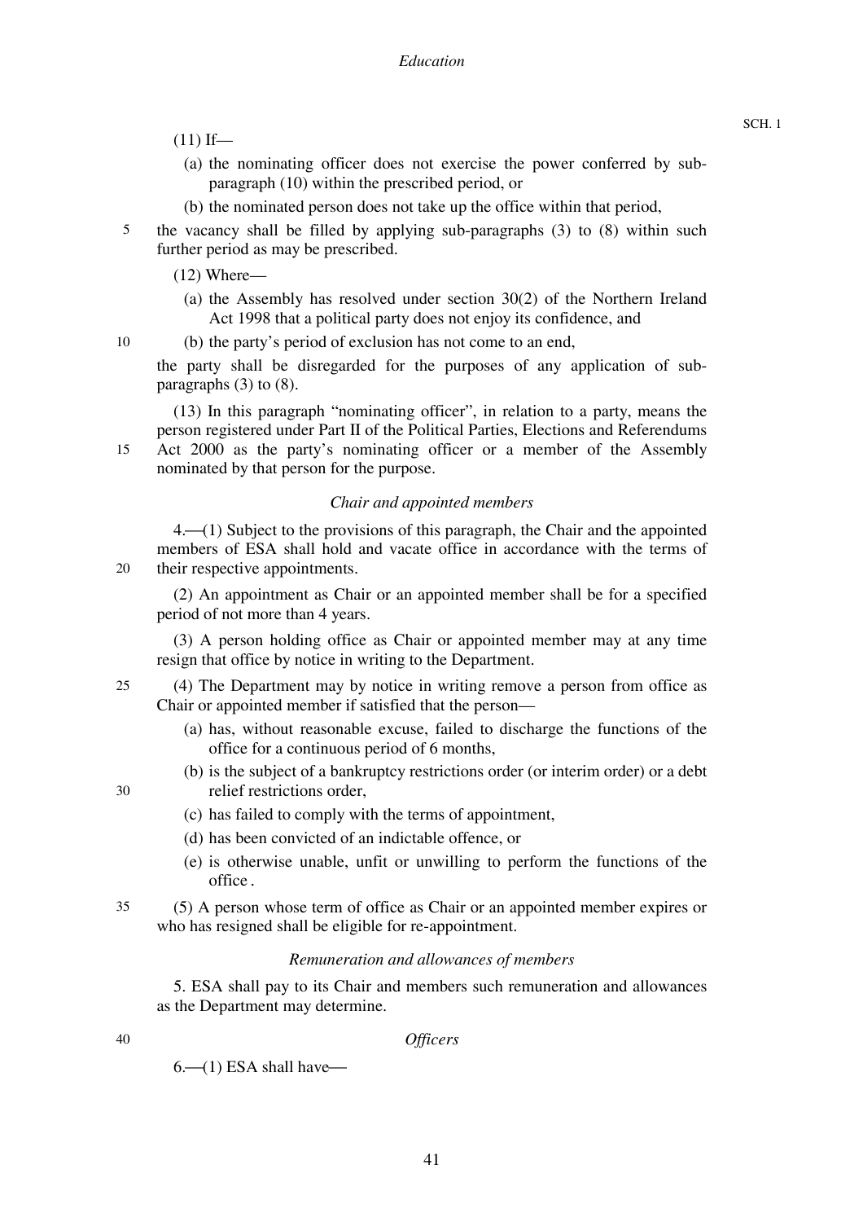(11) If—

(a) the nominating officer does not exercise the power conferred by sub-paragraph (10) within the prescribed period, or

(b) the nominated person does not take up the office within that period,

the vacancy shall be filled by applying sub-paragraphs (3) to (8) within such further period as may be prescribed.

(12) Where—

(a) the Assembly has resolved under section 30(2) of the Northern Ireland Act 1998 that a political party does not enjoy its confidence, and

(b) the party's period of exclusion has not come to an end,

the party shall be disregarded for the purposes of any application of sub-paragraphs (3) to (8).

(13) In this paragraph "nominating officer", in relation to a party, means the person registered under Part II of the Political Parties, Elections and Referendums Act 2000 as the party's nominating officer or a member of the Assembly nominated by that person for the purpose.

*Chair and appointed members*

4.—(1) Subject to the provisions of this paragraph, the Chair and the appointed members of ESA shall hold and vacate office in accordance with the terms of their respective appointments.

(2) An appointment as Chair or an appointed member shall be for a specified period of not more than 4 years.

(3) A person holding office as Chair or appointed member may at any time resign that office by notice in writing to the Department.

(4) The Department may by notice in writing remove a person from office as Chair or appointed member if satisfied that the person—

(a) has, without reasonable excuse, failed to discharge the functions of the office for a continuous period of 6 months,

(b) is the subject of a bankruptcy restrictions order (or interim order) or a debt relief restrictions order,

(c) has failed to comply with the terms of appointment,

(d) has been convicted of an indictable offence, or

(e) is otherwise unable, unfit or unwilling to perform the functions of the office.

(5) A person whose term of office as Chair or an appointed member expires or who has resigned shall be eligible for re-appointment.

*Remuneration and allowances of members*

5. ESA shall pay to its Chair and members such remuneration and allowances as the Department may determine.

*Officers*

6.—(1) ESA shall have—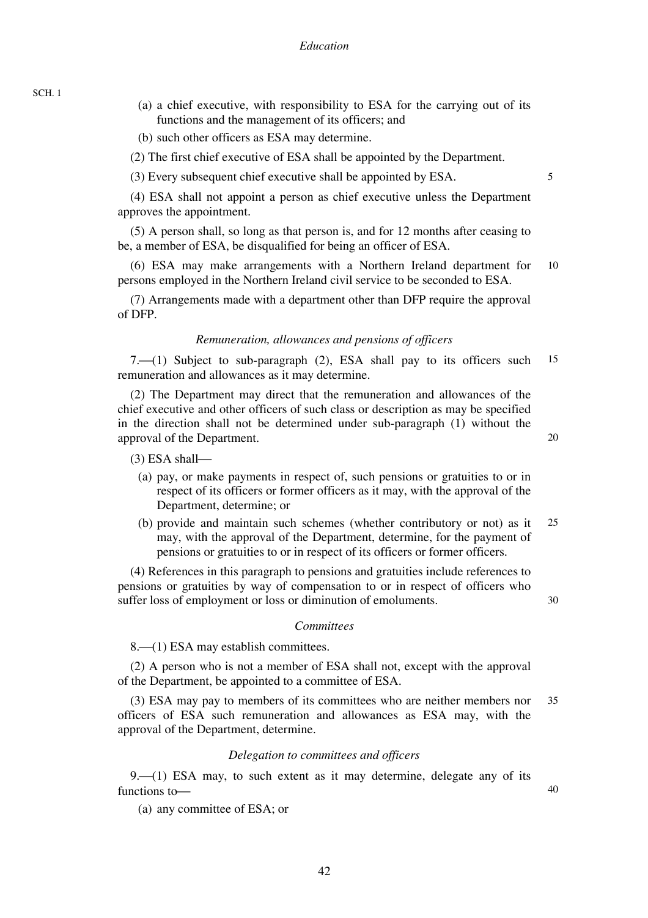(a) a chief executive, with responsibility to ESA for the carrying out of its functions and the management of its officers; and

(b) such other officers as ESA may determine.

(2) The first chief executive of ESA shall be appointed by the Department.

(3) Every subsequent chief executive shall be appointed by ESA.

(4) ESA shall not appoint a person as chief executive unless the Department approves the appointment.

(5) A person shall, so long as that person is, and for 12 months after ceasing to be, a member of ESA, be disqualified for being an officer of ESA.

(6) ESA may make arrangements with a Northern Ireland department for persons employed in the Northern Ireland civil service to be seconded to ESA.

(7) Arrangements made with a department other than DFP require the approval of DFP.

*Remuneration, allowances and pensions of officers*

7.—(1) Subject to sub-paragraph (2), ESA shall pay to its officers such remuneration and allowances as it may determine.

(2) The Department may direct that the remuneration and allowances of the chief executive and other officers of such class or description as may be specified in the direction shall not be determined under sub-paragraph (1) without the approval of the Department.

(3) ESA shall—

(a) pay, or make payments in respect of, such pensions or gratuities to or in respect of its officers or former officers as it may, with the approval of the Department, determine; or

(b) provide and maintain such schemes (whether contributory or not) as it may, with the approval of the Department, determine, for the payment of pensions or gratuities to or in respect of its officers or former officers.

(4) References in this paragraph to pensions and gratuities include references to pensions or gratuities by way of compensation to or in respect of officers who suffer loss of employment or loss or diminution of emoluments.

*Committees*

8.—(1) ESA may establish committees.

(2) A person who is not a member of ESA shall not, except with the approval of the Department, be appointed to a committee of ESA.

(3) ESA may pay to members of its committees who are neither members nor officers of ESA such remuneration and allowances as ESA may, with the approval of the Department, determine.

*Delegation to committees and officers*

9.—(1) ESA may, to such extent as it may determine, delegate any of its functions to—

(a) any committee of ESA; or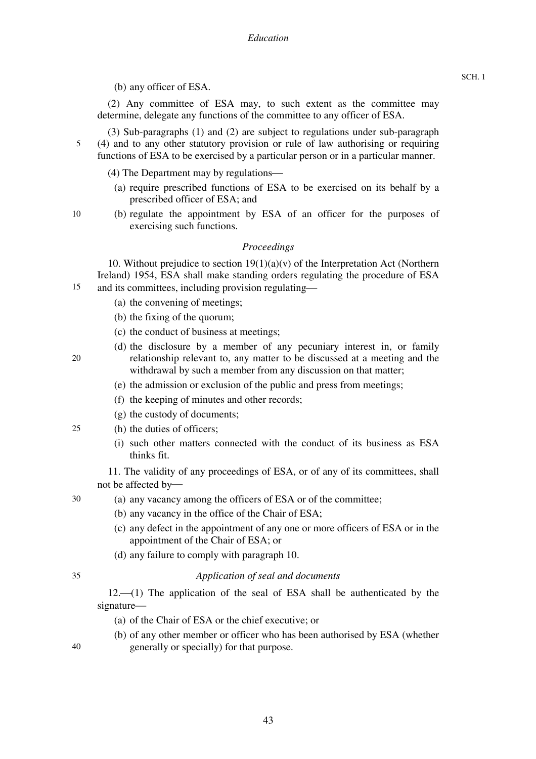(b) any officer of ESA.

(2) Any committee of ESA may, to such extent as the committee may determine, delegate any functions of the committee to any officer of ESA.

(3) Sub-paragraphs (1) and (2) are subject to regulations under sub-paragraph (4) and to any other statutory provision or rule of law authorising or requiring functions of ESA to be exercised by a particular person or in a particular manner.

(4) The Department may by regulations—

- (a) require prescribed functions of ESA to be exercised on its behalf by a prescribed officer of ESA; and
- (b) regulate the appointment by ESA of an officer for the purposes of exercising such functions.

*Proceedings*

10. Without prejudice to section 19(1)(a)(v) of the Interpretation Act (Northern Ireland) 1954, ESA shall make standing orders regulating the procedure of ESA and its committees, including provision regulating—

- (a) the convening of meetings;
- (b) the fixing of the quorum;
- (c) the conduct of business at meetings;
- (d) the disclosure by a member of any pecuniary interest in, or family relationship relevant to, any matter to be discussed at a meeting and the withdrawal by such a member from any discussion on that matter;
- (e) the admission or exclusion of the public and press from meetings;
- (f) the keeping of minutes and other records;
- (g) the custody of documents;
- (h) the duties of officers;
- (i) such other matters connected with the conduct of its business as ESA thinks fit.

11. The validity of any proceedings of ESA, or of any of its committees, shall not be affected by—

- (a) any vacancy among the officers of ESA or of the committee;
- (b) any vacancy in the office of the Chair of ESA;
- (c) any defect in the appointment of any one or more officers of ESA or in the appointment of the Chair of ESA; or
- (d) any failure to comply with paragraph 10.

*Application of seal and documents*

12.—(1) The application of the seal of ESA shall be authenticated by the signature—

- (a) of the Chair of ESA or the chief executive; or
- (b) of any other member or officer who has been authorised by ESA (whether generally or specially) for that purpose.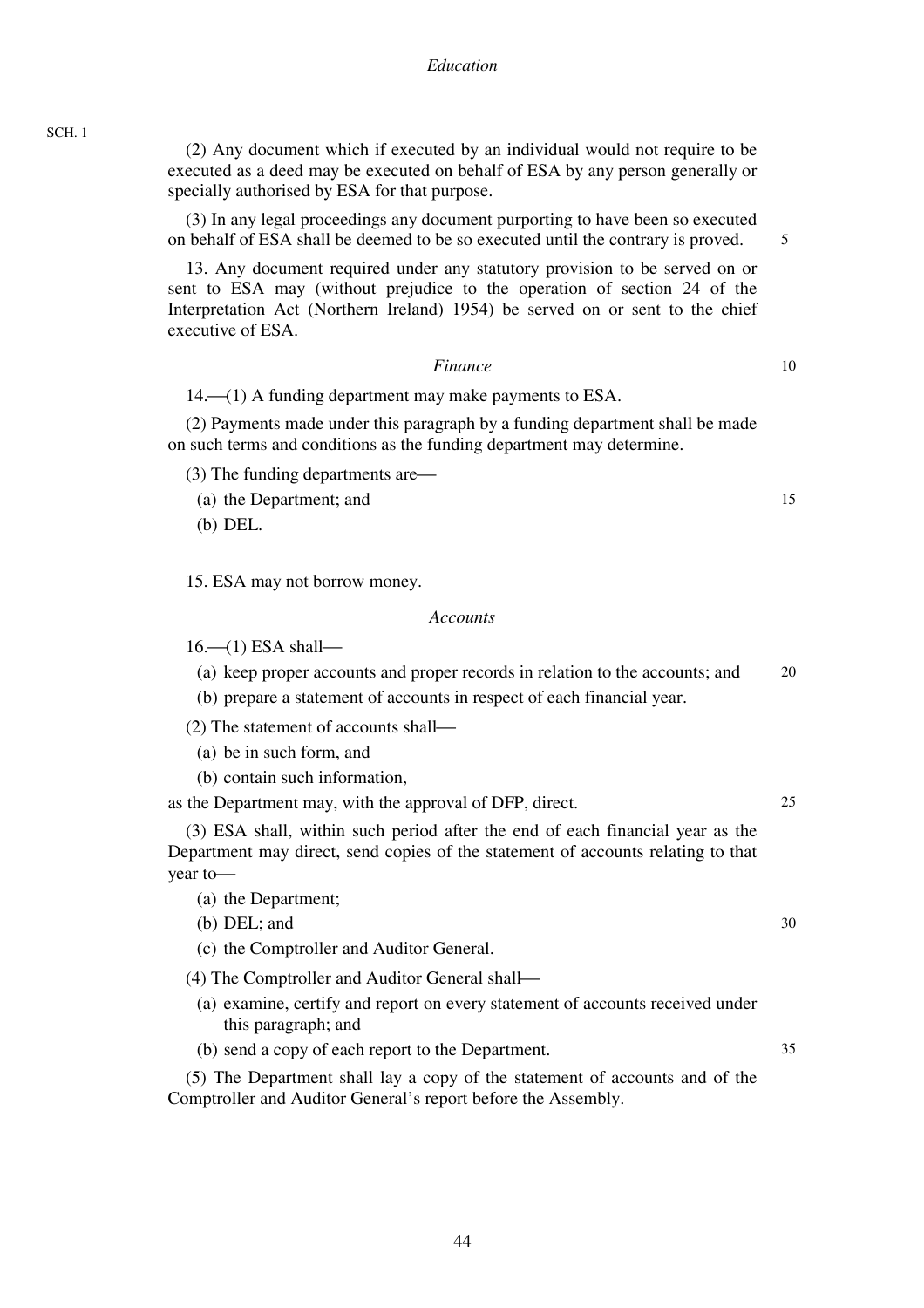(2) Any document which if executed by an individual would not require to be executed as a deed may be executed on behalf of ESA by any person generally or specially authorised by ESA for that purpose.

(3) In any legal proceedings any document purporting to have been so executed on behalf of ESA shall be deemed to be so executed until the contrary is proved.

13. Any document required under any statutory provision to be served on or sent to ESA may (without prejudice to the operation of section 24 of the Interpretation Act (Northern Ireland) 1954) be served on or sent to the chief executive of ESA.

*Finance*

14.—(1) A funding department may make payments to ESA.

(2) Payments made under this paragraph by a funding department shall be made on such terms and conditions as the funding department may determine.

(3) The funding departments are—

(a) the Department; and

(b) DEL.

15. ESA may not borrow money.

*Accounts*

16.—(1) ESA shall—

(a) keep proper accounts and proper records in relation to the accounts; and

(b) prepare a statement of accounts in respect of each financial year.

(2) The statement of accounts shall—

(a) be in such form, and

(b) contain such information,

as the Department may, with the approval of DFP, direct.

(3) ESA shall, within such period after the end of each financial year as the Department may direct, send copies of the statement of accounts relating to that year to—

(a) the Department;

(b) DEL; and

(c) the Comptroller and Auditor General.

(4) The Comptroller and Auditor General shall—

(a) examine, certify and report on every statement of accounts received under this paragraph; and

(b) send a copy of each report to the Department.

(5) The Department shall lay a copy of the statement of accounts and of the Comptroller and Auditor General's report before the Assembly.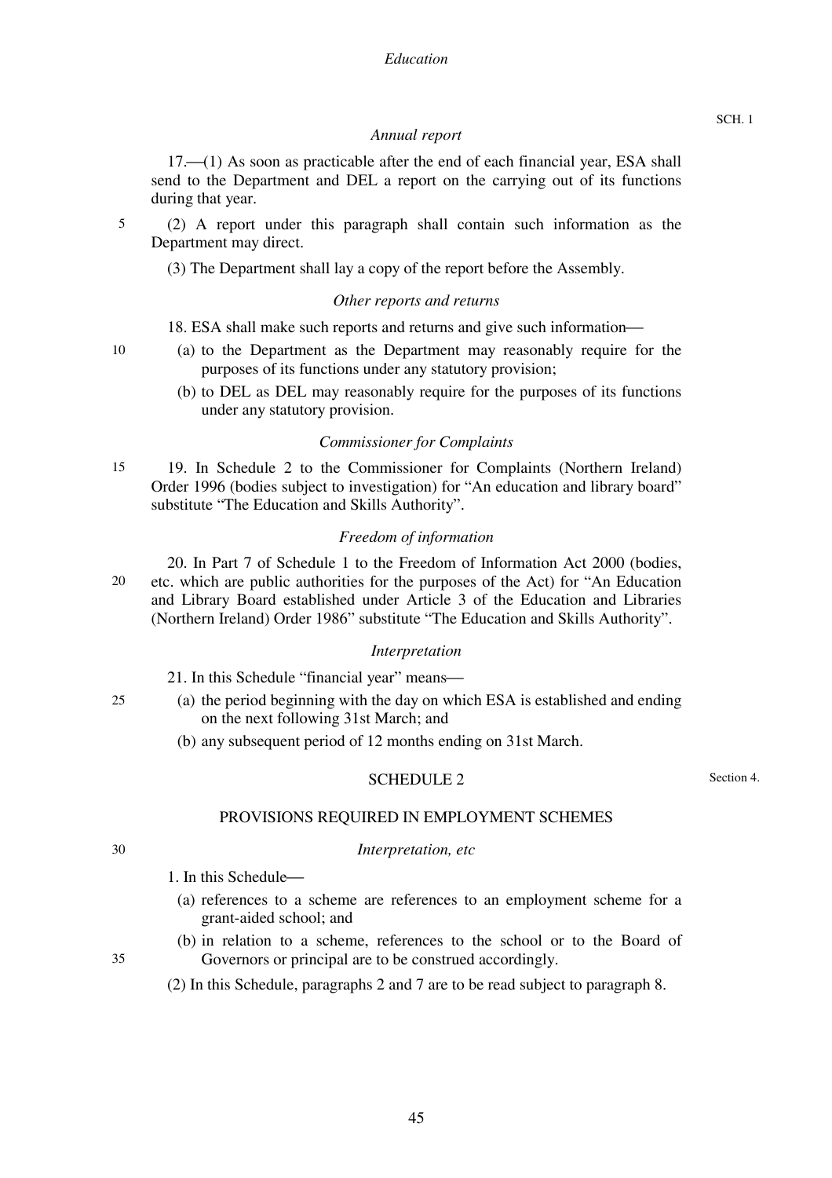*Annual report*

17.—(1) As soon as practicable after the end of each financial year, ESA shall send to the Department and DEL a report on the carrying out of its functions during that year.

(2) A report under this paragraph shall contain such information as the Department may direct.

(3) The Department shall lay a copy of the report before the Assembly.

*Other reports and returns*

18. ESA shall make such reports and returns and give such information—

(a) to the Department as the Department may reasonably require for the purposes of its functions under any statutory provision;

(b) to DEL as DEL may reasonably require for the purposes of its functions under any statutory provision.

*Commissioner for Complaints*

19. In Schedule 2 to the Commissioner for Complaints (Northern Ireland) Order 1996 (bodies subject to investigation) for "An education and library board" substitute "The Education and Skills Authority".

*Freedom of information*

20. In Part 7 of Schedule 1 to the Freedom of Information Act 2000 (bodies, etc. which are public authorities for the purposes of the Act) for "An Education and Library Board established under Article 3 of the Education and Libraries (Northern Ireland) Order 1986" substitute "The Education and Skills Authority".

*Interpretation*

21. In this Schedule "financial year" means—

(a) the period beginning with the day on which ESA is established and ending on the next following 31st March; and

(b) any subsequent period of 12 months ending on 31st March.

## SCHEDULE 2

Section 4.

### PROVISIONS REQUIRED IN EMPLOYMENT SCHEMES

*Interpretation, etc*

1. In this Schedule—

(a) references to a scheme are references to an employment scheme for a grant-aided school; and

(b) in relation to a scheme, references to the school or to the Board of Governors or principal are to be construed accordingly.

(2) In this Schedule, paragraphs 2 and 7 are to be read subject to paragraph 8.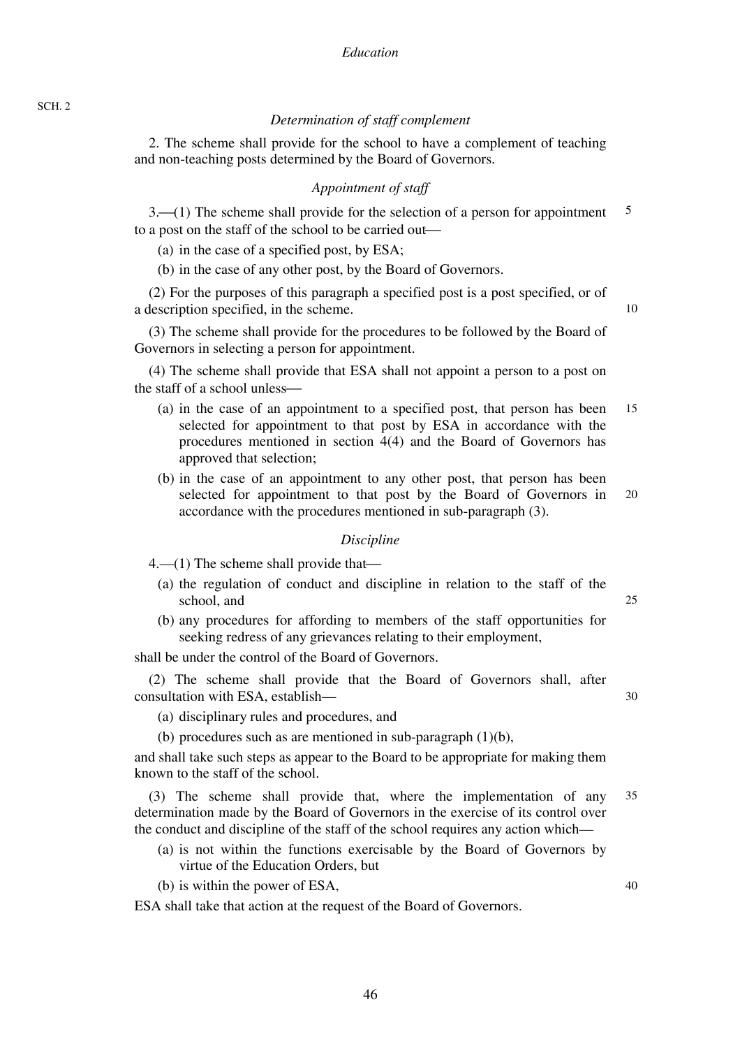*Determination of staff complement*

2. The scheme shall provide for the school to have a complement of teaching and non-teaching posts determined by the Board of Governors.

*Appointment of staff*

3.—(1) The scheme shall provide for the selection of a person for appointment to a post on the staff of the school to be carried out—

(a) in the case of a specified post, by ESA;

(b) in the case of any other post, by the Board of Governors.

(2) For the purposes of this paragraph a specified post is a post specified, or of a description specified, in the scheme.

(3) The scheme shall provide for the procedures to be followed by the Board of Governors in selecting a person for appointment.

(4) The scheme shall provide that ESA shall not appoint a person to a post on the staff of a school unless—

(a) in the case of an appointment to a specified post, that person has been selected for appointment to that post by ESA in accordance with the procedures mentioned in section 4(4) and the Board of Governors has approved that selection;

(b) in the case of an appointment to any other post, that person has been selected for appointment to that post by the Board of Governors in accordance with the procedures mentioned in sub-paragraph (3).

*Discipline*

4.—(1) The scheme shall provide that—

(a) the regulation of conduct and discipline in relation to the staff of the school, and

(b) any procedures for affording to members of the staff opportunities for seeking redress of any grievances relating to their employment,

shall be under the control of the Board of Governors.

(2) The scheme shall provide that the Board of Governors shall, after consultation with ESA, establish—

(a) disciplinary rules and procedures, and

(b) procedures such as are mentioned in sub-paragraph (1)(b),

and shall take such steps as appear to the Board to be appropriate for making them known to the staff of the school.

(3) The scheme shall provide that, where the implementation of any determination made by the Board of Governors in the exercise of its control over the conduct and discipline of the staff of the school requires any action which—

(a) is not within the functions exercisable by the Board of Governors by virtue of the Education Orders, but

(b) is within the power of ESA,

ESA shall take that action at the request of the Board of Governors.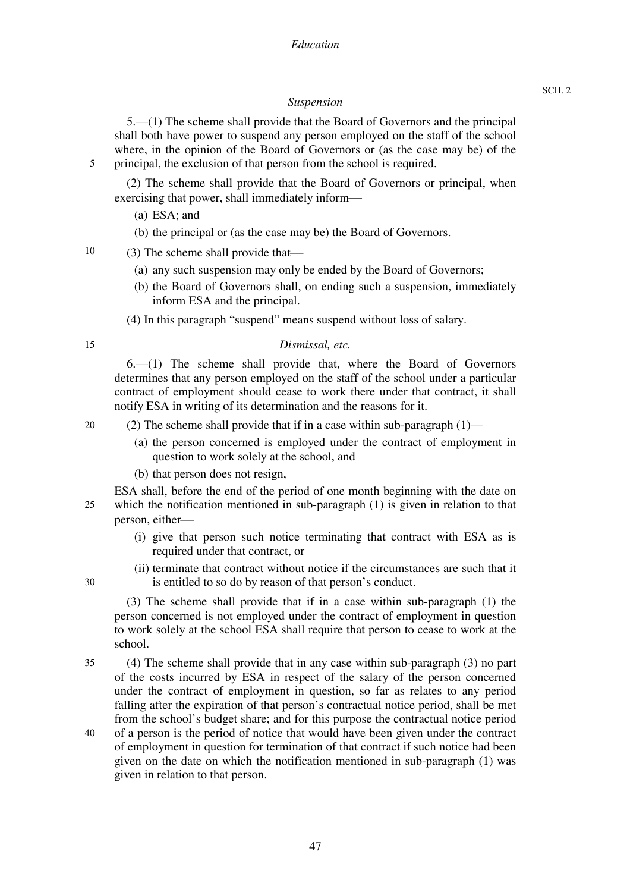### *Suspension*

5.—(1) The scheme shall provide that the Board of Governors and the principal shall both have power to suspend any person employed on the staff of the school where, in the opinion of the Board of Governors or (as the case may be) of the principal, the exclusion of that person from the school is required.

(2) The scheme shall provide that the Board of Governors or principal, when exercising that power, shall immediately inform—

(a) ESA; and

(b) the principal or (as the case may be) the Board of Governors.

(3) The scheme shall provide that—

(a) any such suspension may only be ended by the Board of Governors;

(b) the Board of Governors shall, on ending such a suspension, immediately inform ESA and the principal.

(4) In this paragraph "suspend" means suspend without loss of salary.

### *Dismissal, etc.*

6.—(1) The scheme shall provide that, where the Board of Governors determines that any person employed on the staff of the school under a particular contract of employment should cease to work there under that contract, it shall notify ESA in writing of its determination and the reasons for it.

(2) The scheme shall provide that if in a case within sub-paragraph (1)—

(a) the person concerned is employed under the contract of employment in question to work solely at the school, and

(b) that person does not resign,

ESA shall, before the end of the period of one month beginning with the date on which the notification mentioned in sub-paragraph (1) is given in relation to that person, either—

(i) give that person such notice terminating that contract with ESA as is required under that contract, or

(ii) terminate that contract without notice if the circumstances are such that it is entitled to so do by reason of that person's conduct.

(3) The scheme shall provide that if in a case within sub-paragraph (1) the person concerned is not employed under the contract of employment in question to work solely at the school ESA shall require that person to cease to work at the school.

(4) The scheme shall provide that in any case within sub-paragraph (3) no part of the costs incurred by ESA in respect of the salary of the person concerned under the contract of employment in question, so far as relates to any period falling after the expiration of that person's contractual notice period, shall be met from the school's budget share; and for this purpose the contractual notice period of a person is the period of notice that would have been given under the contract of employment in question for termination of that contract if such notice had been given on the date on which the notification mentioned in sub-paragraph (1) was given in relation to that person.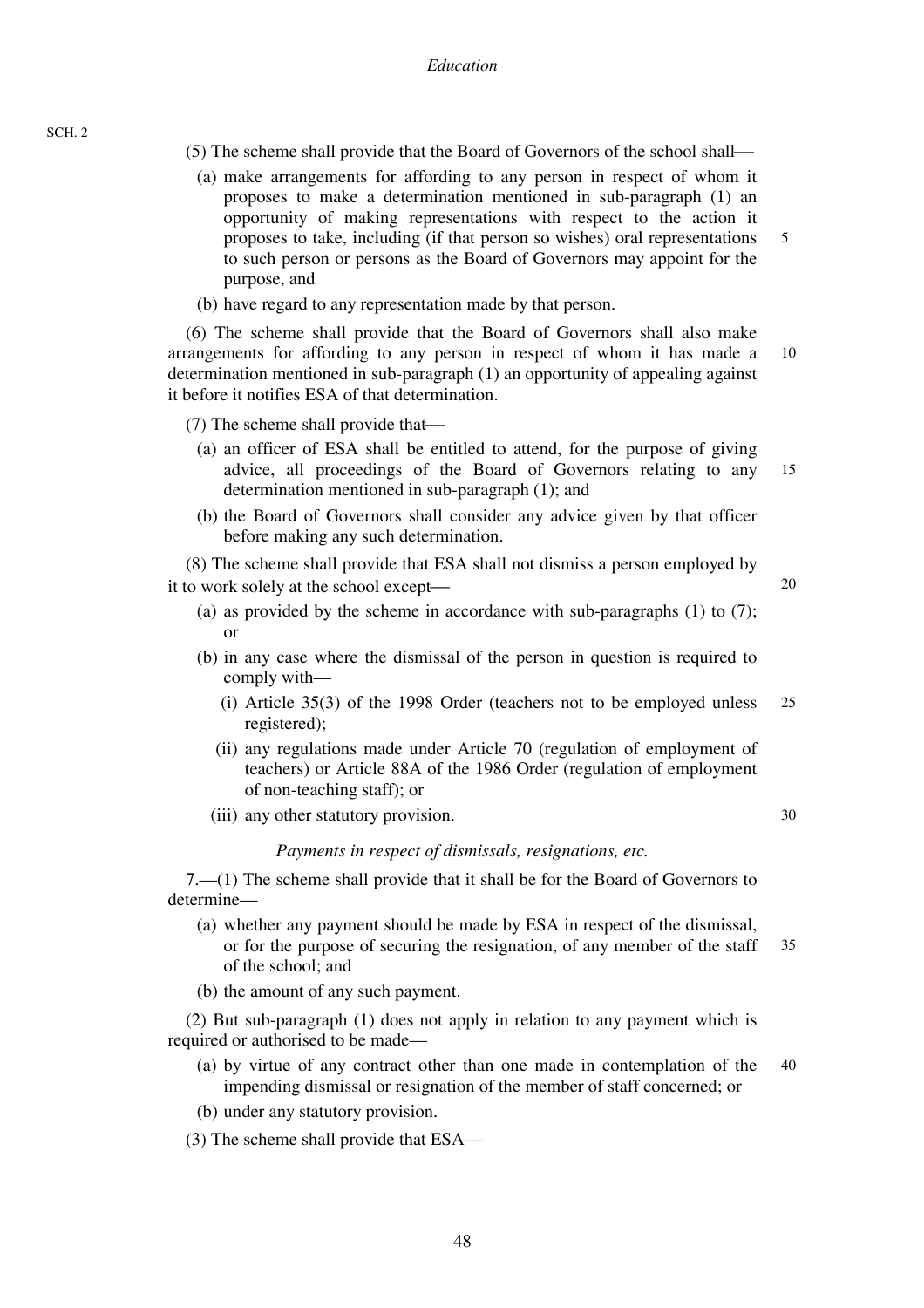(5) The scheme shall provide that the Board of Governors of the school shall—

(a) make arrangements for affording to any person in respect of whom it proposes to make a determination mentioned in sub-paragraph (1) an opportunity of making representations with respect to the action it proposes to take, including (if that person so wishes) oral representations to such person or persons as the Board of Governors may appoint for the purpose, and

(b) have regard to any representation made by that person.

(6) The scheme shall provide that the Board of Governors shall also make arrangements for affording to any person in respect of whom it has made a determination mentioned in sub-paragraph (1) an opportunity of appealing against it before it notifies ESA of that determination.

(7) The scheme shall provide that—

(a) an officer of ESA shall be entitled to attend, for the purpose of giving advice, all proceedings of the Board of Governors relating to any determination mentioned in sub-paragraph (1); and

(b) the Board of Governors shall consider any advice given by that officer before making any such determination.

(8) The scheme shall provide that ESA shall not dismiss a person employed by it to work solely at the school except—

(a) as provided by the scheme in accordance with sub-paragraphs (1) to (7); or

(b) in any case where the dismissal of the person in question is required to comply with—

(i) Article 35(3) of the 1998 Order (teachers not to be employed unless registered);

(ii) any regulations made under Article 70 (regulation of employment of teachers) or Article 88A of the 1986 Order (regulation of employment of non-teaching staff); or

(iii) any other statutory provision.

*Payments in respect of dismissals, resignations, etc.*

7.—(1) The scheme shall provide that it shall be for the Board of Governors to determine—

(a) whether any payment should be made by ESA in respect of the dismissal, or for the purpose of securing the resignation, of any member of the staff of the school; and

(b) the amount of any such payment.

(2) But sub-paragraph (1) does not apply in relation to any payment which is required or authorised to be made—

(a) by virtue of any contract other than one made in contemplation of the impending dismissal or resignation of the member of staff concerned; or

(b) under any statutory provision.

(3) The scheme shall provide that ESA—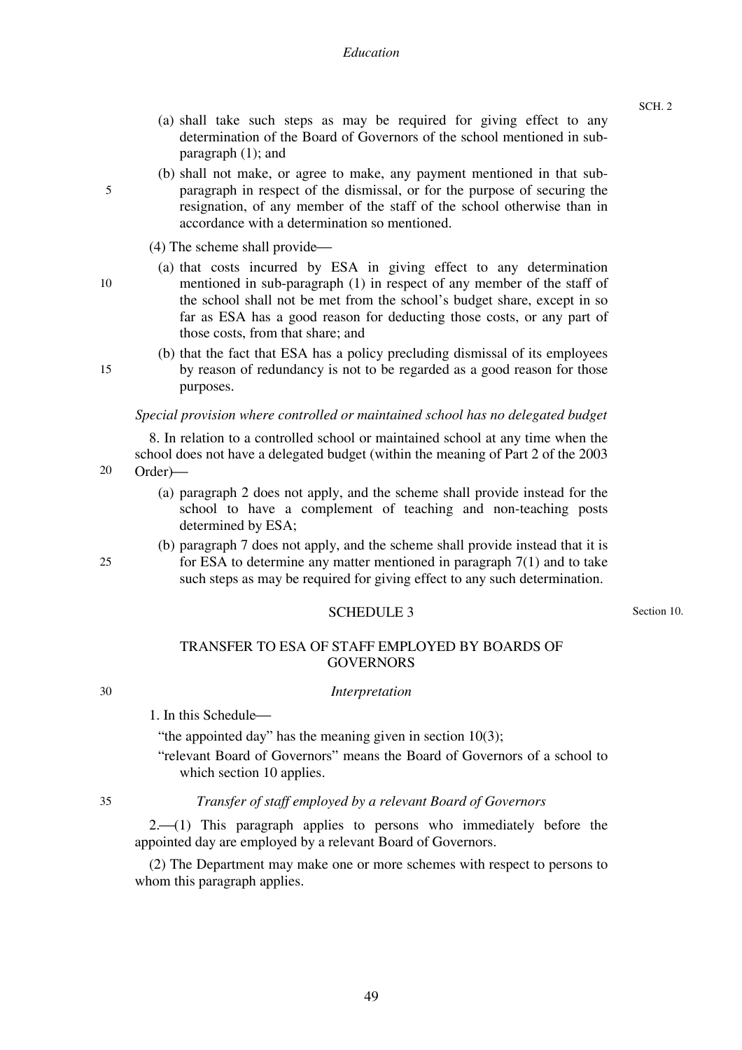(a) shall take such steps as may be required for giving effect to any determination of the Board of Governors of the school mentioned in sub-paragraph (1); and

(b) shall not make, or agree to make, any payment mentioned in that sub-paragraph in respect of the dismissal, or for the purpose of securing the resignation, of any member of the staff of the school otherwise than in accordance with a determination so mentioned.

(4) The scheme shall provide—

(a) that costs incurred by ESA in giving effect to any determination mentioned in sub-paragraph (1) in respect of any member of the staff of the school shall not be met from the school's budget share, except in so far as ESA has a good reason for deducting those costs, or any part of those costs, from that share; and

(b) that the fact that ESA has a policy precluding dismissal of its employees by reason of redundancy is not to be regarded as a good reason for those purposes.

*Special provision where controlled or maintained school has no delegated budget*

8. In relation to a controlled school or maintained school at any time when the school does not have a delegated budget (within the meaning of Part 2 of the 2003 Order)—

(a) paragraph 2 does not apply, and the scheme shall provide instead for the school to have a complement of teaching and non-teaching posts determined by ESA;

(b) paragraph 7 does not apply, and the scheme shall provide instead that it is for ESA to determine any matter mentioned in paragraph 7(1) and to take such steps as may be required for giving effect to any such determination.

## SCHEDULE 3

Section 10.

## TRANSFER TO ESA OF STAFF EMPLOYED BY BOARDS OF GOVERNORS

*Interpretation*

1. In this Schedule—

"the appointed day" has the meaning given in section 10(3);

"relevant Board of Governors" means the Board of Governors of a school to which section 10 applies.

*Transfer of staff employed by a relevant Board of Governors*

2.—(1) This paragraph applies to persons who immediately before the appointed day are employed by a relevant Board of Governors.

(2) The Department may make one or more schemes with respect to persons to whom this paragraph applies.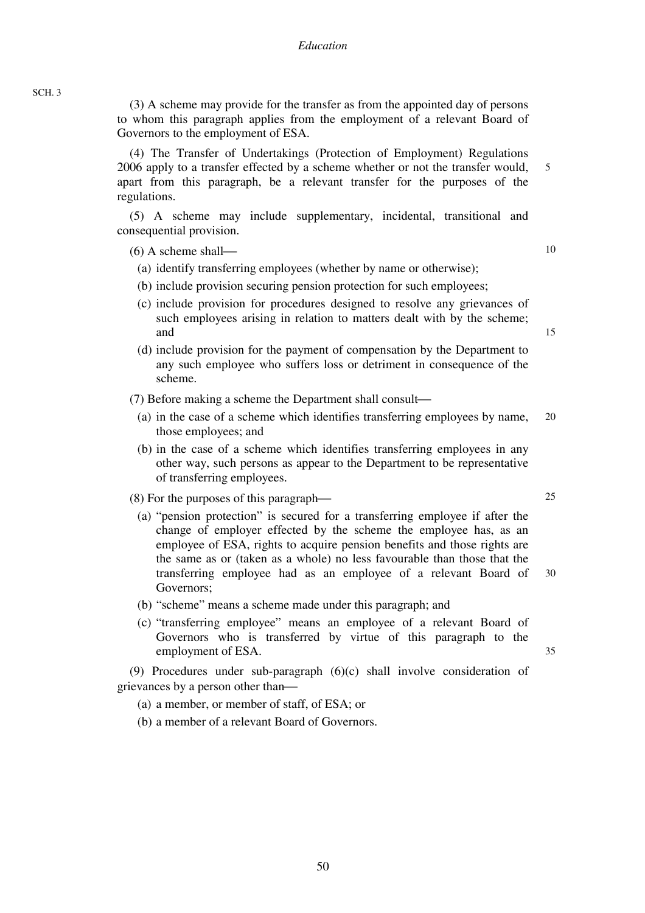(3) A scheme may provide for the transfer as from the appointed day of persons to whom this paragraph applies from the employment of a relevant Board of Governors to the employment of ESA.

(4) The Transfer of Undertakings (Protection of Employment) Regulations 2006 apply to a transfer effected by a scheme whether or not the transfer would, apart from this paragraph, be a relevant transfer for the purposes of the regulations.

(5) A scheme may include supplementary, incidental, transitional and consequential provision.

(6) A scheme shall—

- (a) identify transferring employees (whether by name or otherwise);
- (b) include provision securing pension protection for such employees;
- (c) include provision for procedures designed to resolve any grievances of such employees arising in relation to matters dealt with by the scheme; and
- (d) include provision for the payment of compensation by the Department to any such employee who suffers loss or detriment in consequence of the scheme.

(7) Before making a scheme the Department shall consult—

- (a) in the case of a scheme which identifies transferring employees by name, those employees; and
- (b) in the case of a scheme which identifies transferring employees in any other way, such persons as appear to the Department to be representative of transferring employees.

(8) For the purposes of this paragraph—

- (a) "pension protection" is secured for a transferring employee if after the change of employer effected by the scheme the employee has, as an employee of ESA, rights to acquire pension benefits and those rights are the same as or (taken as a whole) no less favourable than those that the transferring employee had as an employee of a relevant Board of Governors;
- (b) "scheme" means a scheme made under this paragraph; and
- (c) "transferring employee" means an employee of a relevant Board of Governors who is transferred by virtue of this paragraph to the employment of ESA.

(9) Procedures under sub-paragraph (6)(c) shall involve consideration of grievances by a person other than—

- (a) a member, or member of staff, of ESA; or
- (b) a member of a relevant Board of Governors.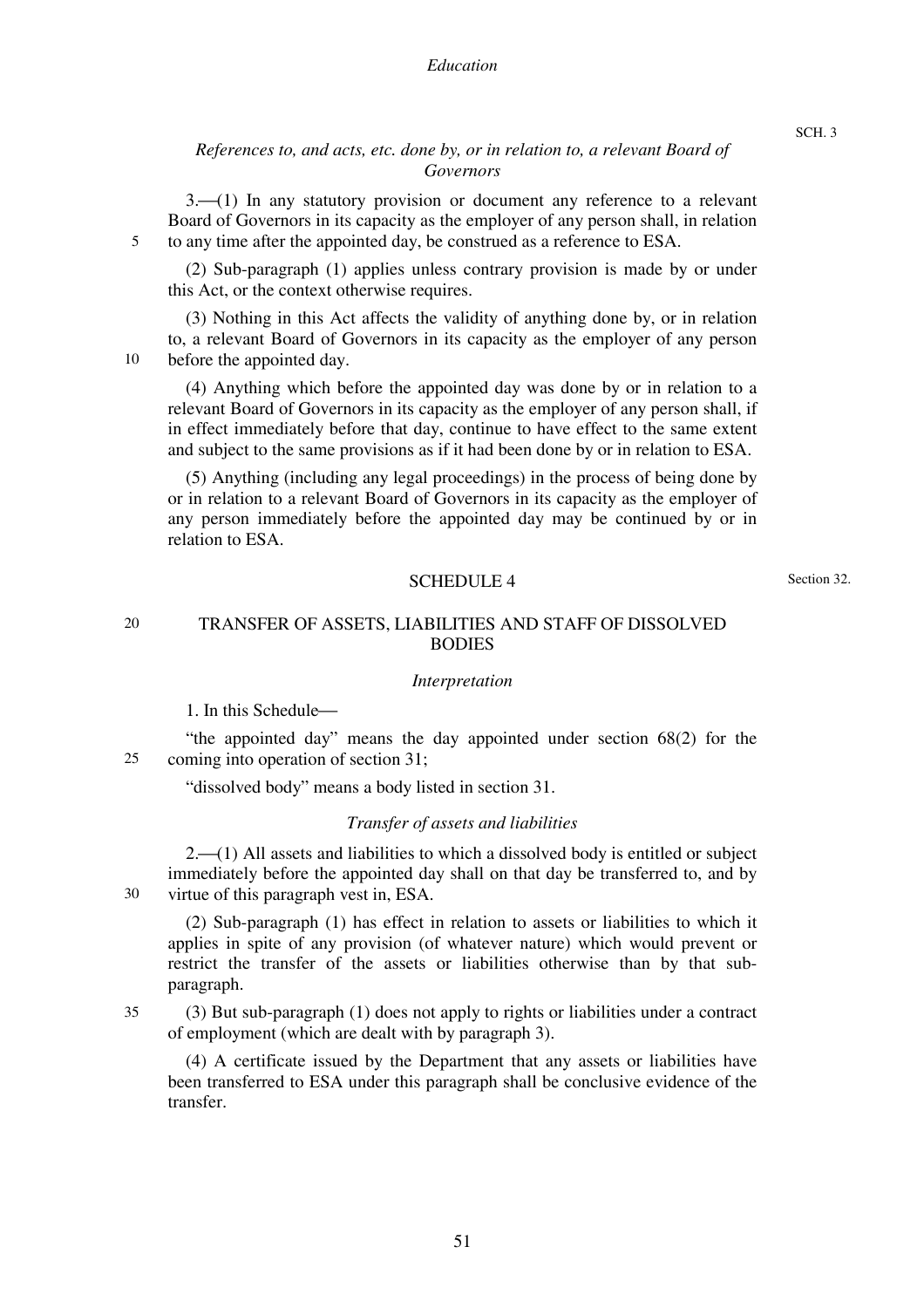*References to, and acts, etc. done by, or in relation to, a relevant Board of Governors*

3.—(1) In any statutory provision or document any reference to a relevant Board of Governors in its capacity as the employer of any person shall, in relation to any time after the appointed day, be construed as a reference to ESA.

(2) Sub-paragraph (1) applies unless contrary provision is made by or under this Act, or the context otherwise requires.

(3) Nothing in this Act affects the validity of anything done by, or in relation to, a relevant Board of Governors in its capacity as the employer of any person before the appointed day.

(4) Anything which before the appointed day was done by or in relation to a relevant Board of Governors in its capacity as the employer of any person shall, if in effect immediately before that day, continue to have effect to the same extent and subject to the same provisions as if it had been done by or in relation to ESA.

(5) Anything (including any legal proceedings) in the process of being done by or in relation to a relevant Board of Governors in its capacity as the employer of any person immediately before the appointed day may be continued by or in relation to ESA.

## SCHEDULE 4

Section 32.

## TRANSFER OF ASSETS, LIABILITIES AND STAFF OF DISSOLVED BODIES

*Interpretation*

1. In this Schedule—

"the appointed day" means the day appointed under section 68(2) for the coming into operation of section 31;

"dissolved body" means a body listed in section 31.

*Transfer of assets and liabilities*

2.—(1) All assets and liabilities to which a dissolved body is entitled or subject immediately before the appointed day shall on that day be transferred to, and by virtue of this paragraph vest in, ESA.

(2) Sub-paragraph (1) has effect in relation to assets or liabilities to which it applies in spite of any provision (of whatever nature) which would prevent or restrict the transfer of the assets or liabilities otherwise than by that sub-paragraph.

(3) But sub-paragraph (1) does not apply to rights or liabilities under a contract of employment (which are dealt with by paragraph 3).

(4) A certificate issued by the Department that any assets or liabilities have been transferred to ESA under this paragraph shall be conclusive evidence of the transfer.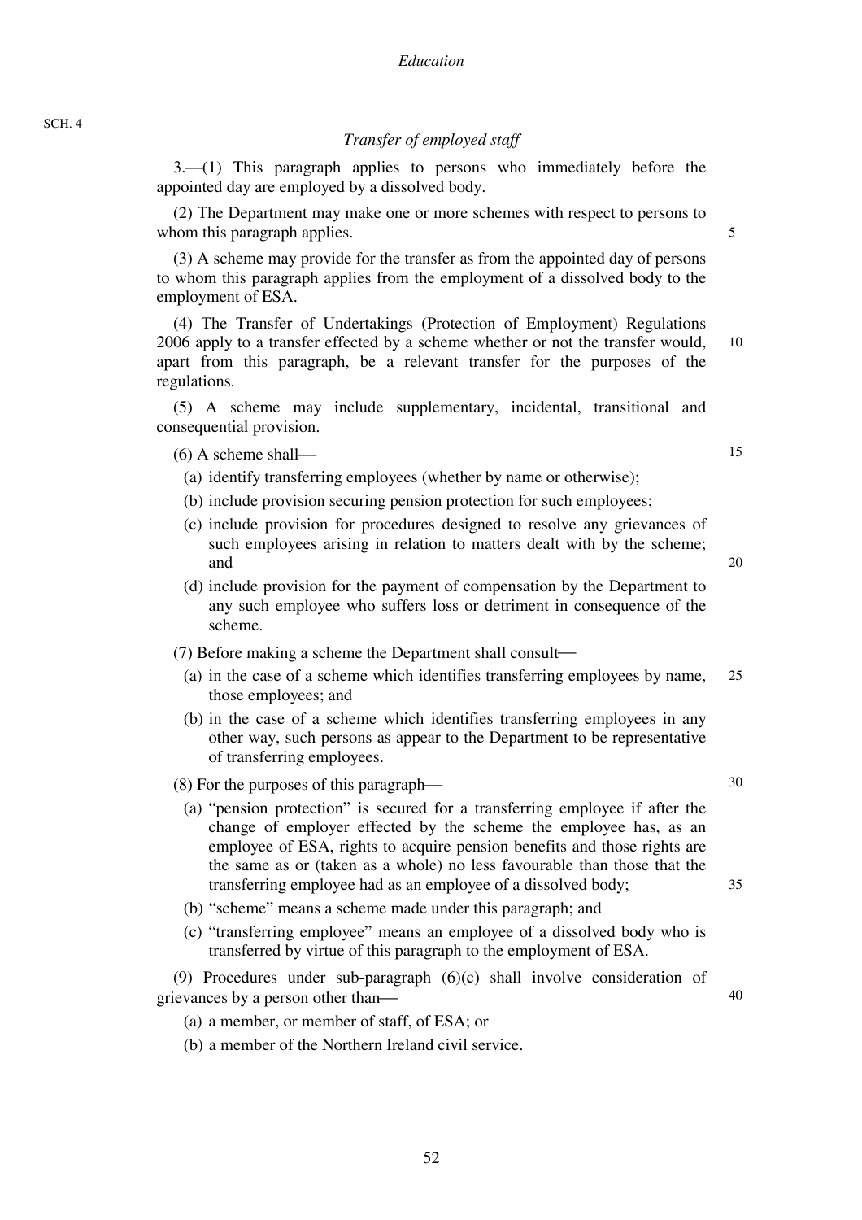### *Transfer of employed staff*

3.—(1) This paragraph applies to persons who immediately before the appointed day are employed by a dissolved body.

(2) The Department may make one or more schemes with respect to persons to whom this paragraph applies.

(3) A scheme may provide for the transfer as from the appointed day of persons to whom this paragraph applies from the employment of a dissolved body to the employment of ESA.

(4) The Transfer of Undertakings (Protection of Employment) Regulations 2006 apply to a transfer effected by a scheme whether or not the transfer would, apart from this paragraph, be a relevant transfer for the purposes of the regulations.

(5) A scheme may include supplementary, incidental, transitional and consequential provision.

(6) A scheme shall—

- (a) identify transferring employees (whether by name or otherwise);
- (b) include provision securing pension protection for such employees;
- (c) include provision for procedures designed to resolve any grievances of such employees arising in relation to matters dealt with by the scheme; and
- (d) include provision for the payment of compensation by the Department to any such employee who suffers loss or detriment in consequence of the scheme.

(7) Before making a scheme the Department shall consult—

- (a) in the case of a scheme which identifies transferring employees by name, those employees; and
- (b) in the case of a scheme which identifies transferring employees in any other way, such persons as appear to the Department to be representative of transferring employees.

(8) For the purposes of this paragraph—

- (a) "pension protection" is secured for a transferring employee if after the change of employer effected by the scheme the employee has, as an employee of ESA, rights to acquire pension benefits and those rights are the same as or (taken as a whole) no less favourable than those that the transferring employee had as an employee of a dissolved body;
- (b) "scheme" means a scheme made under this paragraph; and
- (c) "transferring employee" means an employee of a dissolved body who is transferred by virtue of this paragraph to the employment of ESA.

(9) Procedures under sub-paragraph (6)(c) shall involve consideration of grievances by a person other than—

- (a) a member, or member of staff, of ESA; or
- (b) a member of the Northern Ireland civil service.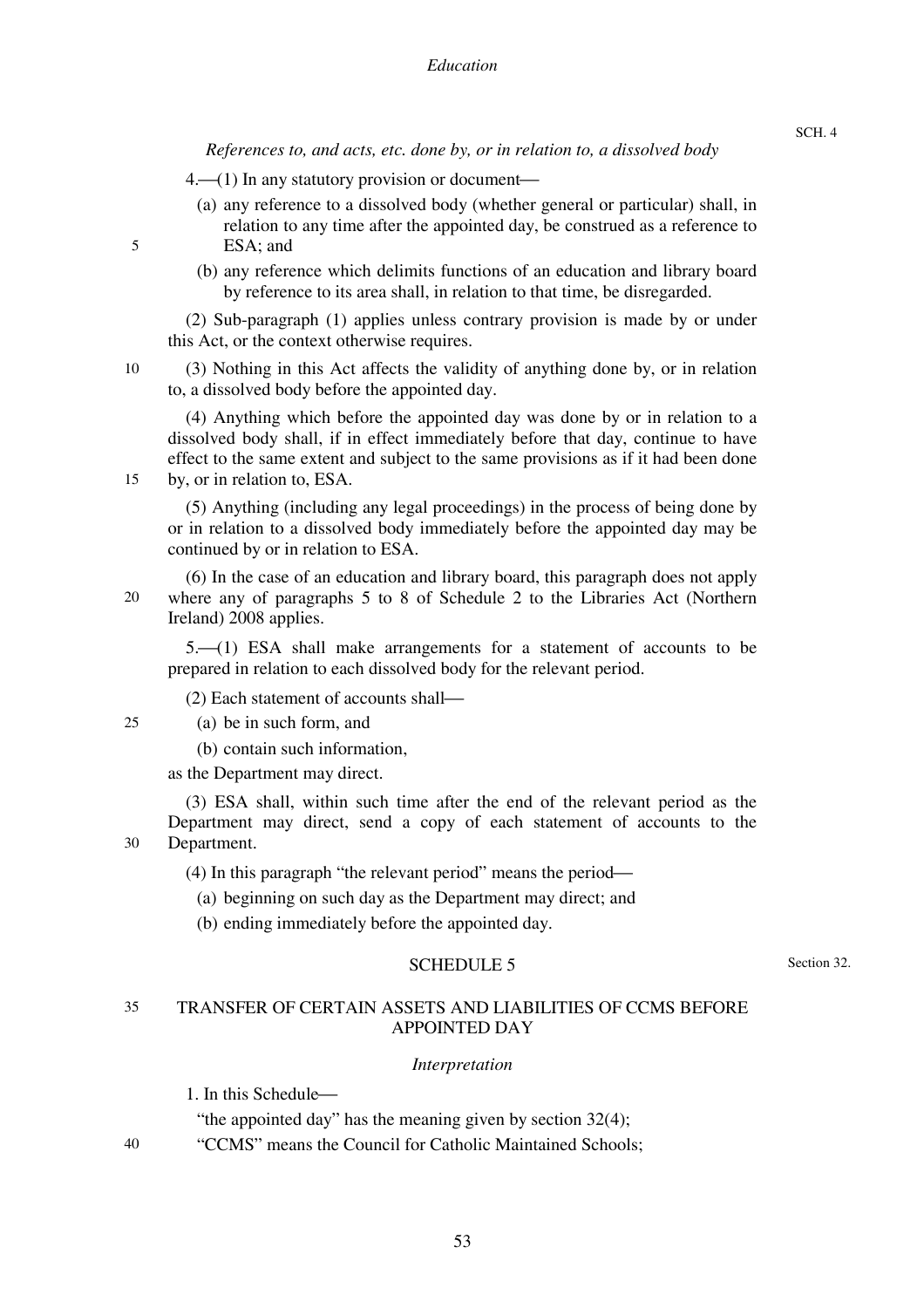*References to, and acts, etc. done by, or in relation to, a dissolved body*

4.—(1) In any statutory provision or document—

(a) any reference to a dissolved body (whether general or particular) shall, in relation to any time after the appointed day, be construed as a reference to ESA; and

(b) any reference which delimits functions of an education and library board by reference to its area shall, in relation to that time, be disregarded.

(2) Sub-paragraph (1) applies unless contrary provision is made by or under this Act, or the context otherwise requires.

(3) Nothing in this Act affects the validity of anything done by, or in relation to, a dissolved body before the appointed day.

(4) Anything which before the appointed day was done by or in relation to a dissolved body shall, if in effect immediately before that day, continue to have effect to the same extent and subject to the same provisions as if it had been done by, or in relation to, ESA.

(5) Anything (including any legal proceedings) in the process of being done by or in relation to a dissolved body immediately before the appointed day may be continued by or in relation to ESA.

(6) In the case of an education and library board, this paragraph does not apply where any of paragraphs 5 to 8 of Schedule 2 to the Libraries Act (Northern Ireland) 2008 applies.

5.—(1) ESA shall make arrangements for a statement of accounts to be prepared in relation to each dissolved body for the relevant period.

(2) Each statement of accounts shall—

(a) be in such form, and

(b) contain such information,

as the Department may direct.

(3) ESA shall, within such time after the end of the relevant period as the Department may direct, send a copy of each statement of accounts to the Department.

(4) In this paragraph "the relevant period" means the period—

(a) beginning on such day as the Department may direct; and

(b) ending immediately before the appointed day.

## SCHEDULE 5

Section 32.

## TRANSFER OF CERTAIN ASSETS AND LIABILITIES OF CCMS BEFORE APPOINTED DAY

*Interpretation*

1. In this Schedule—

"the appointed day" has the meaning given by section 32(4);

"CCMS" means the Council for Catholic Maintained Schools;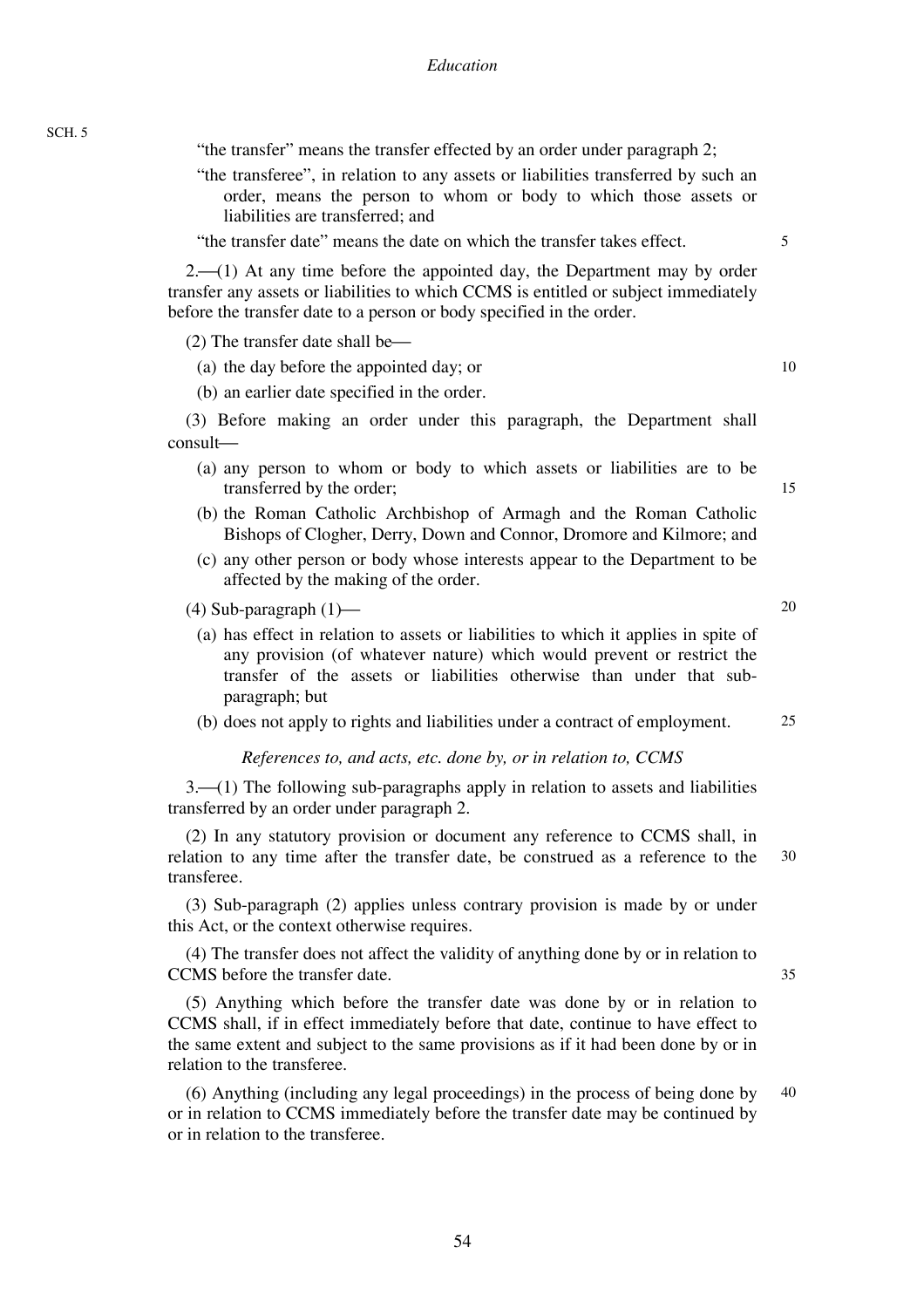"the transfer" means the transfer effected by an order under paragraph 2;

"the transferee", in relation to any assets or liabilities transferred by such an order, means the person to whom or body to which those assets or liabilities are transferred; and

"the transfer date" means the date on which the transfer takes effect.

2.—(1) At any time before the appointed day, the Department may by order transfer any assets or liabilities to which CCMS is entitled or subject immediately before the transfer date to a person or body specified in the order.

(2) The transfer date shall be—

(a) the day before the appointed day; or

(b) an earlier date specified in the order.

(3) Before making an order under this paragraph, the Department shall consult—

(a) any person to whom or body to which assets or liabilities are to be transferred by the order;

(b) the Roman Catholic Archbishop of Armagh and the Roman Catholic Bishops of Clogher, Derry, Down and Connor, Dromore and Kilmore; and

(c) any other person or body whose interests appear to the Department to be affected by the making of the order.

(4) Sub-paragraph (1)—

(a) has effect in relation to assets or liabilities to which it applies in spite of any provision (of whatever nature) which would prevent or restrict the transfer of the assets or liabilities otherwise than under that sub-paragraph; but

(b) does not apply to rights and liabilities under a contract of employment.

*References to, and acts, etc. done by, or in relation to, CCMS*

3.—(1) The following sub-paragraphs apply in relation to assets and liabilities transferred by an order under paragraph 2.

(2) In any statutory provision or document any reference to CCMS shall, in relation to any time after the transfer date, be construed as a reference to the transferee.

(3) Sub-paragraph (2) applies unless contrary provision is made by or under this Act, or the context otherwise requires.

(4) The transfer does not affect the validity of anything done by or in relation to CCMS before the transfer date.

(5) Anything which before the transfer date was done by or in relation to CCMS shall, if in effect immediately before that date, continue to have effect to the same extent and subject to the same provisions as if it had been done by or in relation to the transferee.

(6) Anything (including any legal proceedings) in the process of being done by or in relation to CCMS immediately before the transfer date may be continued by or in relation to the transferee.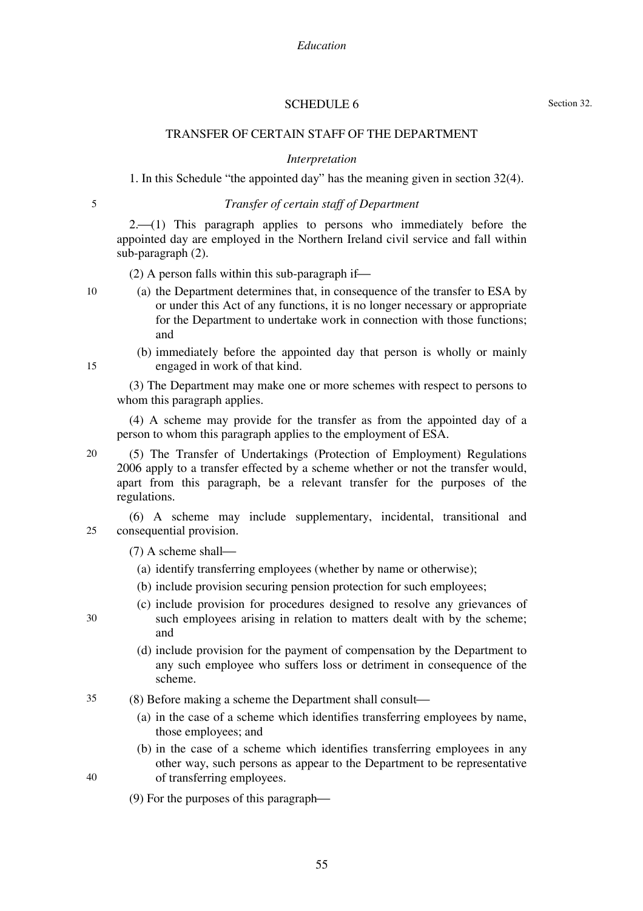## SCHEDULE 6

Section 32.

### TRANSFER OF CERTAIN STAFF OF THE DEPARTMENT

*Interpretation*

1. In this Schedule "the appointed day" has the meaning given in section 32(4).

*Transfer of certain staff of Department*

2.—(1) This paragraph applies to persons who immediately before the appointed day are employed in the Northern Ireland civil service and fall within sub-paragraph (2).

(2) A person falls within this sub-paragraph if—

(a) the Department determines that, in consequence of the transfer to ESA by or under this Act of any functions, it is no longer necessary or appropriate for the Department to undertake work in connection with those functions; and

(b) immediately before the appointed day that person is wholly or mainly engaged in work of that kind.

(3) The Department may make one or more schemes with respect to persons to whom this paragraph applies.

(4) A scheme may provide for the transfer as from the appointed day of a person to whom this paragraph applies to the employment of ESA.

(5) The Transfer of Undertakings (Protection of Employment) Regulations 2006 apply to a transfer effected by a scheme whether or not the transfer would, apart from this paragraph, be a relevant transfer for the purposes of the regulations.

(6) A scheme may include supplementary, incidental, transitional and consequential provision.

(7) A scheme shall—

(a) identify transferring employees (whether by name or otherwise);

(b) include provision securing pension protection for such employees;

(c) include provision for procedures designed to resolve any grievances of such employees arising in relation to matters dealt with by the scheme; and

(d) include provision for the payment of compensation by the Department to any such employee who suffers loss or detriment in consequence of the scheme.

(8) Before making a scheme the Department shall consult—

(a) in the case of a scheme which identifies transferring employees by name, those employees; and

(b) in the case of a scheme which identifies transferring employees in any other way, such persons as appear to the Department to be representative of transferring employees.

(9) For the purposes of this paragraph—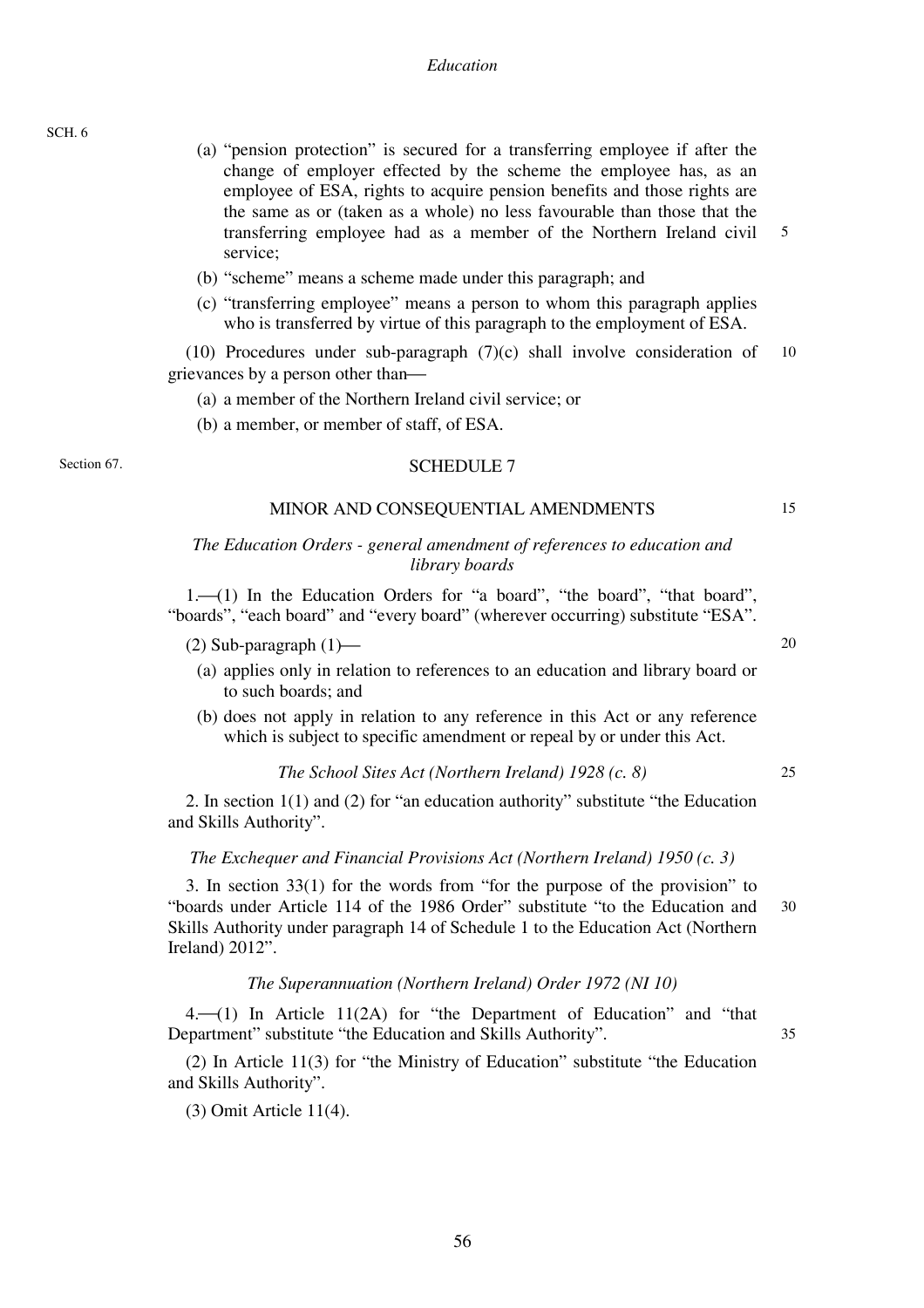(a) "pension protection" is secured for a transferring employee if after the change of employer effected by the scheme the employee has, as an employee of ESA, rights to acquire pension benefits and those rights are the same as or (taken as a whole) no less favourable than those that the transferring employee had as a member of the Northern Ireland civil service;

(b) "scheme" means a scheme made under this paragraph; and

(c) "transferring employee" means a person to whom this paragraph applies who is transferred by virtue of this paragraph to the employment of ESA.

(10) Procedures under sub-paragraph (7)(c) shall involve consideration of grievances by a person other than—

(a) a member of the Northern Ireland civil service; or

(b) a member, or member of staff, of ESA.

Section 67.

## SCHEDULE 7

## MINOR AND CONSEQUENTIAL AMENDMENTS

*The Education Orders - general amendment of references to education and library boards*

1.—(1) In the Education Orders for "a board", "the board", "that board", "boards", "each board" and "every board" (wherever occurring) substitute "ESA".

(2) Sub-paragraph (1)—

(a) applies only in relation to references to an education and library board or to such boards; and

(b) does not apply in relation to any reference in this Act or any reference which is subject to specific amendment or repeal by or under this Act.

*The School Sites Act (Northern Ireland) 1928 (c. 8)*

2. In section 1(1) and (2) for "an education authority" substitute "the Education and Skills Authority".

*The Exchequer and Financial Provisions Act (Northern Ireland) 1950 (c. 3)*

3. In section 33(1) for the words from "for the purpose of the provision" to "boards under Article 114 of the 1986 Order" substitute "to the Education and Skills Authority under paragraph 14 of Schedule 1 to the Education Act (Northern Ireland) 2012".

*The Superannuation (Northern Ireland) Order 1972 (NI 10)*

4.—(1) In Article 11(2A) for "the Department of Education" and "that Department" substitute "the Education and Skills Authority".

(2) In Article 11(3) for "the Ministry of Education" substitute "the Education and Skills Authority".

(3) Omit Article 11(4).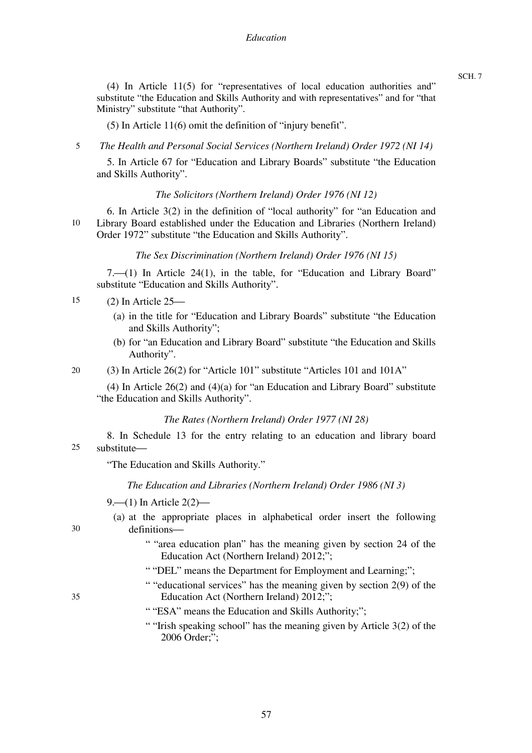(4) In Article 11(5) for "representatives of local education authorities and" substitute "the Education and Skills Authority and with representatives" and for "that Ministry" substitute "that Authority".

(5) In Article 11(6) omit the definition of "injury benefit".

*The Health and Personal Social Services (Northern Ireland) Order 1972 (NI 14)*

5. In Article 67 for "Education and Library Boards" substitute "the Education and Skills Authority".

*The Solicitors (Northern Ireland) Order 1976 (NI 12)*

6. In Article 3(2) in the definition of "local authority" for "an Education and Library Board established under the Education and Libraries (Northern Ireland) Order 1972" substitute "the Education and Skills Authority".

*The Sex Discrimination (Northern Ireland) Order 1976 (NI 15)*

7.—(1) In Article 24(1), in the table, for "Education and Library Board" substitute "Education and Skills Authority".

(2) In Article 25—

- (a) in the title for "Education and Library Boards" substitute "the Education and Skills Authority";
- (b) for "an Education and Library Board" substitute "the Education and Skills Authority".

(3) In Article 26(2) for "Article 101" substitute "Articles 101 and 101A"

(4) In Article 26(2) and (4)(a) for "an Education and Library Board" substitute "the Education and Skills Authority".

*The Rates (Northern Ireland) Order 1977 (NI 28)*

8. In Schedule 13 for the entry relating to an education and library board substitute—

"The Education and Skills Authority."

*The Education and Libraries (Northern Ireland) Order 1986 (NI 3)*

9.—(1) In Article 2(2)—

- (a) at the appropriate places in alphabetical order insert the following definitions—
  - " "area education plan" has the meaning given by section 24 of the Education Act (Northern Ireland) 2012;";
  - " "DEL" means the Department for Employment and Learning;";
  - " "educational services" has the meaning given by section 2(9) of the Education Act (Northern Ireland) 2012;";
  - " "ESA" means the Education and Skills Authority;";
  - " "Irish speaking school" has the meaning given by Article 3(2) of the 2006 Order;";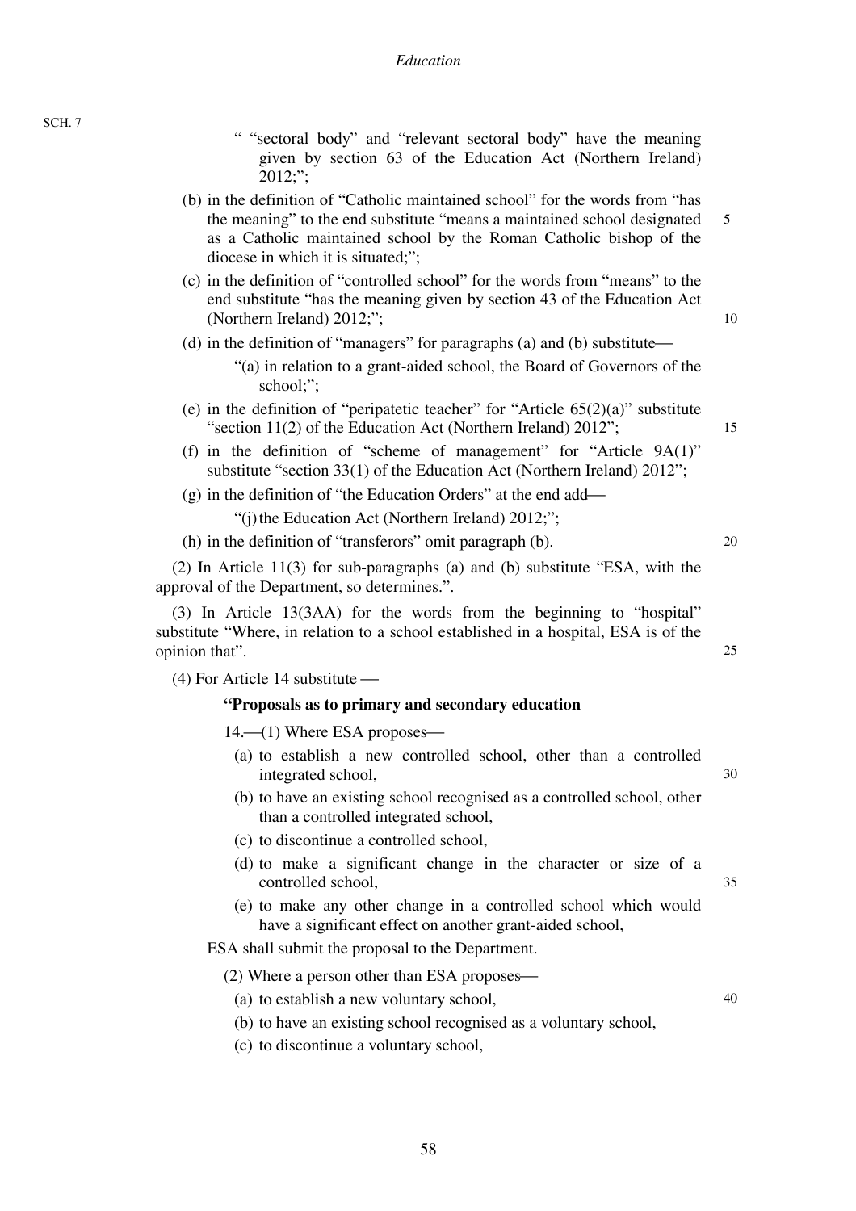" "sectoral body" and "relevant sectoral body" have the meaning given by section 63 of the Education Act (Northern Ireland) 2012;";

(b) in the definition of "Catholic maintained school" for the words from "has the meaning" to the end substitute "means a maintained school designated as a Catholic maintained school by the Roman Catholic bishop of the diocese in which it is situated;";

(c) in the definition of "controlled school" for the words from "means" to the end substitute "has the meaning given by section 43 of the Education Act (Northern Ireland) 2012;";

(d) in the definition of "managers" for paragraphs (a) and (b) substitute—

"(a) in relation to a grant-aided school, the Board of Governors of the school;";

(e) in the definition of "peripatetic teacher" for "Article 65(2)(a)" substitute "section 11(2) of the Education Act (Northern Ireland) 2012";

(f) in the definition of "scheme of management" for "Article 9A(1)" substitute "section 33(1) of the Education Act (Northern Ireland) 2012";

(g) in the definition of "the Education Orders" at the end add—

"(j) the Education Act (Northern Ireland) 2012;";

(h) in the definition of "transferors" omit paragraph (b).

(2) In Article 11(3) for sub-paragraphs (a) and (b) substitute "ESA, with the approval of the Department, so determines.".

(3) In Article 13(3AA) for the words from the beginning to "hospital" substitute "Where, in relation to a school established in a hospital, ESA is of the opinion that".

(4) For Article 14 substitute —

**"Proposals as to primary and secondary education**

14.—(1) Where ESA proposes—

(a) to establish a new controlled school, other than a controlled integrated school,

(b) to have an existing school recognised as a controlled school, other than a controlled integrated school,

(c) to discontinue a controlled school,

(d) to make a significant change in the character or size of a controlled school,

(e) to make any other change in a controlled school which would have a significant effect on another grant-aided school,

ESA shall submit the proposal to the Department.

(2) Where a person other than ESA proposes—

(a) to establish a new voluntary school,

(b) to have an existing school recognised as a voluntary school,

(c) to discontinue a voluntary school,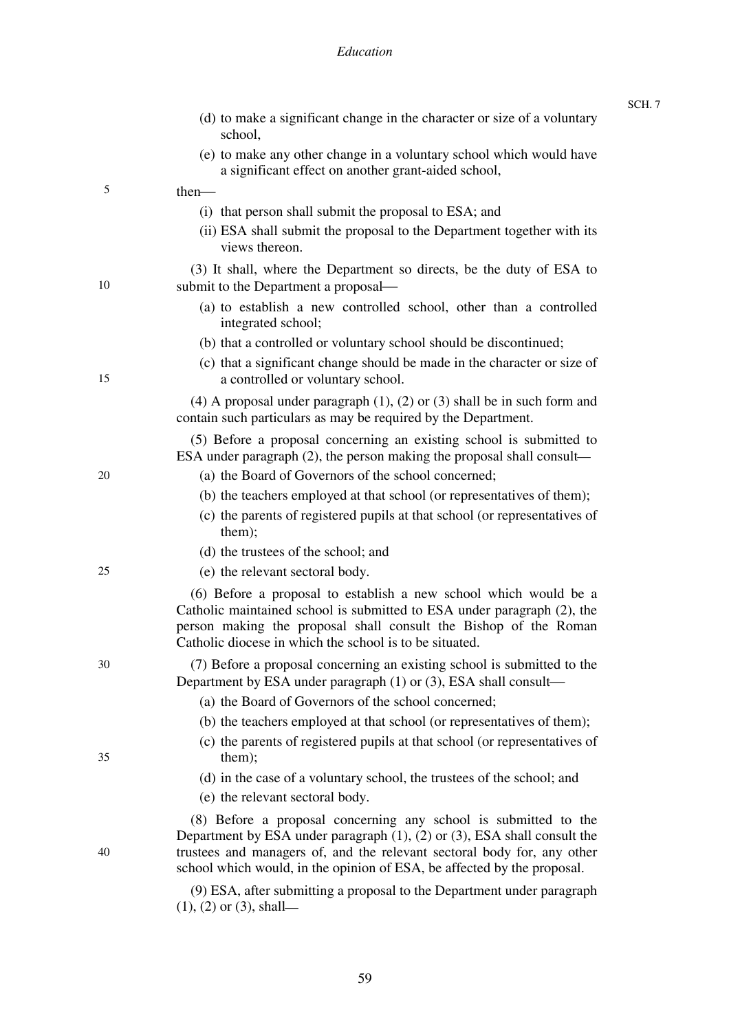(d) to make a significant change in the character or size of a voluntary school,

(e) to make any other change in a voluntary school which would have a significant effect on another grant-aided school,

then—

(i) that person shall submit the proposal to ESA; and

(ii) ESA shall submit the proposal to the Department together with its views thereon.

(3) It shall, where the Department so directs, be the duty of ESA to submit to the Department a proposal—

(a) to establish a new controlled school, other than a controlled integrated school;

(b) that a controlled or voluntary school should be discontinued;

(c) that a significant change should be made in the character or size of a controlled or voluntary school.

(4) A proposal under paragraph (1), (2) or (3) shall be in such form and contain such particulars as may be required by the Department.

(5) Before a proposal concerning an existing school is submitted to ESA under paragraph (2), the person making the proposal shall consult—

(a) the Board of Governors of the school concerned;

(b) the teachers employed at that school (or representatives of them);

(c) the parents of registered pupils at that school (or representatives of them);

(d) the trustees of the school; and

(e) the relevant sectoral body.

(6) Before a proposal to establish a new school which would be a Catholic maintained school is submitted to ESA under paragraph (2), the person making the proposal shall consult the Bishop of the Roman Catholic diocese in which the school is to be situated.

(7) Before a proposal concerning an existing school is submitted to the Department by ESA under paragraph (1) or (3), ESA shall consult—

(a) the Board of Governors of the school concerned;

(b) the teachers employed at that school (or representatives of them);

(c) the parents of registered pupils at that school (or representatives of them);

(d) in the case of a voluntary school, the trustees of the school; and

(e) the relevant sectoral body.

(8) Before a proposal concerning any school is submitted to the Department by ESA under paragraph (1), (2) or (3), ESA shall consult the trustees and managers of, and the relevant sectoral body for, any other school which would, in the opinion of ESA, be affected by the proposal.

(9) ESA, after submitting a proposal to the Department under paragraph (1), (2) or (3), shall—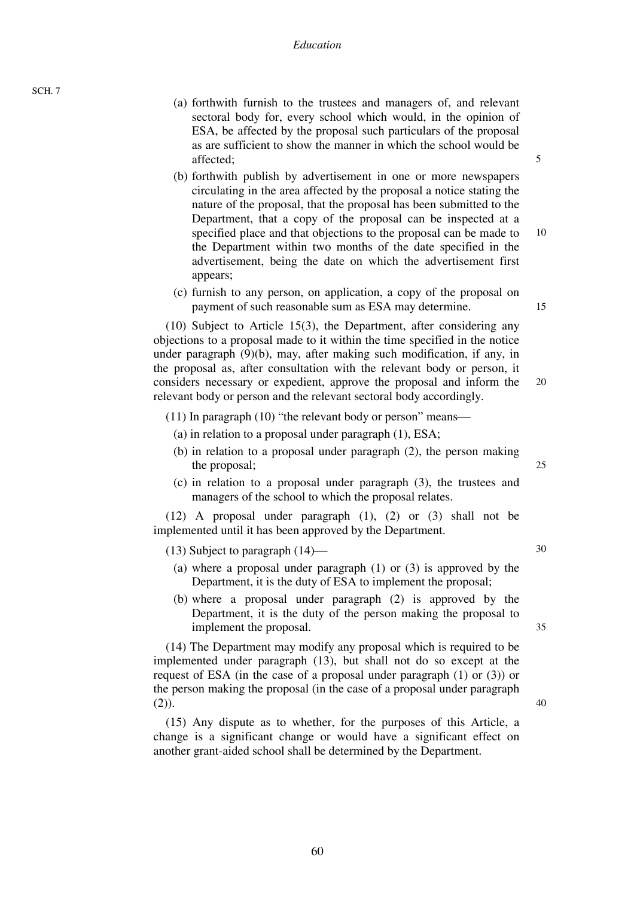(a) forthwith furnish to the trustees and managers of, and relevant sectoral body for, every school which would, in the opinion of ESA, be affected by the proposal such particulars of the proposal as are sufficient to show the manner in which the school would be affected;

(b) forthwith publish by advertisement in one or more newspapers circulating in the area affected by the proposal a notice stating the nature of the proposal, that the proposal has been submitted to the Department, that a copy of the proposal can be inspected at a specified place and that objections to the proposal can be made to the Department within two months of the date specified in the advertisement, being the date on which the advertisement first appears;

(c) furnish to any person, on application, a copy of the proposal on payment of such reasonable sum as ESA may determine.

(10) Subject to Article 15(3), the Department, after considering any objections to a proposal made to it within the time specified in the notice under paragraph (9)(b), may, after making such modification, if any, in the proposal as, after consultation with the relevant body or person, it considers necessary or expedient, approve the proposal and inform the relevant body or person and the relevant sectoral body accordingly.

(11) In paragraph (10) "the relevant body or person" means—

(a) in relation to a proposal under paragraph (1), ESA;

(b) in relation to a proposal under paragraph (2), the person making the proposal;

(c) in relation to a proposal under paragraph (3), the trustees and managers of the school to which the proposal relates.

(12) A proposal under paragraph (1), (2) or (3) shall not be implemented until it has been approved by the Department.

(13) Subject to paragraph (14)—

(a) where a proposal under paragraph (1) or (3) is approved by the Department, it is the duty of ESA to implement the proposal;

(b) where a proposal under paragraph (2) is approved by the Department, it is the duty of the person making the proposal to implement the proposal.

(14) The Department may modify any proposal which is required to be implemented under paragraph (13), but shall not do so except at the request of ESA (in the case of a proposal under paragraph (1) or (3)) or the person making the proposal (in the case of a proposal under paragraph (2)).

(15) Any dispute as to whether, for the purposes of this Article, a change is a significant change or would have a significant effect on another grant-aided school shall be determined by the Department.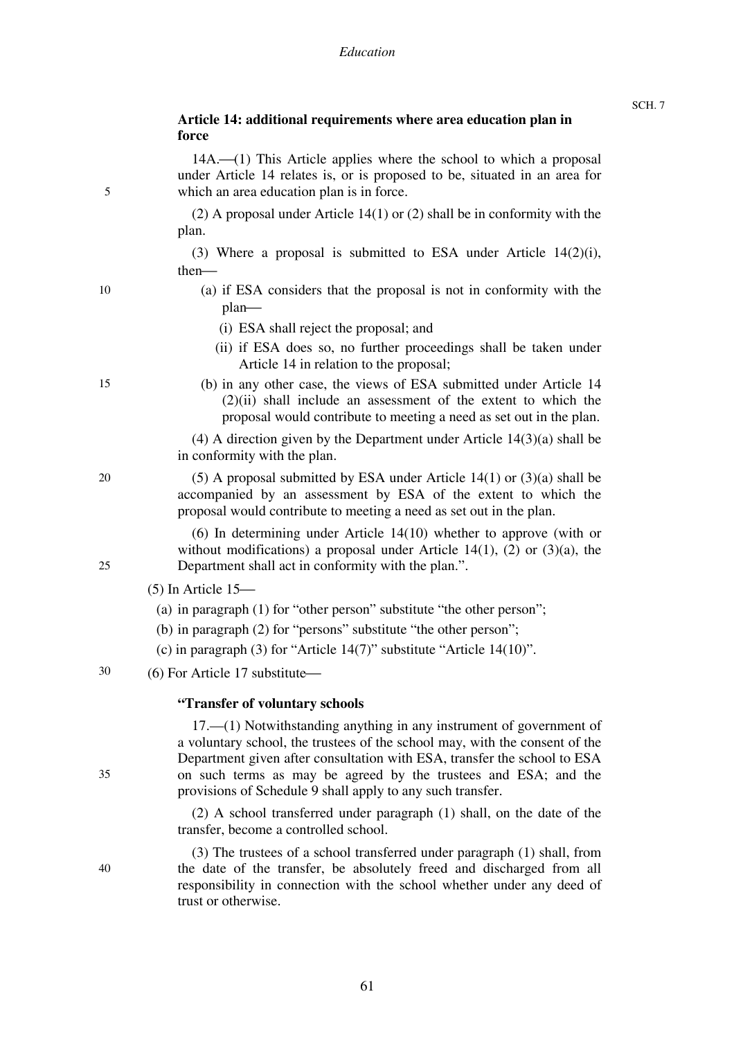**Article 14: additional requirements where area education plan in force**

14A.—(1) This Article applies where the school to which a proposal under Article 14 relates is, or is proposed to be, situated in an area for which an area education plan is in force.

(2) A proposal under Article 14(1) or (2) shall be in conformity with the plan.

(3) Where a proposal is submitted to ESA under Article 14(2)(i), then—

- (a) if ESA considers that the proposal is not in conformity with the plan—
  - (i) ESA shall reject the proposal; and
  - (ii) if ESA does so, no further proceedings shall be taken under Article 14 in relation to the proposal;
- (b) in any other case, the views of ESA submitted under Article 14 (2)(ii) shall include an assessment of the extent to which the proposal would contribute to meeting a need as set out in the plan.

(4) A direction given by the Department under Article 14(3)(a) shall be in conformity with the plan.

(5) A proposal submitted by ESA under Article 14(1) or (3)(a) shall be accompanied by an assessment by ESA of the extent to which the proposal would contribute to meeting a need as set out in the plan.

(6) In determining under Article 14(10) whether to approve (with or without modifications) a proposal under Article 14(1), (2) or (3)(a), the Department shall act in conformity with the plan.".

(5) In Article 15—

- (a) in paragraph (1) for "other person" substitute "the other person";
- (b) in paragraph (2) for "persons" substitute "the other person";
- (c) in paragraph (3) for "Article 14(7)" substitute "Article 14(10)".

(6) For Article 17 substitute—

**"Transfer of voluntary schools**

17.—(1) Notwithstanding anything in any instrument of government of a voluntary school, the trustees of the school may, with the consent of the Department given after consultation with ESA, transfer the school to ESA on such terms as may be agreed by the trustees and ESA; and the provisions of Schedule 9 shall apply to any such transfer.

(2) A school transferred under paragraph (1) shall, on the date of the transfer, become a controlled school.

(3) The trustees of a school transferred under paragraph (1) shall, from the date of the transfer, be absolutely freed and discharged from all responsibility in connection with the school whether under any deed of trust or otherwise.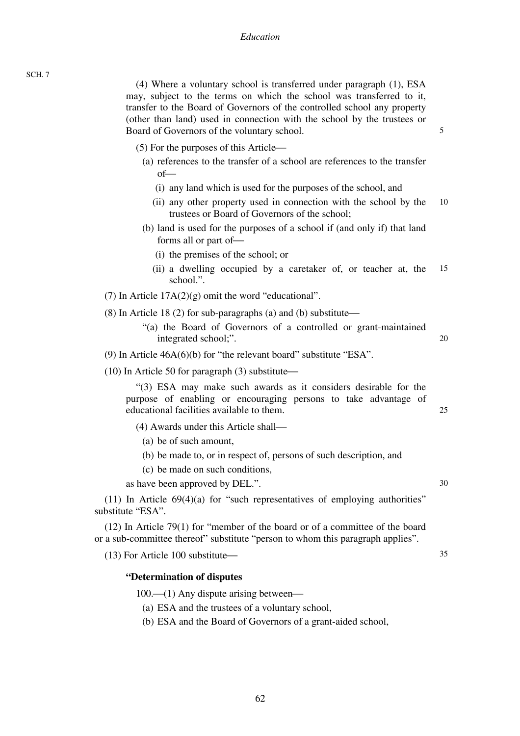(4) Where a voluntary school is transferred under paragraph (1), ESA may, subject to the terms on which the school was transferred to it, transfer to the Board of Governors of the controlled school any property (other than land) used in connection with the school by the trustees or Board of Governors of the voluntary school.

(5) For the purposes of this Article—

(a) references to the transfer of a school are references to the transfer of—

(i) any land which is used for the purposes of the school, and

(ii) any other property used in connection with the school by the trustees or Board of Governors of the school;

(b) land is used for the purposes of a school if (and only if) that land forms all or part of—

(i) the premises of the school; or

(ii) a dwelling occupied by a caretaker of, or teacher at, the school.".

(7) In Article 17A(2)(g) omit the word "educational".

(8) In Article 18 (2) for sub-paragraphs (a) and (b) substitute—

"(a) the Board of Governors of a controlled or grant-maintained integrated school;".

(9) In Article 46A(6)(b) for "the relevant board" substitute "ESA".

(10) In Article 50 for paragraph (3) substitute—

"(3) ESA may make such awards as it considers desirable for the purpose of enabling or encouraging persons to take advantage of educational facilities available to them.

(4) Awards under this Article shall—

(a) be of such amount,

(b) be made to, or in respect of, persons of such description, and

(c) be made on such conditions,

as have been approved by DEL.".

(11) In Article 69(4)(a) for "such representatives of employing authorities" substitute "ESA".

(12) In Article 79(1) for "member of the board or of a committee of the board or a sub-committee thereof" substitute "person to whom this paragraph applies".

(13) For Article 100 substitute—

**"Determination of disputes**

100.—(1) Any dispute arising between—

(a) ESA and the trustees of a voluntary school,

(b) ESA and the Board of Governors of a grant-aided school,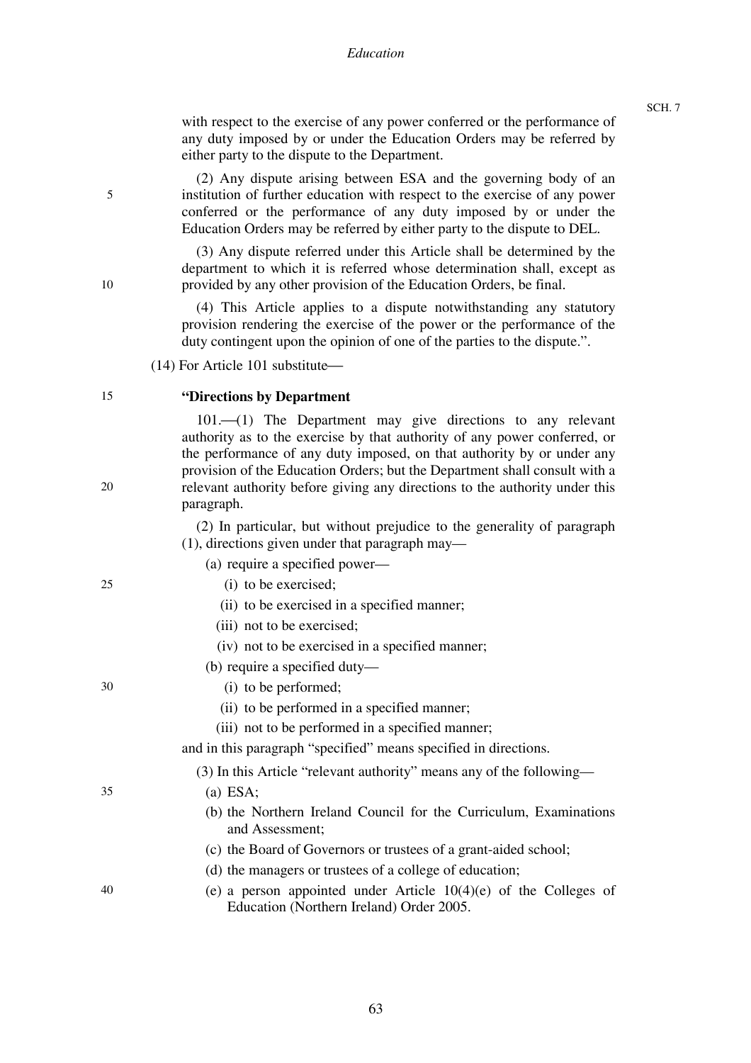with respect to the exercise of any power conferred or the performance of any duty imposed by or under the Education Orders may be referred by either party to the dispute to the Department.

(2) Any dispute arising between ESA and the governing body of an institution of further education with respect to the exercise of any power conferred or the performance of any duty imposed by or under the Education Orders may be referred by either party to the dispute to DEL.

(3) Any dispute referred under this Article shall be determined by the department to which it is referred whose determination shall, except as provided by any other provision of the Education Orders, be final.

(4) This Article applies to a dispute notwithstanding any statutory provision rendering the exercise of the power or the performance of the duty contingent upon the opinion of one of the parties to the dispute.".

(14) For Article 101 substitute—

**"Directions by Department**

101.—(1) The Department may give directions to any relevant authority as to the exercise by that authority of any power conferred, or the performance of any duty imposed, on that authority by or under any provision of the Education Orders; but the Department shall consult with a relevant authority before giving any directions to the authority under this paragraph.

(2) In particular, but without prejudice to the generality of paragraph (1), directions given under that paragraph may—

- (a) require a specified power—
  - (i) to be exercised;
  - (ii) to be exercised in a specified manner;
  - (iii) not to be exercised;
  - (iv) not to be exercised in a specified manner;
- (b) require a specified duty—
  - (i) to be performed;
  - (ii) to be performed in a specified manner;
  - (iii) not to be performed in a specified manner;

and in this paragraph "specified" means specified in directions.

(3) In this Article "relevant authority" means any of the following—

- (a) ESA;
- (b) the Northern Ireland Council for the Curriculum, Examinations and Assessment;
- (c) the Board of Governors or trustees of a grant-aided school;
- (d) the managers or trustees of a college of education;
- (e) a person appointed under Article 10(4)(e) of the Colleges of Education (Northern Ireland) Order 2005.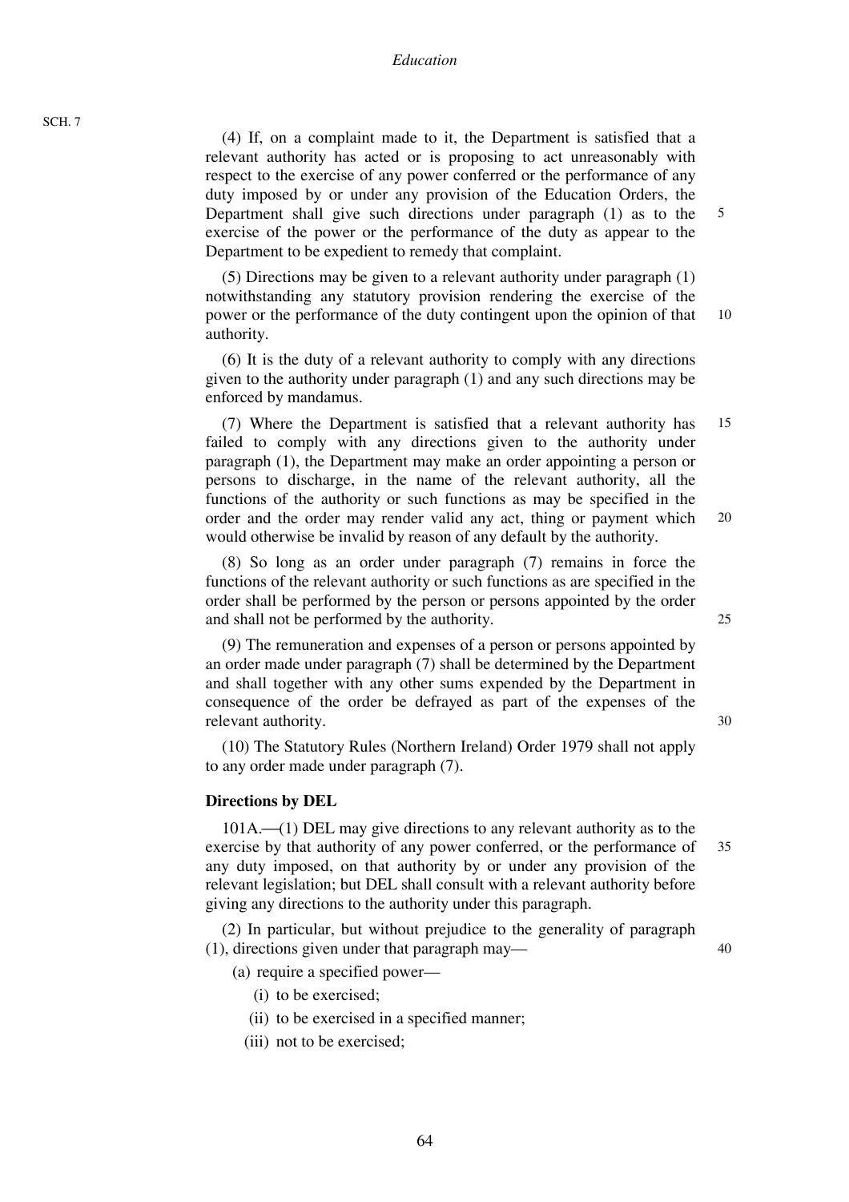(4) If, on a complaint made to it, the Department is satisfied that a relevant authority has acted or is proposing to act unreasonably with respect to the exercise of any power conferred or the performance of any duty imposed by or under any provision of the Education Orders, the Department shall give such directions under paragraph (1) as to the exercise of the power or the performance of the duty as appear to the Department to be expedient to remedy that complaint.

(5) Directions may be given to a relevant authority under paragraph (1) notwithstanding any statutory provision rendering the exercise of the power or the performance of the duty contingent upon the opinion of that authority.

(6) It is the duty of a relevant authority to comply with any directions given to the authority under paragraph (1) and any such directions may be enforced by mandamus.

(7) Where the Department is satisfied that a relevant authority has failed to comply with any directions given to the authority under paragraph (1), the Department may make an order appointing a person or persons to discharge, in the name of the relevant authority, all the functions of the authority or such functions as may be specified in the order and the order may render valid any act, thing or payment which would otherwise be invalid by reason of any default by the authority.

(8) So long as an order under paragraph (7) remains in force the functions of the relevant authority or such functions as are specified in the order shall be performed by the person or persons appointed by the order and shall not be performed by the authority.

(9) The remuneration and expenses of a person or persons appointed by an order made under paragraph (7) shall be determined by the Department and shall together with any other sums expended by the Department in consequence of the order be defrayed as part of the expenses of the relevant authority.

(10) The Statutory Rules (Northern Ireland) Order 1979 shall not apply to any order made under paragraph (7).

**Directions by DEL**

101A.—(1) DEL may give directions to any relevant authority as to the exercise by that authority of any power conferred, or the performance of any duty imposed, on that authority by or under any provision of the relevant legislation; but DEL shall consult with a relevant authority before giving any directions to the authority under this paragraph.

(2) In particular, but without prejudice to the generality of paragraph (1), directions given under that paragraph may—

(a) require a specified power—

(i) to be exercised;

(ii) to be exercised in a specified manner;

(iii) not to be exercised;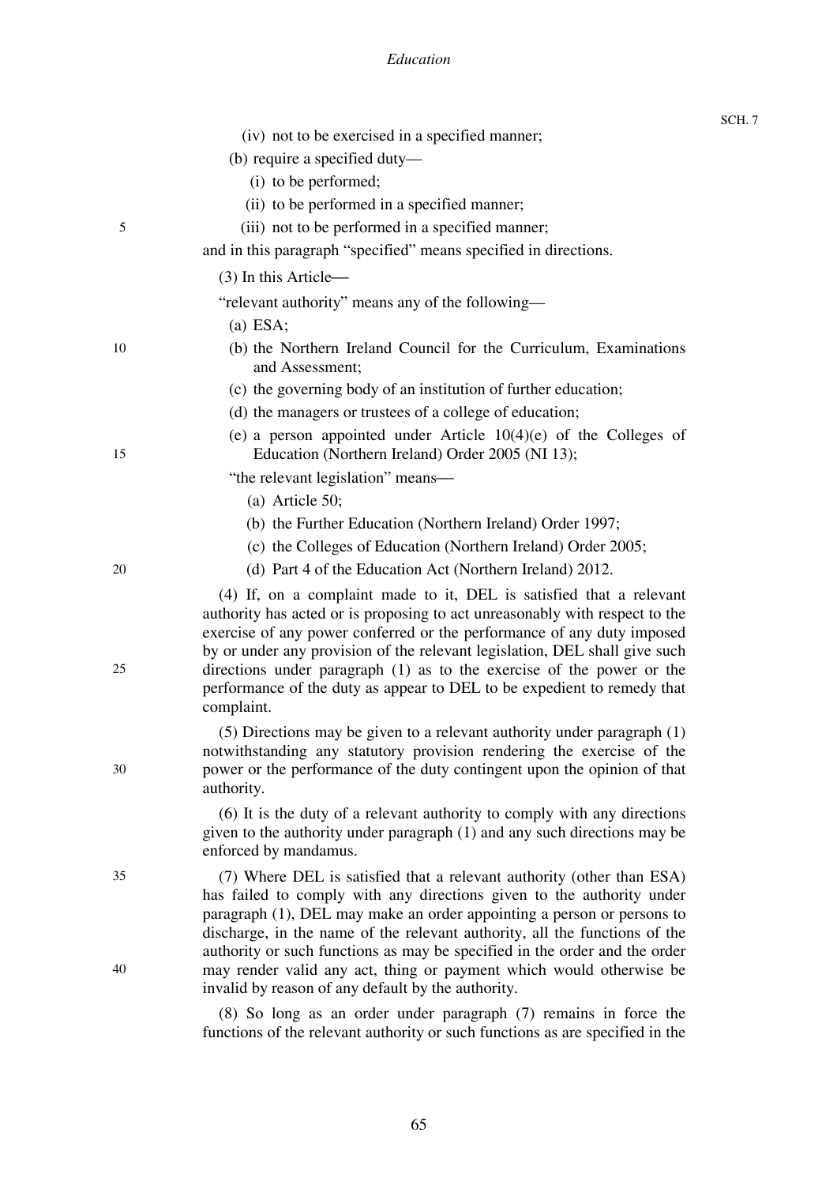(iv) not to be exercised in a specified manner;

(b) require a specified duty—

(i) to be performed;

(ii) to be performed in a specified manner;

(iii) not to be performed in a specified manner;

and in this paragraph "specified" means specified in directions.

(3) In this Article—

"relevant authority" means any of the following—

(a) ESA;

(b) the Northern Ireland Council for the Curriculum, Examinations and Assessment;

(c) the governing body of an institution of further education;

(d) the managers or trustees of a college of education;

(e) a person appointed under Article 10(4)(e) of the Colleges of Education (Northern Ireland) Order 2005 (NI 13);

"the relevant legislation" means—

(a) Article 50;

(b) the Further Education (Northern Ireland) Order 1997;

(c) the Colleges of Education (Northern Ireland) Order 2005;

(d) Part 4 of the Education Act (Northern Ireland) 2012.

(4) If, on a complaint made to it, DEL is satisfied that a relevant authority has acted or is proposing to act unreasonably with respect to the exercise of any power conferred or the performance of any duty imposed by or under any provision of the relevant legislation, DEL shall give such directions under paragraph (1) as to the exercise of the power or the performance of the duty as appear to DEL to be expedient to remedy that complaint.

(5) Directions may be given to a relevant authority under paragraph (1) notwithstanding any statutory provision rendering the exercise of the power or the performance of the duty contingent upon the opinion of that authority.

(6) It is the duty of a relevant authority to comply with any directions given to the authority under paragraph (1) and any such directions may be enforced by mandamus.

(7) Where DEL is satisfied that a relevant authority (other than ESA) has failed to comply with any directions given to the authority under paragraph (1), DEL may make an order appointing a person or persons to discharge, in the name of the relevant authority, all the functions of the authority or such functions as may be specified in the order and the order may render valid any act, thing or payment which would otherwise be invalid by reason of any default by the authority.

(8) So long as an order under paragraph (7) remains in force the functions of the relevant authority or such functions as are specified in the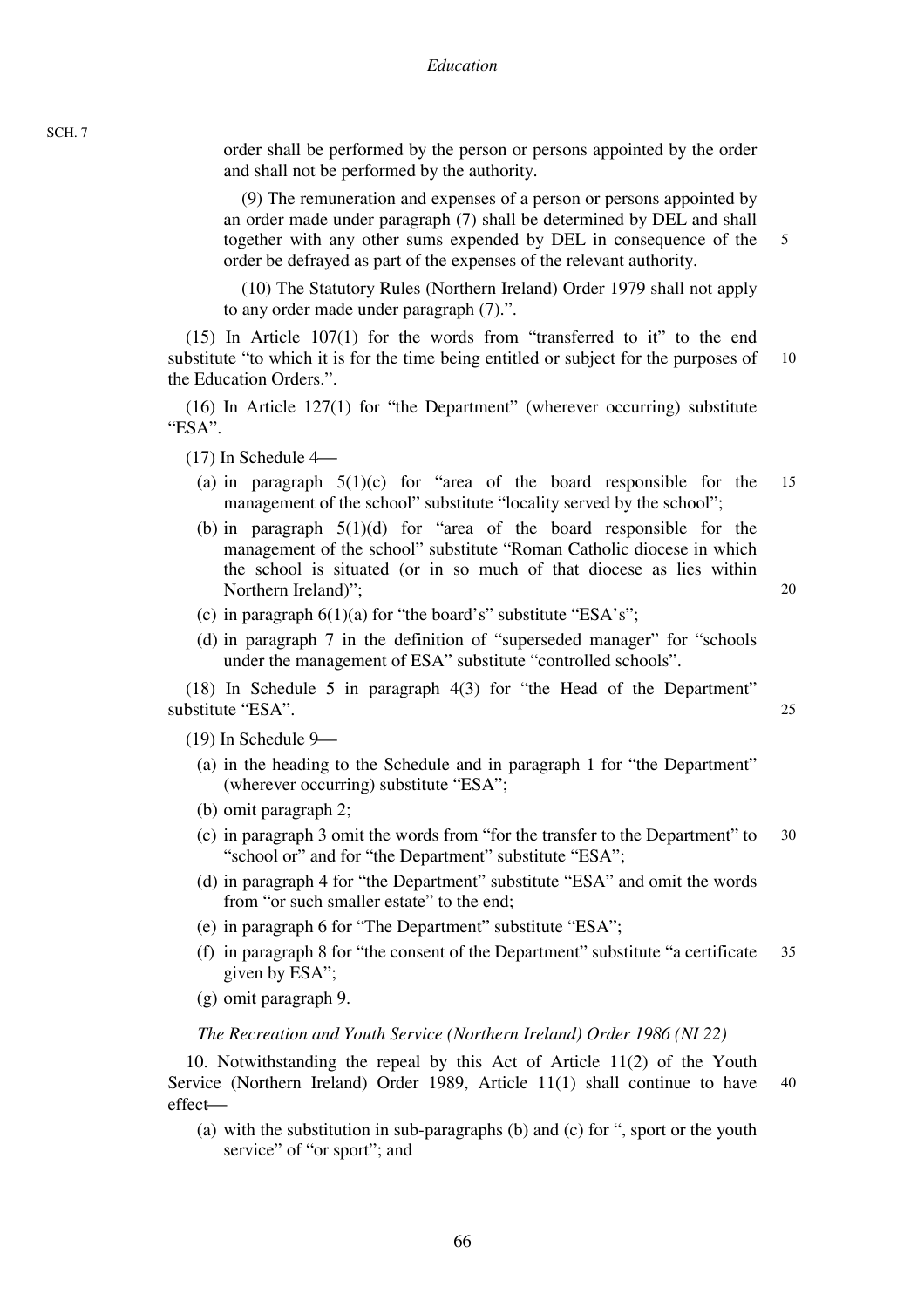order shall be performed by the person or persons appointed by the order and shall not be performed by the authority.

(9) The remuneration and expenses of a person or persons appointed by an order made under paragraph (7) shall be determined by DEL and shall together with any other sums expended by DEL in consequence of the order be defrayed as part of the expenses of the relevant authority.

(10) The Statutory Rules (Northern Ireland) Order 1979 shall not apply to any order made under paragraph (7).".

(15) In Article 107(1) for the words from "transferred to it" to the end substitute "to which it is for the time being entitled or subject for the purposes of the Education Orders.".

(16) In Article 127(1) for "the Department" (wherever occurring) substitute "ESA".

(17) In Schedule 4—

(a) in paragraph 5(1)(c) for "area of the board responsible for the management of the school" substitute "locality served by the school";

(b) in paragraph 5(1)(d) for "area of the board responsible for the management of the school" substitute "Roman Catholic diocese in which the school is situated (or in so much of that diocese as lies within Northern Ireland)";

(c) in paragraph 6(1)(a) for "the board's" substitute "ESA's";

(d) in paragraph 7 in the definition of "superseded manager" for "schools under the management of ESA" substitute "controlled schools".

(18) In Schedule 5 in paragraph 4(3) for "the Head of the Department" substitute "ESA".

(19) In Schedule 9—

(a) in the heading to the Schedule and in paragraph 1 for "the Department" (wherever occurring) substitute "ESA";

(b) omit paragraph 2;

(c) in paragraph 3 omit the words from "for the transfer to the Department" to "school or" and for "the Department" substitute "ESA";

(d) in paragraph 4 for "the Department" substitute "ESA" and omit the words from "or such smaller estate" to the end;

(e) in paragraph 6 for "The Department" substitute "ESA";

(f) in paragraph 8 for "the consent of the Department" substitute "a certificate given by ESA";

(g) omit paragraph 9.

*The Recreation and Youth Service (Northern Ireland) Order 1986 (NI 22)*

10. Notwithstanding the repeal by this Act of Article 11(2) of the Youth Service (Northern Ireland) Order 1989, Article 11(1) shall continue to have effect—

(a) with the substitution in sub-paragraphs (b) and (c) for ", sport or the youth service" of "or sport"; and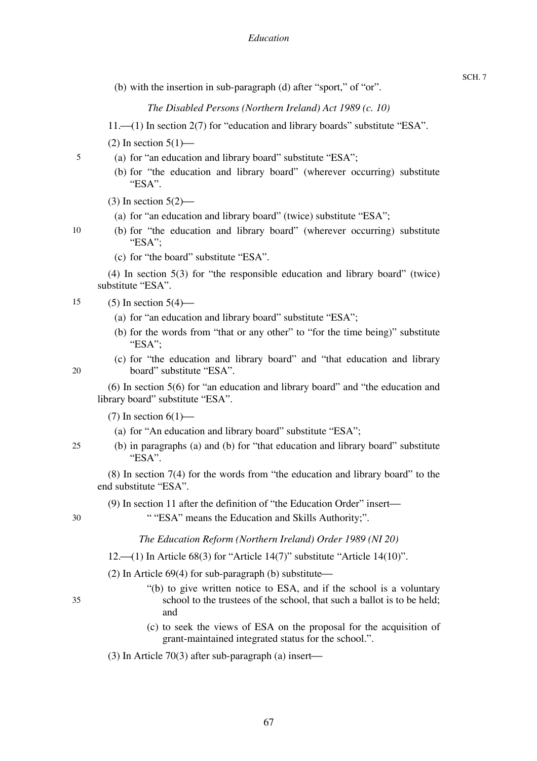(b) with the insertion in sub-paragraph (d) after "sport," of "or".

*The Disabled Persons (Northern Ireland) Act 1989 (c. 10)*

11.—(1) In section 2(7) for "education and library boards" substitute "ESA".

(2) In section 5(1)—

(a) for "an education and library board" substitute "ESA";

(b) for "the education and library board" (wherever occurring) substitute "ESA".

(3) In section 5(2)—

(a) for "an education and library board" (twice) substitute "ESA";

(b) for "the education and library board" (wherever occurring) substitute "ESA";

(c) for "the board" substitute "ESA".

(4) In section 5(3) for "the responsible education and library board" (twice) substitute "ESA".

(5) In section 5(4)—

(a) for "an education and library board" substitute "ESA";

(b) for the words from "that or any other" to "for the time being)" substitute "ESA";

(c) for "the education and library board" and "that education and library board" substitute "ESA".

(6) In section 5(6) for "an education and library board" and "the education and library board" substitute "ESA".

(7) In section 6(1)—

(a) for "An education and library board" substitute "ESA";

(b) in paragraphs (a) and (b) for "that education and library board" substitute "ESA".

(8) In section 7(4) for the words from "the education and library board" to the end substitute "ESA".

(9) In section 11 after the definition of "the Education Order" insert—

" "ESA" means the Education and Skills Authority;".

*The Education Reform (Northern Ireland) Order 1989 (NI 20)*

12.—(1) In Article 68(3) for "Article 14(7)" substitute "Article 14(10)".

(2) In Article 69(4) for sub-paragraph (b) substitute—

"(b) to give written notice to ESA, and if the school is a voluntary school to the trustees of the school, that such a ballot is to be held; and

(c) to seek the views of ESA on the proposal for the acquisition of grant-maintained integrated status for the school.".

(3) In Article 70(3) after sub-paragraph (a) insert—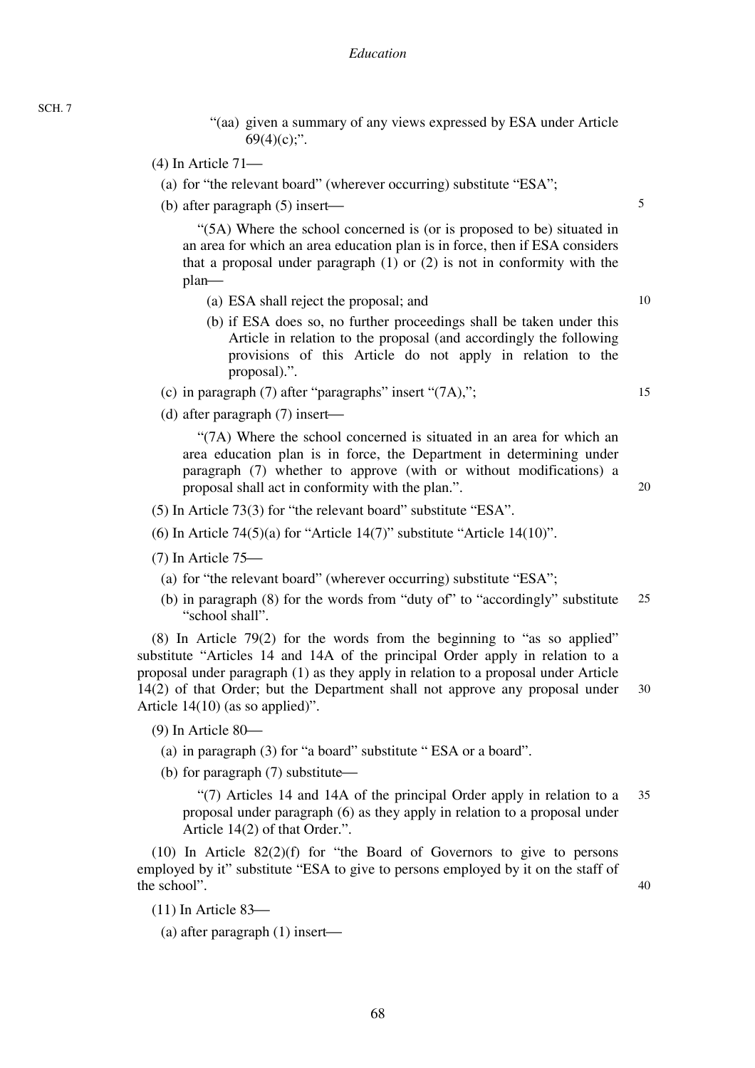"(aa) given a summary of any views expressed by ESA under Article 69(4)(c);".

(4) In Article 71—

(a) for "the relevant board" (wherever occurring) substitute "ESA";

(b) after paragraph (5) insert—

"(5A) Where the school concerned is (or is proposed to be) situated in an area for which an area education plan is in force, then if ESA considers that a proposal under paragraph (1) or (2) is not in conformity with the plan—

(a) ESA shall reject the proposal; and

(b) if ESA does so, no further proceedings shall be taken under this Article in relation to the proposal (and accordingly the following provisions of this Article do not apply in relation to the proposal).".

(c) in paragraph (7) after "paragraphs" insert "(7A),";

(d) after paragraph (7) insert—

"(7A) Where the school concerned is situated in an area for which an area education plan is in force, the Department in determining under paragraph (7) whether to approve (with or without modifications) a proposal shall act in conformity with the plan.".

(5) In Article 73(3) for "the relevant board" substitute "ESA".

(6) In Article 74(5)(a) for "Article 14(7)" substitute "Article 14(10)".

(7) In Article 75—

(a) for "the relevant board" (wherever occurring) substitute "ESA";

(b) in paragraph (8) for the words from "duty of" to "accordingly" substitute "school shall".

(8) In Article 79(2) for the words from the beginning to "as so applied" substitute "Articles 14 and 14A of the principal Order apply in relation to a proposal under paragraph (1) as they apply in relation to a proposal under Article 14(2) of that Order; but the Department shall not approve any proposal under Article 14(10) (as so applied)".

(9) In Article 80—

(a) in paragraph (3) for "a board" substitute " ESA or a board".

(b) for paragraph (7) substitute—

"(7) Articles 14 and 14A of the principal Order apply in relation to a proposal under paragraph (6) as they apply in relation to a proposal under Article 14(2) of that Order.".

(10) In Article 82(2)(f) for "the Board of Governors to give to persons employed by it" substitute "ESA to give to persons employed by it on the staff of the school".

(11) In Article 83—

(a) after paragraph (1) insert—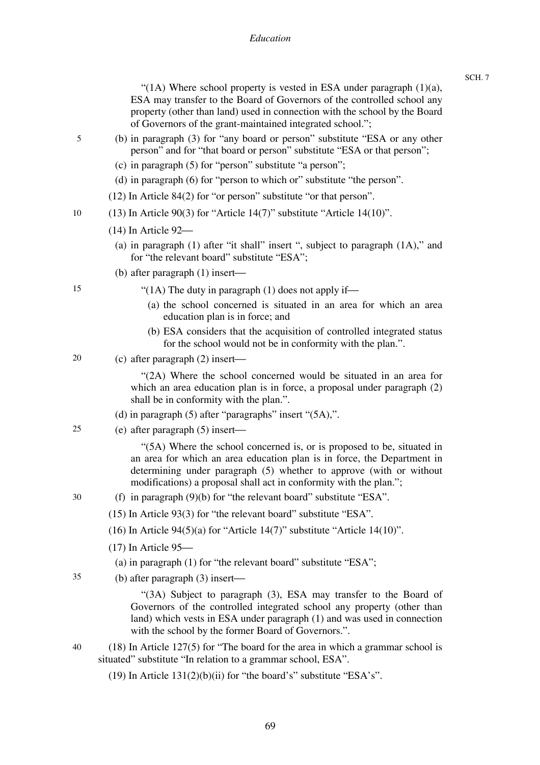"(1A) Where school property is vested in ESA under paragraph (1)(a), ESA may transfer to the Board of Governors of the controlled school any property (other than land) used in connection with the school by the Board of Governors of the grant-maintained integrated school.";

(b) in paragraph (3) for "any board or person" substitute "ESA or any other person" and for "that board or person" substitute "ESA or that person";

(c) in paragraph (5) for "person" substitute "a person";

(d) in paragraph (6) for "person to which or" substitute "the person".

(12) In Article 84(2) for "or person" substitute "or that person".

(13) In Article 90(3) for "Article 14(7)" substitute "Article 14(10)".

(14) In Article 92—

(a) in paragraph (1) after "it shall" insert ", subject to paragraph (1A)," and for "the relevant board" substitute "ESA";

(b) after paragraph (1) insert—

"(1A) The duty in paragraph (1) does not apply if—

(a) the school concerned is situated in an area for which an area education plan is in force; and

(b) ESA considers that the acquisition of controlled integrated status for the school would not be in conformity with the plan.".

(c) after paragraph (2) insert—

"(2A) Where the school concerned would be situated in an area for which an area education plan is in force, a proposal under paragraph (2) shall be in conformity with the plan.".

(d) in paragraph (5) after "paragraphs" insert "(5A),".

(e) after paragraph (5) insert—

"(5A) Where the school concerned is, or is proposed to be, situated in an area for which an area education plan is in force, the Department in determining under paragraph (5) whether to approve (with or without modifications) a proposal shall act in conformity with the plan.";

(f) in paragraph (9)(b) for "the relevant board" substitute "ESA".

(15) In Article 93(3) for "the relevant board" substitute "ESA".

(16) In Article 94(5)(a) for "Article 14(7)" substitute "Article 14(10)".

(17) In Article 95—

(a) in paragraph (1) for "the relevant board" substitute "ESA";

(b) after paragraph (3) insert—

"(3A) Subject to paragraph (3), ESA may transfer to the Board of Governors of the controlled integrated school any property (other than land) which vests in ESA under paragraph (1) and was used in connection with the school by the former Board of Governors.".

(18) In Article 127(5) for "The board for the area in which a grammar school is situated" substitute "In relation to a grammar school, ESA".

(19) In Article 131(2)(b)(ii) for "the board's" substitute "ESA's".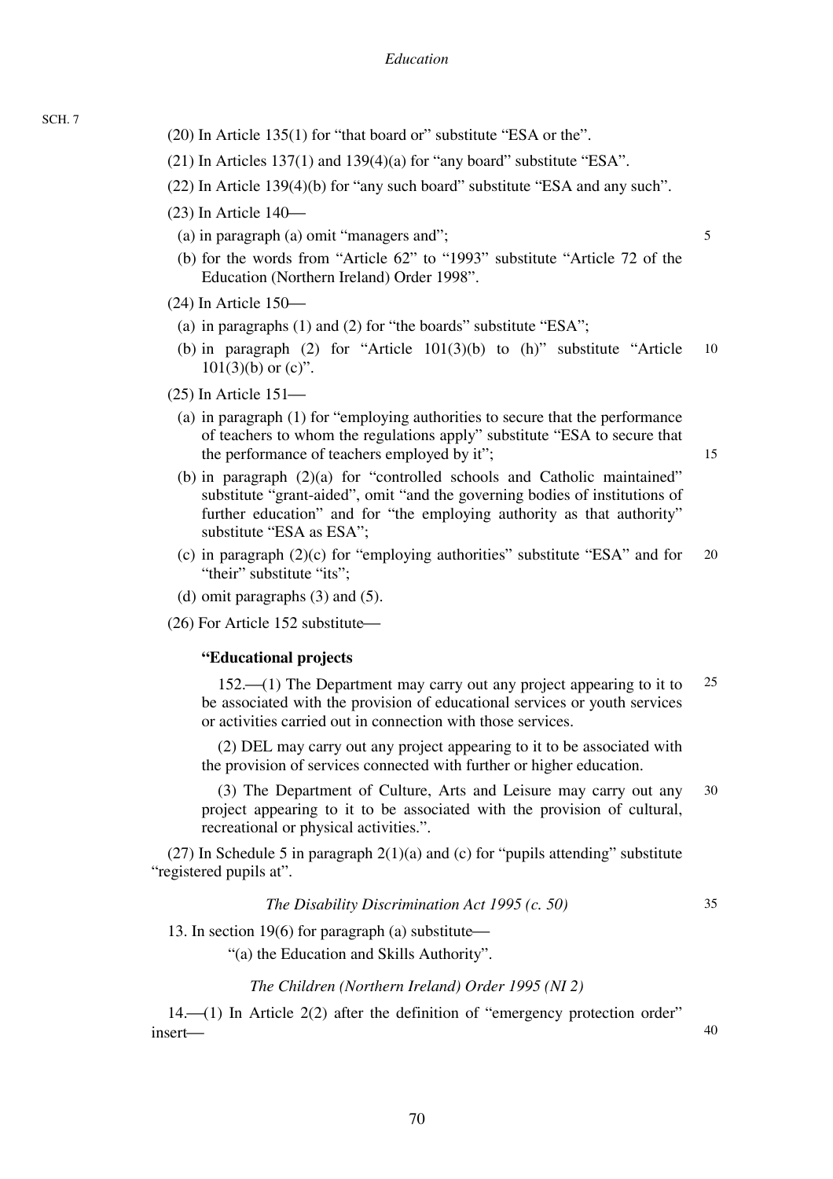(20) In Article 135(1) for "that board or" substitute "ESA or the".

(21) In Articles 137(1) and 139(4)(a) for "any board" substitute "ESA".

(22) In Article 139(4)(b) for "any such board" substitute "ESA and any such".

(23) In Article 140—

(a) in paragraph (a) omit "managers and";

(b) for the words from "Article 62" to "1993" substitute "Article 72 of the Education (Northern Ireland) Order 1998".

(24) In Article 150—

(a) in paragraphs (1) and (2) for "the boards" substitute "ESA";

(b) in paragraph (2) for "Article 101(3)(b) to (h)" substitute "Article 101(3)(b) or (c)".

(25) In Article 151—

(a) in paragraph (1) for "employing authorities to secure that the performance of teachers to whom the regulations apply" substitute "ESA to secure that the performance of teachers employed by it";

(b) in paragraph (2)(a) for "controlled schools and Catholic maintained" substitute "grant-aided", omit "and the governing bodies of institutions of further education" and for "the employing authority as that authority" substitute "ESA as ESA";

(c) in paragraph (2)(c) for "employing authorities" substitute "ESA" and for "their" substitute "its";

(d) omit paragraphs (3) and (5).

(26) For Article 152 substitute—

**"Educational projects**

152.—(1) The Department may carry out any project appearing to it to be associated with the provision of educational services or youth services or activities carried out in connection with those services.

(2) DEL may carry out any project appearing to it to be associated with the provision of services connected with further or higher education.

(3) The Department of Culture, Arts and Leisure may carry out any project appearing to it to be associated with the provision of cultural, recreational or physical activities.".

(27) In Schedule 5 in paragraph 2(1)(a) and (c) for "pupils attending" substitute "registered pupils at".

*The Disability Discrimination Act 1995 (c. 50)*

13. In section 19(6) for paragraph (a) substitute—

"(a) the Education and Skills Authority".

*The Children (Northern Ireland) Order 1995 (NI 2)*

14.—(1) In Article 2(2) after the definition of "emergency protection order" insert—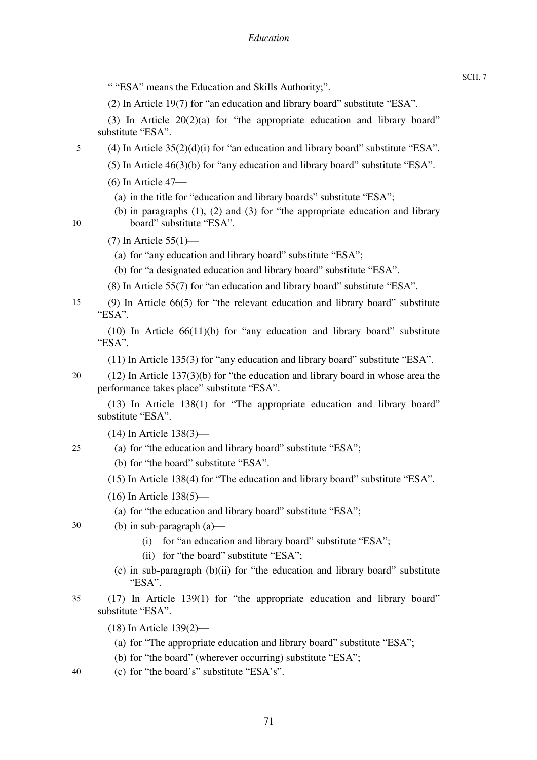" "ESA" means the Education and Skills Authority;".

(2) In Article 19(7) for "an education and library board" substitute "ESA".

(3) In Article 20(2)(a) for "the appropriate education and library board" substitute "ESA".

(4) In Article 35(2)(d)(i) for "an education and library board" substitute "ESA".

(5) In Article 46(3)(b) for "any education and library board" substitute "ESA".

(6) In Article 47—

(a) in the title for "education and library boards" substitute "ESA";

(b) in paragraphs (1), (2) and (3) for "the appropriate education and library board" substitute "ESA".

(7) In Article 55(1)—

(a) for "any education and library board" substitute "ESA";

(b) for "a designated education and library board" substitute "ESA".

(8) In Article 55(7) for "an education and library board" substitute "ESA".

(9) In Article 66(5) for "the relevant education and library board" substitute "ESA".

(10) In Article 66(11)(b) for "any education and library board" substitute "ESA".

(11) In Article 135(3) for "any education and library board" substitute "ESA".

(12) In Article 137(3)(b) for "the education and library board in whose area the performance takes place" substitute "ESA".

(13) In Article 138(1) for "The appropriate education and library board" substitute "ESA".

(14) In Article 138(3)—

(a) for "the education and library board" substitute "ESA";

(b) for "the board" substitute "ESA".

(15) In Article 138(4) for "The education and library board" substitute "ESA".

(16) In Article 138(5)—

(a) for "the education and library board" substitute "ESA";

(b) in sub-paragraph (a)—

(i) for "an education and library board" substitute "ESA";

(ii) for "the board" substitute "ESA";

(c) in sub-paragraph (b)(ii) for "the education and library board" substitute "ESA".

(17) In Article 139(1) for "the appropriate education and library board" substitute "ESA".

(18) In Article 139(2)—

(a) for "The appropriate education and library board" substitute "ESA";

(b) for "the board" (wherever occurring) substitute "ESA";

(c) for "the board's" substitute "ESA's".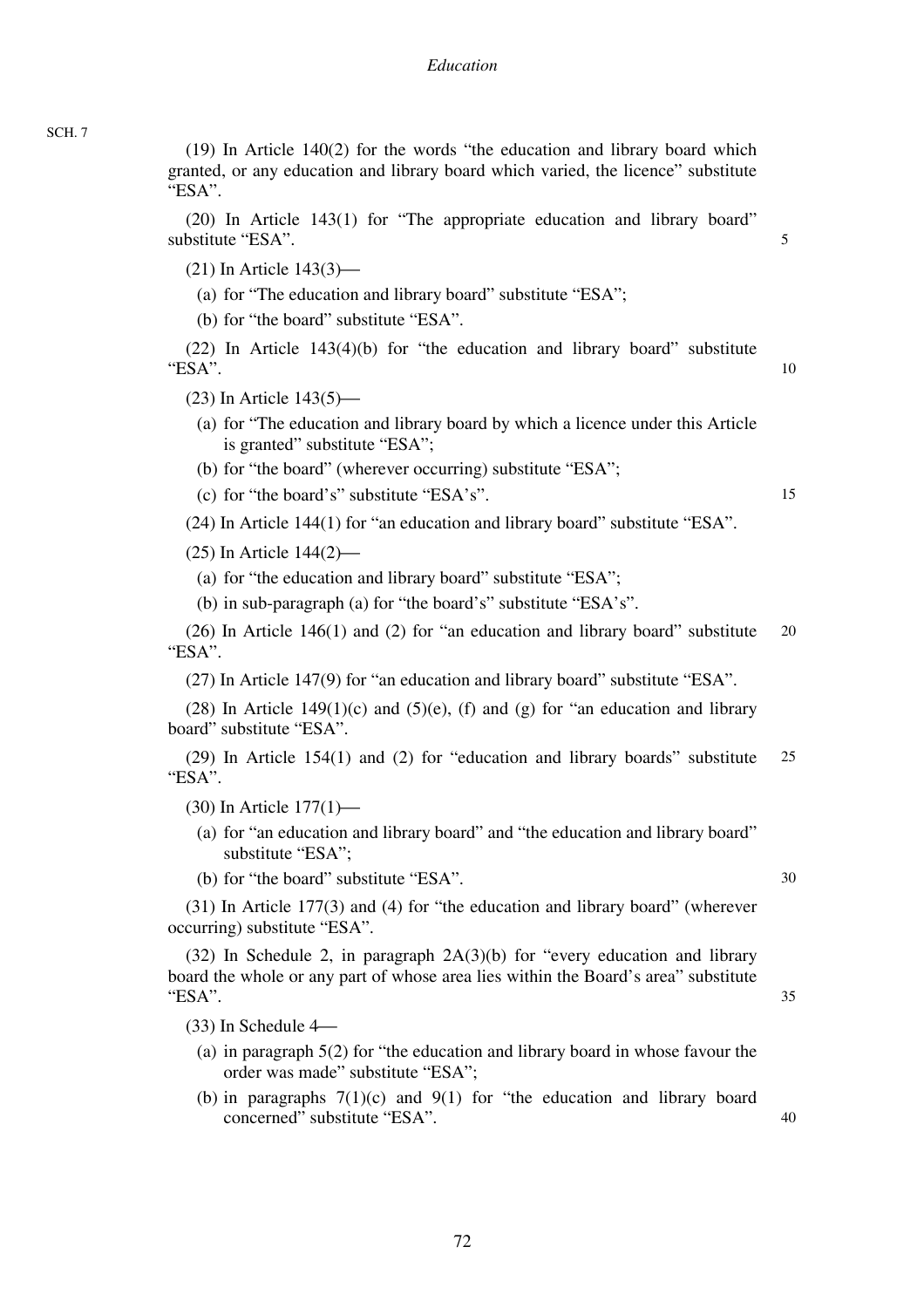(19) In Article 140(2) for the words "the education and library board which granted, or any education and library board which varied, the licence" substitute "ESA".

(20) In Article 143(1) for "The appropriate education and library board" substitute "ESA".

(21) In Article 143(3)—

(a) for "The education and library board" substitute "ESA";

(b) for "the board" substitute "ESA".

(22) In Article 143(4)(b) for "the education and library board" substitute "ESA".

(23) In Article 143(5)—

(a) for "The education and library board by which a licence under this Article is granted" substitute "ESA";

(b) for "the board" (wherever occurring) substitute "ESA";

(c) for "the board's" substitute "ESA's".

(24) In Article 144(1) for "an education and library board" substitute "ESA".

(25) In Article 144(2)—

(a) for "the education and library board" substitute "ESA";

(b) in sub-paragraph (a) for "the board's" substitute "ESA's".

(26) In Article 146(1) and (2) for "an education and library board" substitute "ESA".

(27) In Article 147(9) for "an education and library board" substitute "ESA".

(28) In Article 149(1)(c) and (5)(e), (f) and (g) for "an education and library board" substitute "ESA".

(29) In Article 154(1) and (2) for "education and library boards" substitute "ESA".

(30) In Article 177(1)—

(a) for "an education and library board" and "the education and library board" substitute "ESA";

(b) for "the board" substitute "ESA".

(31) In Article 177(3) and (4) for "the education and library board" (wherever occurring) substitute "ESA".

(32) In Schedule 2, in paragraph 2A(3)(b) for "every education and library board the whole or any part of whose area lies within the Board's area" substitute "ESA".

(33) In Schedule 4—

(a) in paragraph 5(2) for "the education and library board in whose favour the order was made" substitute "ESA";

(b) in paragraphs 7(1)(c) and 9(1) for "the education and library board concerned" substitute "ESA".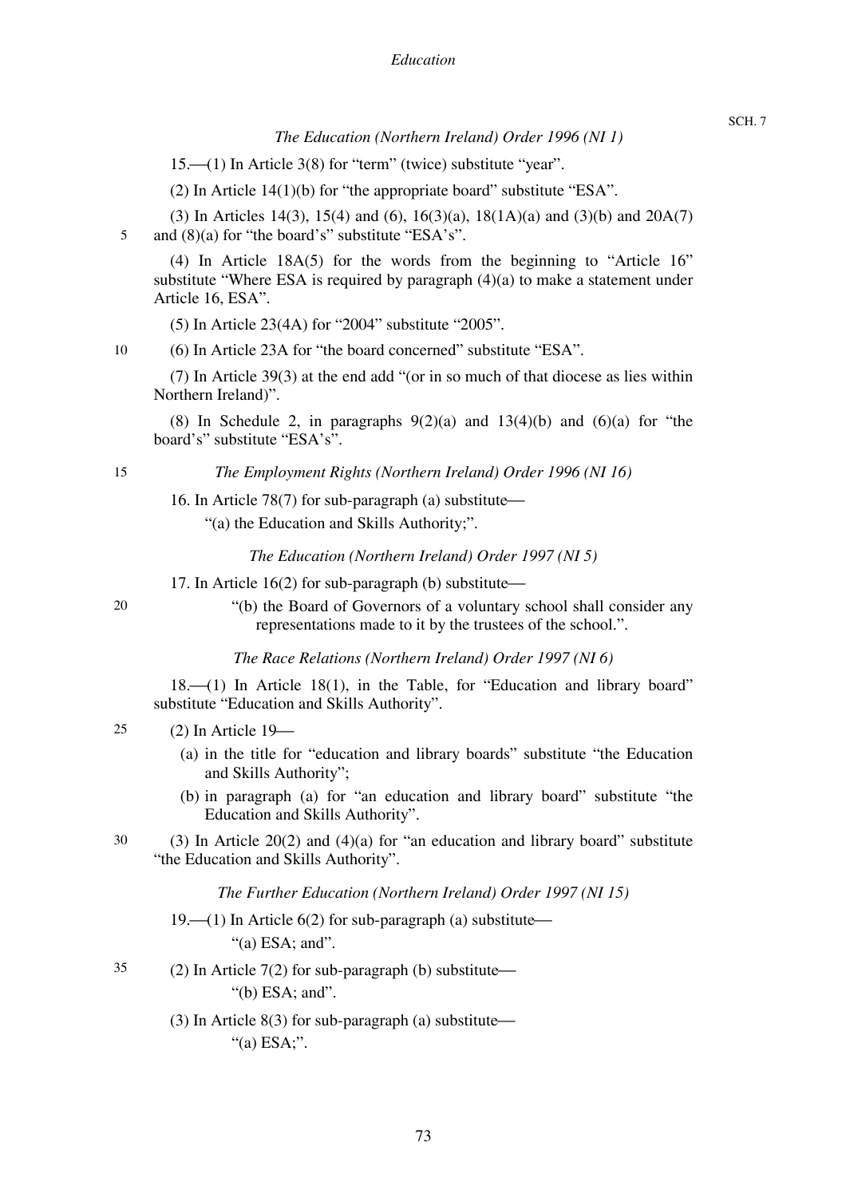*The Education (Northern Ireland) Order 1996 (NI 1)*

15.—(1) In Article 3(8) for "term" (twice) substitute "year".

(2) In Article 14(1)(b) for "the appropriate board" substitute "ESA".

(3) In Articles 14(3), 15(4) and (6), 16(3)(a), 18(1A)(a) and (3)(b) and 20A(7) and (8)(a) for "the board's" substitute "ESA's".

(4) In Article 18A(5) for the words from the beginning to "Article 16" substitute "Where ESA is required by paragraph (4)(a) to make a statement under Article 16, ESA".

(5) In Article 23(4A) for "2004" substitute "2005".

(6) In Article 23A for "the board concerned" substitute "ESA".

(7) In Article 39(3) at the end add "(or in so much of that diocese as lies within Northern Ireland)".

(8) In Schedule 2, in paragraphs 9(2)(a) and 13(4)(b) and (6)(a) for "the board's" substitute "ESA's".

*The Employment Rights (Northern Ireland) Order 1996 (NI 16)*

16. In Article 78(7) for sub-paragraph (a) substitute—

"(a) the Education and Skills Authority;".

*The Education (Northern Ireland) Order 1997 (NI 5)*

17. In Article 16(2) for sub-paragraph (b) substitute—

"(b) the Board of Governors of a voluntary school shall consider any representations made to it by the trustees of the school.".

*The Race Relations (Northern Ireland) Order 1997 (NI 6)*

18.—(1) In Article 18(1), in the Table, for "Education and library board" substitute "Education and Skills Authority".

(2) In Article 19—

(a) in the title for "education and library boards" substitute "the Education and Skills Authority";

(b) in paragraph (a) for "an education and library board" substitute "the Education and Skills Authority".

(3) In Article 20(2) and (4)(a) for "an education and library board" substitute "the Education and Skills Authority".

*The Further Education (Northern Ireland) Order 1997 (NI 15)*

19.—(1) In Article 6(2) for sub-paragraph (a) substitute—

"(a) ESA; and".

(2) In Article 7(2) for sub-paragraph (b) substitute—

"(b) ESA; and".

(3) In Article 8(3) for sub-paragraph (a) substitute—

"(a) ESA;".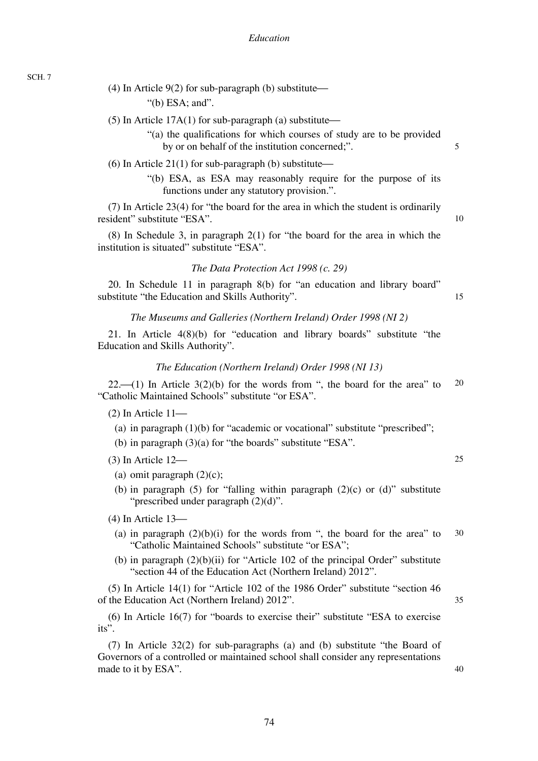(4) In Article 9(2) for sub-paragraph (b) substitute—

"(b) ESA; and".

(5) In Article 17A(1) for sub-paragraph (a) substitute—

"(a) the qualifications for which courses of study are to be provided by or on behalf of the institution concerned;".

(6) In Article 21(1) for sub-paragraph (b) substitute—

"(b) ESA, as ESA may reasonably require for the purpose of its functions under any statutory provision.".

(7) In Article 23(4) for "the board for the area in which the student is ordinarily resident" substitute "ESA".

(8) In Schedule 3, in paragraph 2(1) for "the board for the area in which the institution is situated" substitute "ESA".

*The Data Protection Act 1998 (c. 29)*

20. In Schedule 11 in paragraph 8(b) for "an education and library board" substitute "the Education and Skills Authority".

*The Museums and Galleries (Northern Ireland) Order 1998 (NI 2)*

21. In Article 4(8)(b) for "education and library boards" substitute "the Education and Skills Authority".

*The Education (Northern Ireland) Order 1998 (NI 13)*

22.—(1) In Article 3(2)(b) for the words from ", the board for the area" to "Catholic Maintained Schools" substitute "or ESA".

(2) In Article 11—

(a) in paragraph (1)(b) for "academic or vocational" substitute "prescribed";

(b) in paragraph (3)(a) for "the boards" substitute "ESA".

(3) In Article 12—

(a) omit paragraph (2)(c);

(b) in paragraph (5) for "falling within paragraph (2)(c) or (d)" substitute "prescribed under paragraph (2)(d)".

(4) In Article 13—

(a) in paragraph (2)(b)(i) for the words from ", the board for the area" to "Catholic Maintained Schools" substitute "or ESA";

(b) in paragraph (2)(b)(ii) for "Article 102 of the principal Order" substitute "section 44 of the Education Act (Northern Ireland) 2012".

(5) In Article 14(1) for "Article 102 of the 1986 Order" substitute "section 46 of the Education Act (Northern Ireland) 2012".

(6) In Article 16(7) for "boards to exercise their" substitute "ESA to exercise its".

(7) In Article 32(2) for sub-paragraphs (a) and (b) substitute "the Board of Governors of a controlled or maintained school shall consider any representations made to it by ESA".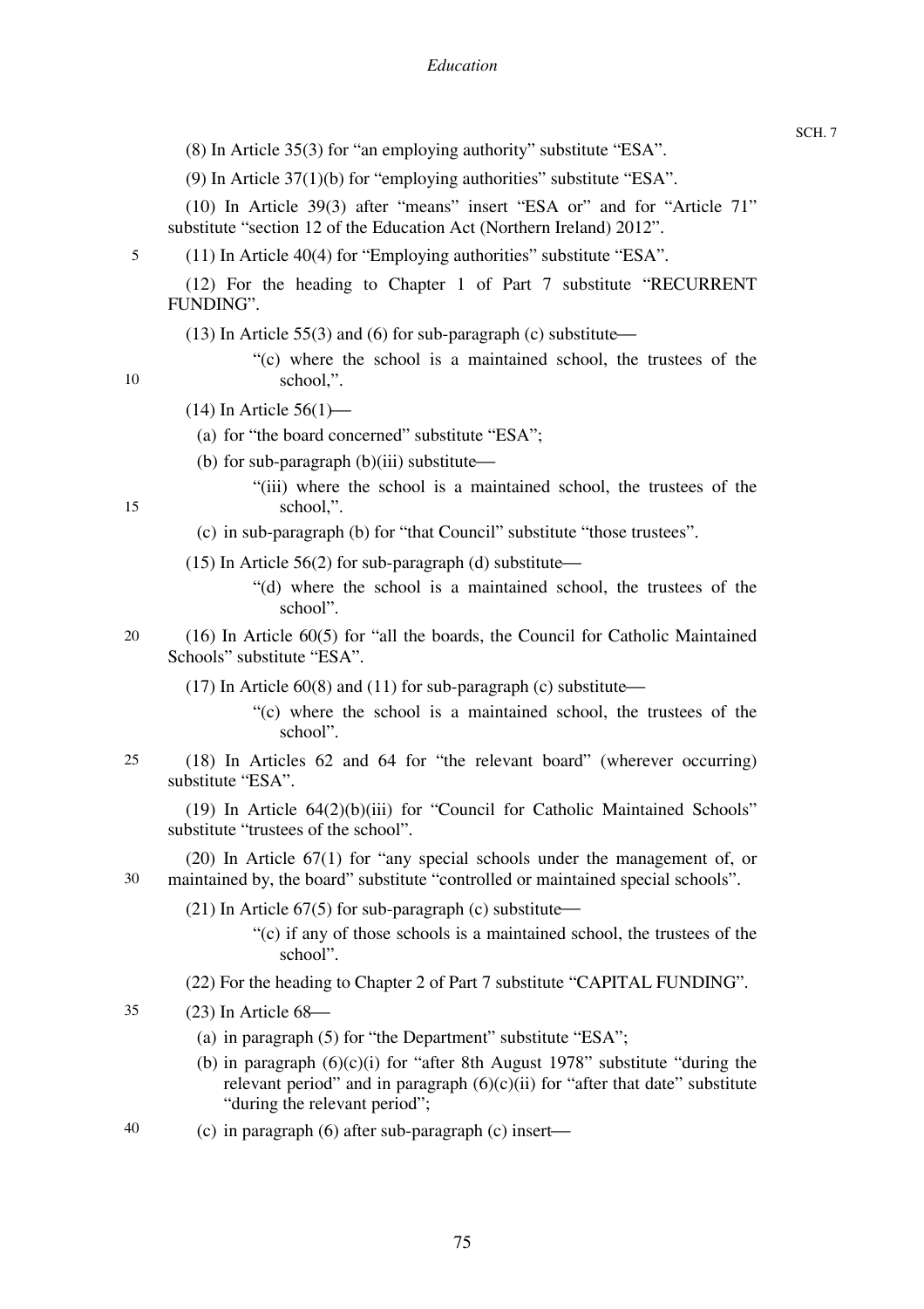(8) In Article 35(3) for "an employing authority" substitute "ESA".

(9) In Article 37(1)(b) for "employing authorities" substitute "ESA".

(10) In Article 39(3) after "means" insert "ESA or" and for "Article 71" substitute "section 12 of the Education Act (Northern Ireland) 2012".

(11) In Article 40(4) for "Employing authorities" substitute "ESA".

(12) For the heading to Chapter 1 of Part 7 substitute "RECURRENT FUNDING".

(13) In Article 55(3) and (6) for sub-paragraph (c) substitute—

"(c) where the school is a maintained school, the trustees of the school,".

(14) In Article 56(1)—

(a) for "the board concerned" substitute "ESA";

(b) for sub-paragraph (b)(iii) substitute—

"(iii) where the school is a maintained school, the trustees of the school,".

(c) in sub-paragraph (b) for "that Council" substitute "those trustees".

(15) In Article 56(2) for sub-paragraph (d) substitute—

"(d) where the school is a maintained school, the trustees of the school".

(16) In Article 60(5) for "all the boards, the Council for Catholic Maintained Schools" substitute "ESA".

(17) In Article 60(8) and (11) for sub-paragraph (c) substitute—

"(c) where the school is a maintained school, the trustees of the school".

(18) In Articles 62 and 64 for "the relevant board" (wherever occurring) substitute "ESA".

(19) In Article 64(2)(b)(iii) for "Council for Catholic Maintained Schools" substitute "trustees of the school".

(20) In Article 67(1) for "any special schools under the management of, or maintained by, the board" substitute "controlled or maintained special schools".

(21) In Article 67(5) for sub-paragraph (c) substitute—

"(c) if any of those schools is a maintained school, the trustees of the school".

(22) For the heading to Chapter 2 of Part 7 substitute "CAPITAL FUNDING".

(23) In Article 68—

(a) in paragraph (5) for "the Department" substitute "ESA";

(b) in paragraph (6)(c)(i) for "after 8th August 1978" substitute "during the relevant period" and in paragraph (6)(c)(ii) for "after that date" substitute "during the relevant period";

(c) in paragraph (6) after sub-paragraph (c) insert—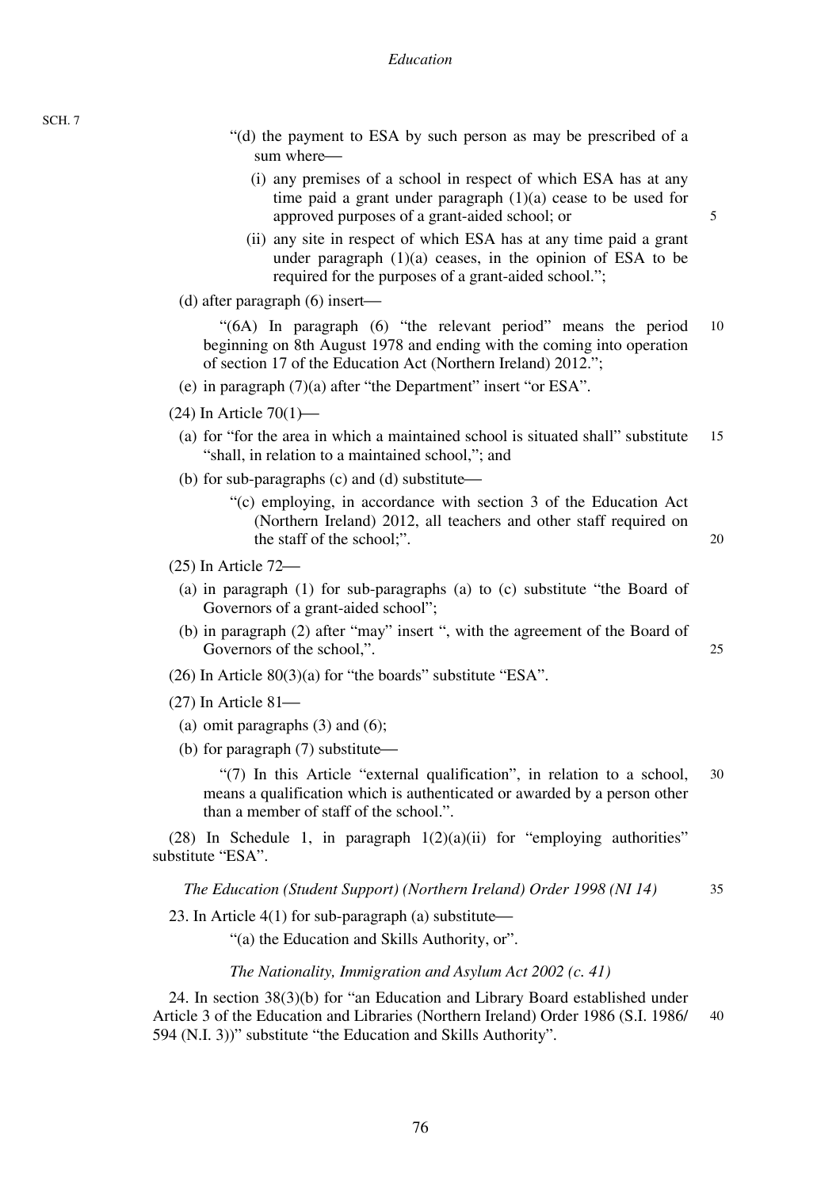"(d) the payment to ESA by such person as may be prescribed of a sum where—

(i) any premises of a school in respect of which ESA has at any time paid a grant under paragraph (1)(a) cease to be used for approved purposes of a grant-aided school; or

(ii) any site in respect of which ESA has at any time paid a grant under paragraph (1)(a) ceases, in the opinion of ESA to be required for the purposes of a grant-aided school.";

(d) after paragraph (6) insert—

"(6A) In paragraph (6) "the relevant period" means the period beginning on 8th August 1978 and ending with the coming into operation of section 17 of the Education Act (Northern Ireland) 2012.";

(e) in paragraph (7)(a) after "the Department" insert "or ESA".

(24) In Article 70(1)—

(a) for "for the area in which a maintained school is situated shall" substitute "shall, in relation to a maintained school,"; and

(b) for sub-paragraphs (c) and (d) substitute—

"(c) employing, in accordance with section 3 of the Education Act (Northern Ireland) 2012, all teachers and other staff required on the staff of the school;".

(25) In Article 72—

(a) in paragraph (1) for sub-paragraphs (a) to (c) substitute "the Board of Governors of a grant-aided school";

(b) in paragraph (2) after "may" insert ", with the agreement of the Board of Governors of the school,".

(26) In Article 80(3)(a) for "the boards" substitute "ESA".

(27) In Article 81—

(a) omit paragraphs (3) and (6);

(b) for paragraph (7) substitute—

"(7) In this Article "external qualification", in relation to a school, means a qualification which is authenticated or awarded by a person other than a member of staff of the school.".

(28) In Schedule 1, in paragraph 1(2)(a)(ii) for "employing authorities" substitute "ESA".

*The Education (Student Support) (Northern Ireland) Order 1998 (NI 14)*

23. In Article 4(1) for sub-paragraph (a) substitute—

"(a) the Education and Skills Authority, or".

*The Nationality, Immigration and Asylum Act 2002 (c. 41)*

24. In section 38(3)(b) for "an Education and Library Board established under Article 3 of the Education and Libraries (Northern Ireland) Order 1986 (S.I. 1986/594 (N.I. 3))" substitute "the Education and Skills Authority".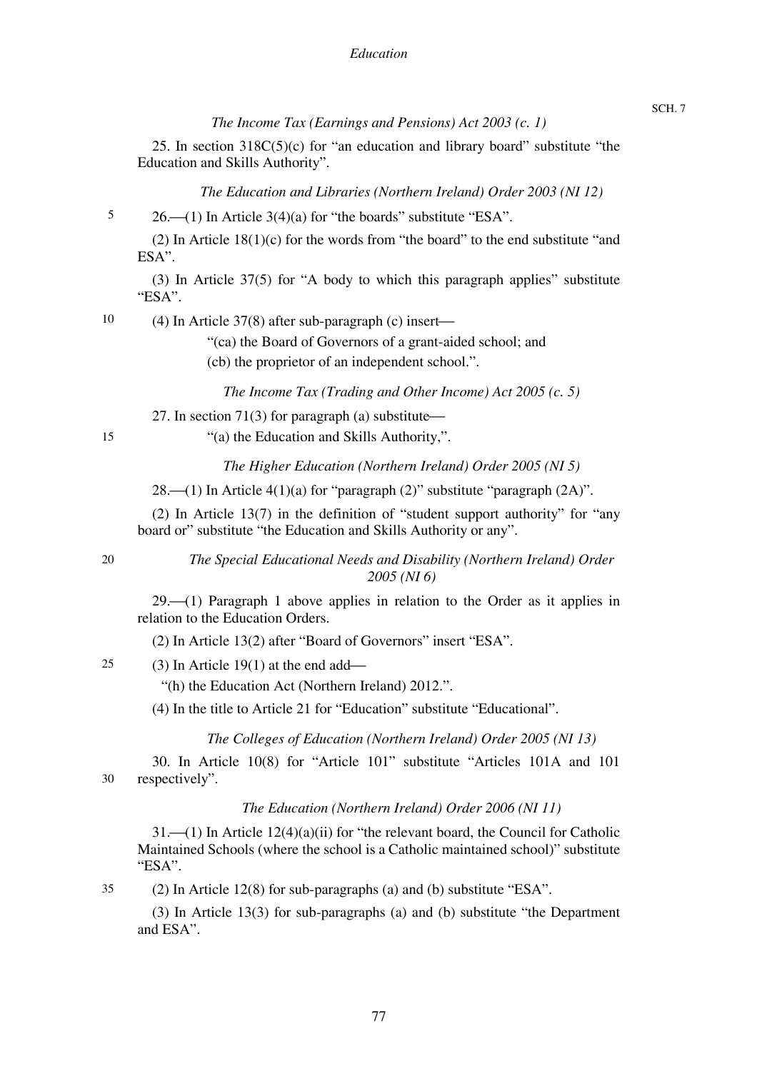*The Income Tax (Earnings and Pensions) Act 2003 (c. 1)*

25. In section 318C(5)(c) for "an education and library board" substitute "the Education and Skills Authority".

*The Education and Libraries (Northern Ireland) Order 2003 (NI 12)*

26.—(1) In Article 3(4)(a) for "the boards" substitute "ESA".

(2) In Article 18(1)(c) for the words from "the board" to the end substitute "and ESA".

(3) In Article 37(5) for "A body to which this paragraph applies" substitute "ESA".

(4) In Article 37(8) after sub-paragraph (c) insert—

"(ca) the Board of Governors of a grant-aided school; and

(cb) the proprietor of an independent school.".

*The Income Tax (Trading and Other Income) Act 2005 (c. 5)*

27. In section 71(3) for paragraph (a) substitute—

"(a) the Education and Skills Authority,".

*The Higher Education (Northern Ireland) Order 2005 (NI 5)*

28.—(1) In Article 4(1)(a) for "paragraph (2)" substitute "paragraph (2A)".

(2) In Article 13(7) in the definition of "student support authority" for "any board or" substitute "the Education and Skills Authority or any".

*The Special Educational Needs and Disability (Northern Ireland) Order 2005 (NI 6)*

29.—(1) Paragraph 1 above applies in relation to the Order as it applies in relation to the Education Orders.

(2) In Article 13(2) after "Board of Governors" insert "ESA".

(3) In Article 19(1) at the end add—

"(h) the Education Act (Northern Ireland) 2012.".

(4) In the title to Article 21 for "Education" substitute "Educational".

*The Colleges of Education (Northern Ireland) Order 2005 (NI 13)*

30. In Article 10(8) for "Article 101" substitute "Articles 101A and 101 respectively".

*The Education (Northern Ireland) Order 2006 (NI 11)*

31.—(1) In Article 12(4)(a)(ii) for "the relevant board, the Council for Catholic Maintained Schools (where the school is a Catholic maintained school)" substitute "ESA".

(2) In Article 12(8) for sub-paragraphs (a) and (b) substitute "ESA".

(3) In Article 13(3) for sub-paragraphs (a) and (b) substitute "the Department and ESA".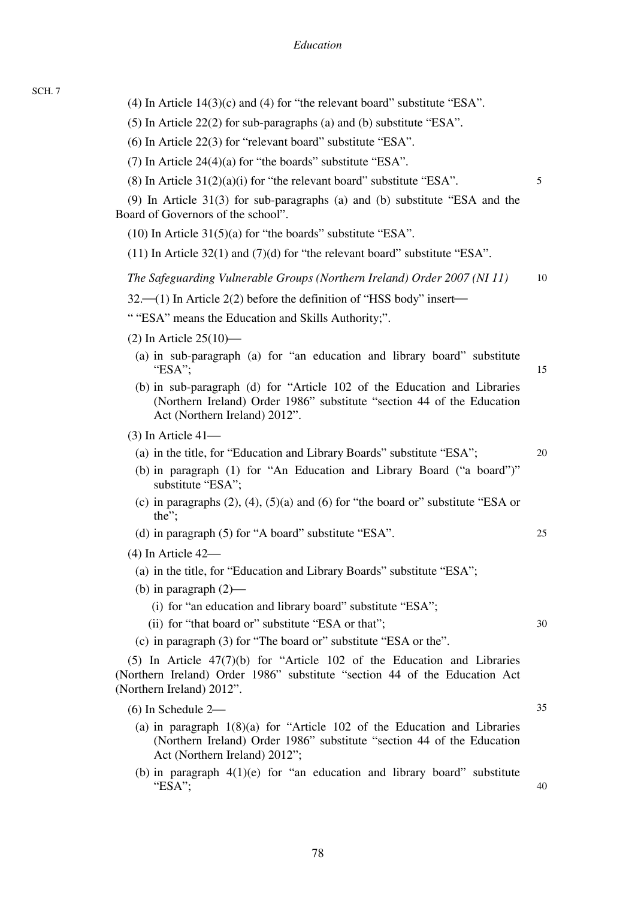(4) In Article 14(3)(c) and (4) for "the relevant board" substitute "ESA".

(5) In Article 22(2) for sub-paragraphs (a) and (b) substitute "ESA".

(6) In Article 22(3) for "relevant board" substitute "ESA".

(7) In Article 24(4)(a) for "the boards" substitute "ESA".

(8) In Article 31(2)(a)(i) for "the relevant board" substitute "ESA".

(9) In Article 31(3) for sub-paragraphs (a) and (b) substitute "ESA and the Board of Governors of the school".

(10) In Article 31(5)(a) for "the boards" substitute "ESA".

(11) In Article 32(1) and (7)(d) for "the relevant board" substitute "ESA".

*The Safeguarding Vulnerable Groups (Northern Ireland) Order 2007 (NI 11)*

32.—(1) In Article 2(2) before the definition of "HSS body" insert—

" "ESA" means the Education and Skills Authority;".

(2) In Article 25(10)—

(a) in sub-paragraph (a) for "an education and library board" substitute "ESA";

(b) in sub-paragraph (d) for "Article 102 of the Education and Libraries (Northern Ireland) Order 1986" substitute "section 44 of the Education Act (Northern Ireland) 2012".

(3) In Article 41—

(a) in the title, for "Education and Library Boards" substitute "ESA";

(b) in paragraph (1) for "An Education and Library Board ("a board")" substitute "ESA";

(c) in paragraphs (2), (4), (5)(a) and (6) for "the board or" substitute "ESA or the";

(d) in paragraph (5) for "A board" substitute "ESA".

(4) In Article 42—

(a) in the title, for "Education and Library Boards" substitute "ESA";

(b) in paragraph (2)—

(i) for "an education and library board" substitute "ESA";

(ii) for "that board or" substitute "ESA or that";

(c) in paragraph (3) for "The board or" substitute "ESA or the".

(5) In Article 47(7)(b) for "Article 102 of the Education and Libraries (Northern Ireland) Order 1986" substitute "section 44 of the Education Act (Northern Ireland) 2012".

(6) In Schedule 2—

(a) in paragraph 1(8)(a) for "Article 102 of the Education and Libraries (Northern Ireland) Order 1986" substitute "section 44 of the Education Act (Northern Ireland) 2012";

(b) in paragraph 4(1)(e) for "an education and library board" substitute "ESA";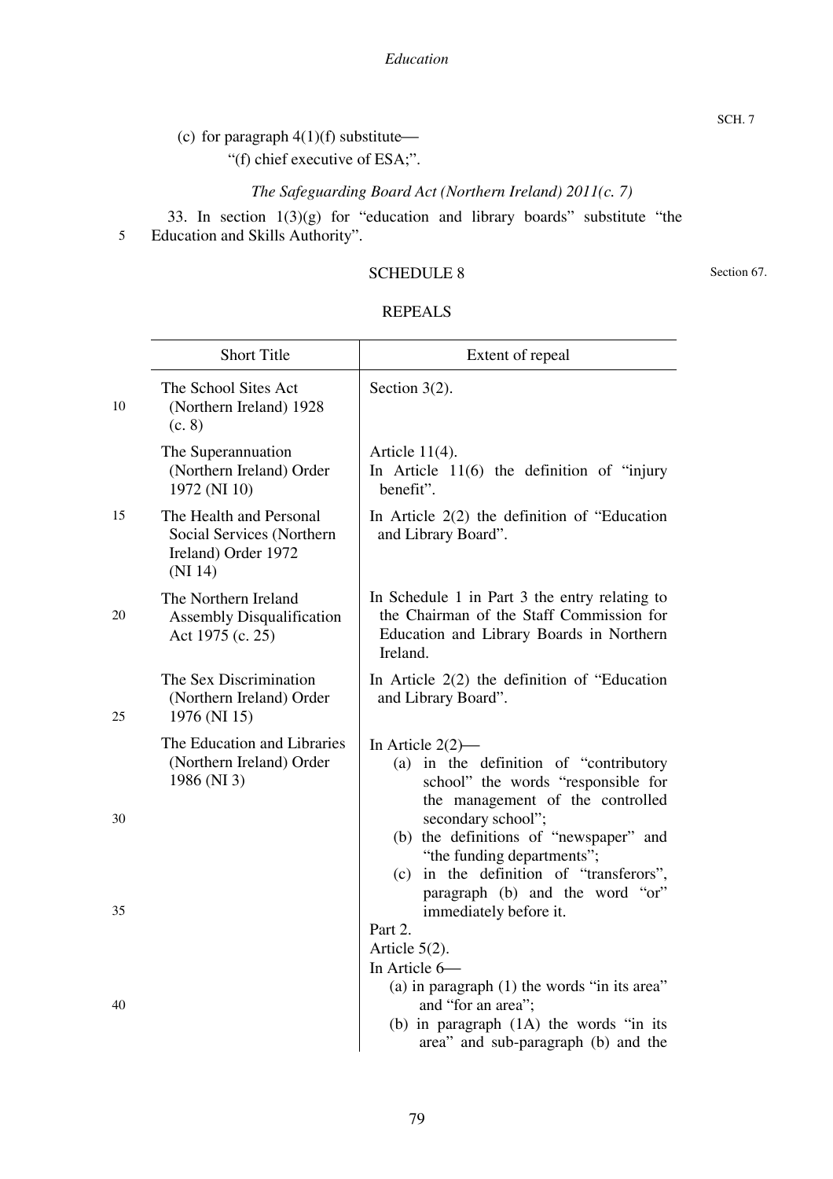(c) for paragraph 4(1)(f) substitute—

"(f) chief executive of ESA;".

*The Safeguarding Board Act (Northern Ireland) 2011(c. 7)*

33. In section 1(3)(g) for "education and library boards" substitute "the Education and Skills Authority".

## SCHEDULE 8

Section 67.

### REPEALS

| Short Title | Extent of repeal |
| --- | --- |
| The School Sites Act (Northern Ireland) 1928 (c. 8) | Section 3(2). |
| The Superannuation (Northern Ireland) Order 1972 (NI 10) | Article 11(4).<br>In Article 11(6) the definition of "injury benefit". |
| The Health and Personal Social Services (Northern Ireland) Order 1972 (NI 14) | In Article 2(2) the definition of "Education and Library Board". |
| The Northern Ireland Assembly Disqualification Act 1975 (c. 25) | In Schedule 1 in Part 3 the entry relating to the Chairman of the Staff Commission for Education and Library Boards in Northern Ireland. |
| The Sex Discrimination (Northern Ireland) Order 1976 (NI 15) | In Article 2(2) the definition of "Education and Library Board". |
| The Education and Libraries (Northern Ireland) Order 1986 (NI 3) | In Article 2(2)—<br>(a) in the definition of "contributory school" the words "responsible for the management of the controlled secondary school";<br>(b) the definitions of "newspaper" and "the funding departments";<br>(c) in the definition of "transferors", paragraph (b) and the word "or" immediately before it.<br>Part 2.<br>Article 5(2).<br>In Article 6—<br>(a) in paragraph (1) the words "in its area" and "for an area";<br>(b) in paragraph (1A) the words "in its area" and sub-paragraph (b) and the |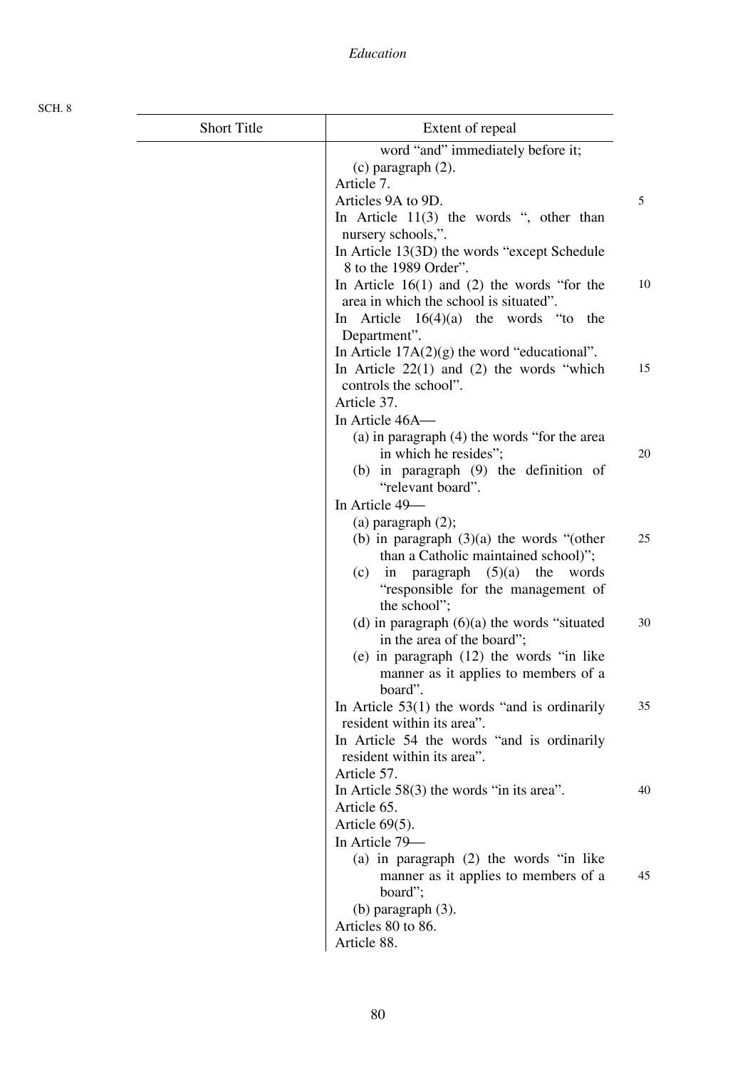| Short Title | Extent of repeal |
|---|---|
| | word "and" immediately before it;<br>(c) paragraph (2).<br>Article 7.<br>Articles 9A to 9D.<br>In Article 11(3) the words ", other than nursery schools,".<br>In Article 13(3D) the words "except Schedule 8 to the 1989 Order".<br>In Article 16(1) and (2) the words "for the area in which the school is situated".<br>In Article 16(4)(a) the words "to the Department".<br>In Article 17A(2)(g) the word "educational".<br>In Article 22(1) and (2) the words "which controls the school".<br>Article 37.<br>In Article 46A—<br>(a) in paragraph (4) the words "for the area in which he resides";<br>(b) in paragraph (9) the definition of "relevant board".<br>In Article 49—<br>(a) paragraph (2);<br>(b) in paragraph (3)(a) the words "(other than a Catholic maintained school)";<br>(c) in paragraph (5)(a) the words "responsible for the management of the school";<br>(d) in paragraph (6)(a) the words "situated in the area of the board";<br>(e) in paragraph (12) the words "in like manner as it applies to members of a board".<br>In Article 53(1) the words "and is ordinarily resident within its area".<br>In Article 54 the words "and is ordinarily resident within its area".<br>Article 57.<br>In Article 58(3) the words "in its area".<br>Article 65.<br>Article 69(5).<br>In Article 79—<br>(a) in paragraph (2) the words "in like manner as it applies to members of a board";<br>(b) paragraph (3).<br>Articles 80 to 86.<br>Article 88. |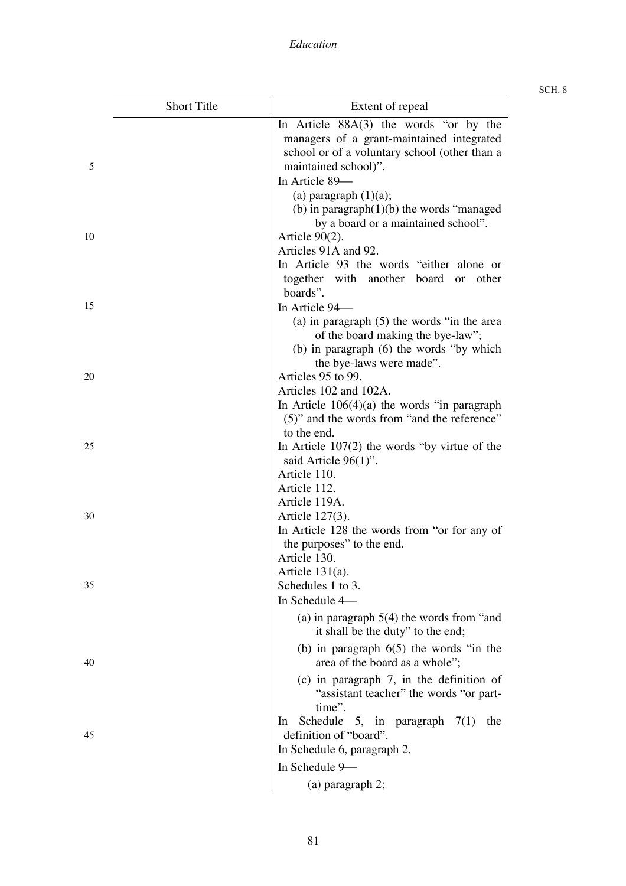| Short Title | Extent of repeal |
|---|---|
| | In Article 88A(3) the words "or by the managers of a grant-maintained integrated school or of a voluntary school (other than a maintained school)". |
| | In Article 89—<br>(a) paragraph (1)(a);<br>(b) in paragraph(1)(b) the words "managed by a board or a maintained school". |
| | Article 90(2). |
| | Articles 91A and 92. |
| | In Article 93 the words "either alone or together with another board or other boards". |
| | In Article 94—<br>(a) in paragraph (5) the words "in the area of the board making the bye-law";<br>(b) in paragraph (6) the words "by which the bye-laws were made". |
| | Articles 95 to 99. |
| | Articles 102 and 102A. |
| | In Article 106(4)(a) the words "in paragraph (5)" and the words from "and the reference" to the end. |
| | In Article 107(2) the words "by virtue of the said Article 96(1)". |
| | Article 110. |
| | Article 112. |
| | Article 119A. |
| | Article 127(3). |
| | In Article 128 the words from "or for any of the purposes" to the end. |
| | Article 130. |
| | Article 131(a). |
| | Schedules 1 to 3. |
| | In Schedule 4—<br>(a) in paragraph 5(4) the words from "and it shall be the duty" to the end;<br>(b) in paragraph 6(5) the words "in the area of the board as a whole";<br>(c) in paragraph 7, in the definition of "assistant teacher" the words "or part-time". |
| | In Schedule 5, in paragraph 7(1) the definition of "board". |
| | In Schedule 6, paragraph 2. |
| | In Schedule 9—<br>(a) paragraph 2; |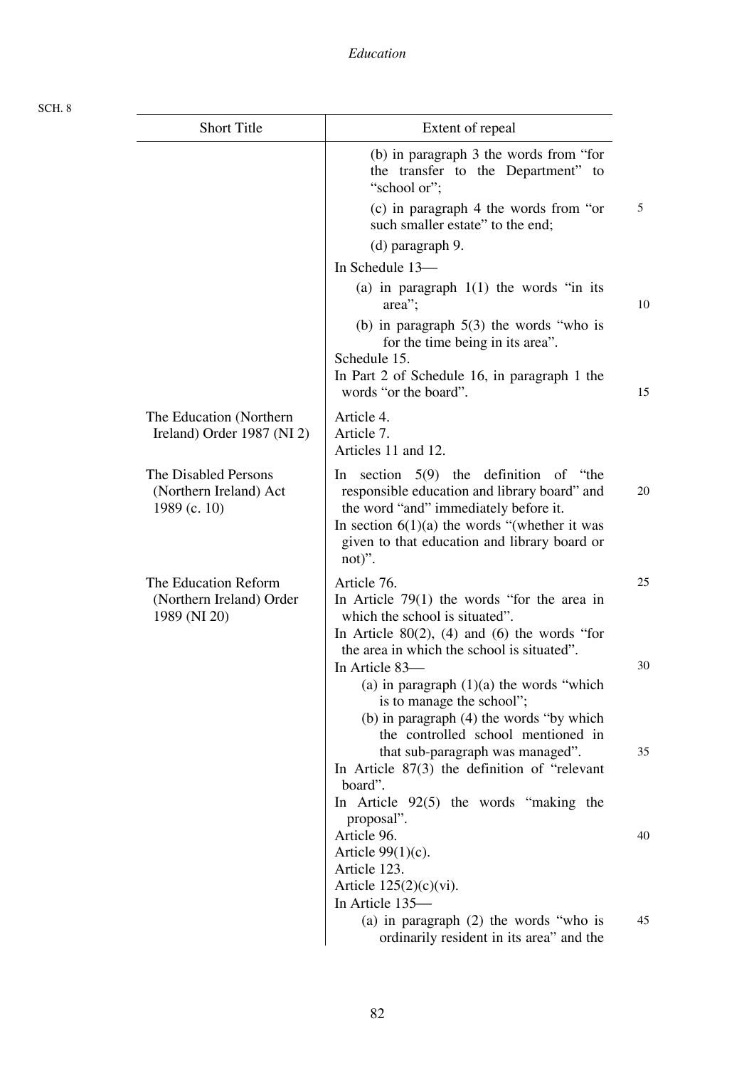| Short Title | Extent of repeal |
|---|---|
| | (b) in paragraph 3 the words from "for the transfer to the Department" to "school or"; |
| | (c) in paragraph 4 the words from "or such smaller estate" to the end; |
| | (d) paragraph 9. |
| | In Schedule 13— |
| | (a) in paragraph 1(1) the words "in its area"; |
| | (b) in paragraph 5(3) the words "who is for the time being in its area". |
| | Schedule 15. |
| | In Part 2 of Schedule 16, in paragraph 1 the words "or the board". |
| The Education (Northern Ireland) Order 1987 (NI 2) | Article 4. |
| | Article 7. |
| | Articles 11 and 12. |
| The Disabled Persons (Northern Ireland) Act 1989 (c. 10) | In section 5(9) the definition of "the responsible education and library board" and the word "and" immediately before it. |
| | In section 6(1)(a) the words "(whether it was given to that education and library board or not)". |
| The Education Reform (Northern Ireland) Order 1989 (NI 20) | Article 76. |
| | In Article 79(1) the words "for the area in which the school is situated". |
| | In Article 80(2), (4) and (6) the words "for the area in which the school is situated". |
| | In Article 83— |
| | (a) in paragraph (1)(a) the words "which is to manage the school"; |
| | (b) in paragraph (4) the words "by which the controlled school mentioned in that sub-paragraph was managed". |
| | In Article 87(3) the definition of "relevant board". |
| | In Article 92(5) the words "making the proposal". |
| | Article 96. |
| | Article 99(1)(c). |
| | Article 123. |
| | Article 125(2)(c)(vi). |
| | In Article 135— |
| | (a) in paragraph (2) the words "who is ordinarily resident in its area" and the |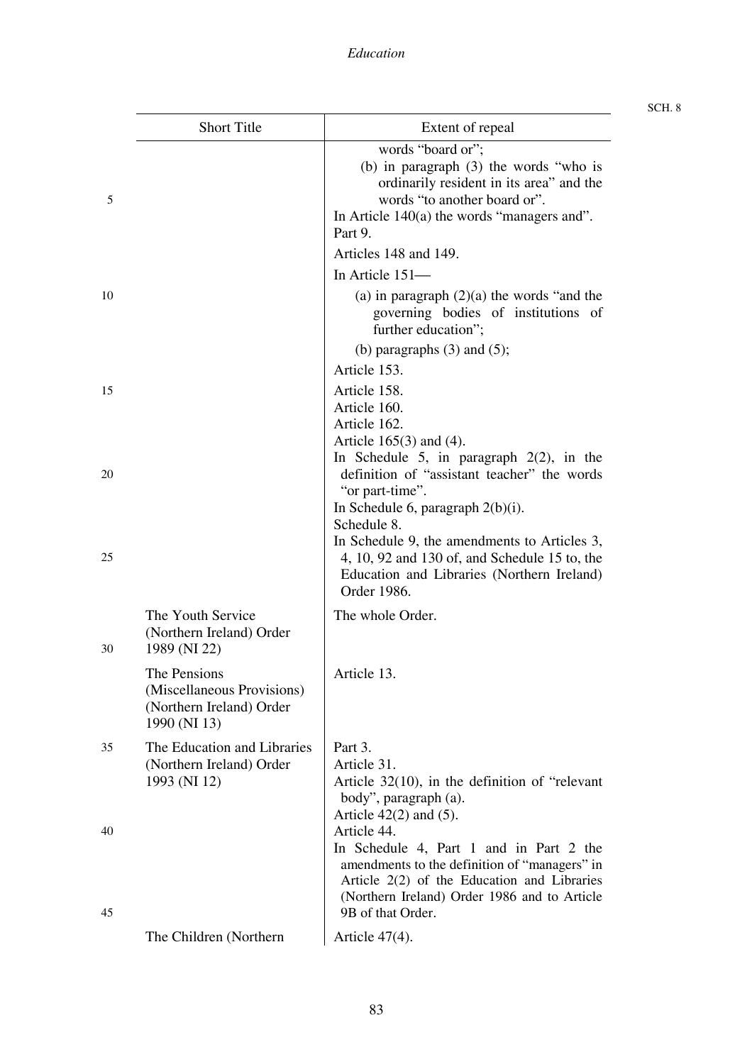| Short Title | Extent of repeal |
|---|---|
| | words "board or"; (b) in paragraph (3) the words "who is ordinarily resident in its area" and the words "to another board or". In Article 140(a) the words "managers and". Part 9. Articles 148 and 149. In Article 151— (a) in paragraph (2)(a) the words "and the governing bodies of institutions of further education"; (b) paragraphs (3) and (5); Article 153. Article 158. Article 160. Article 162. Article 165(3) and (4). In Schedule 5, in paragraph 2(2), in the definition of "assistant teacher" the words "or part-time". In Schedule 6, paragraph 2(b)(i). Schedule 8. In Schedule 9, the amendments to Articles 3, 4, 10, 92 and 130 of, and Schedule 15 to, the Education and Libraries (Northern Ireland) Order 1986. |
| The Youth Service (Northern Ireland) Order 1989 (NI 22) | The whole Order. |
| The Pensions (Miscellaneous Provisions) (Northern Ireland) Order 1990 (NI 13) | Article 13. |
| The Education and Libraries (Northern Ireland) Order 1993 (NI 12) | Part 3. Article 31. Article 32(10), in the definition of "relevant body", paragraph (a). Article 42(2) and (5). Article 44. In Schedule 4, Part 1 and in Part 2 the amendments to the definition of "managers" in Article 2(2) of the Education and Libraries (Northern Ireland) Order 1986 and to Article 9B of that Order. |
| The Children (Northern | Article 47(4). |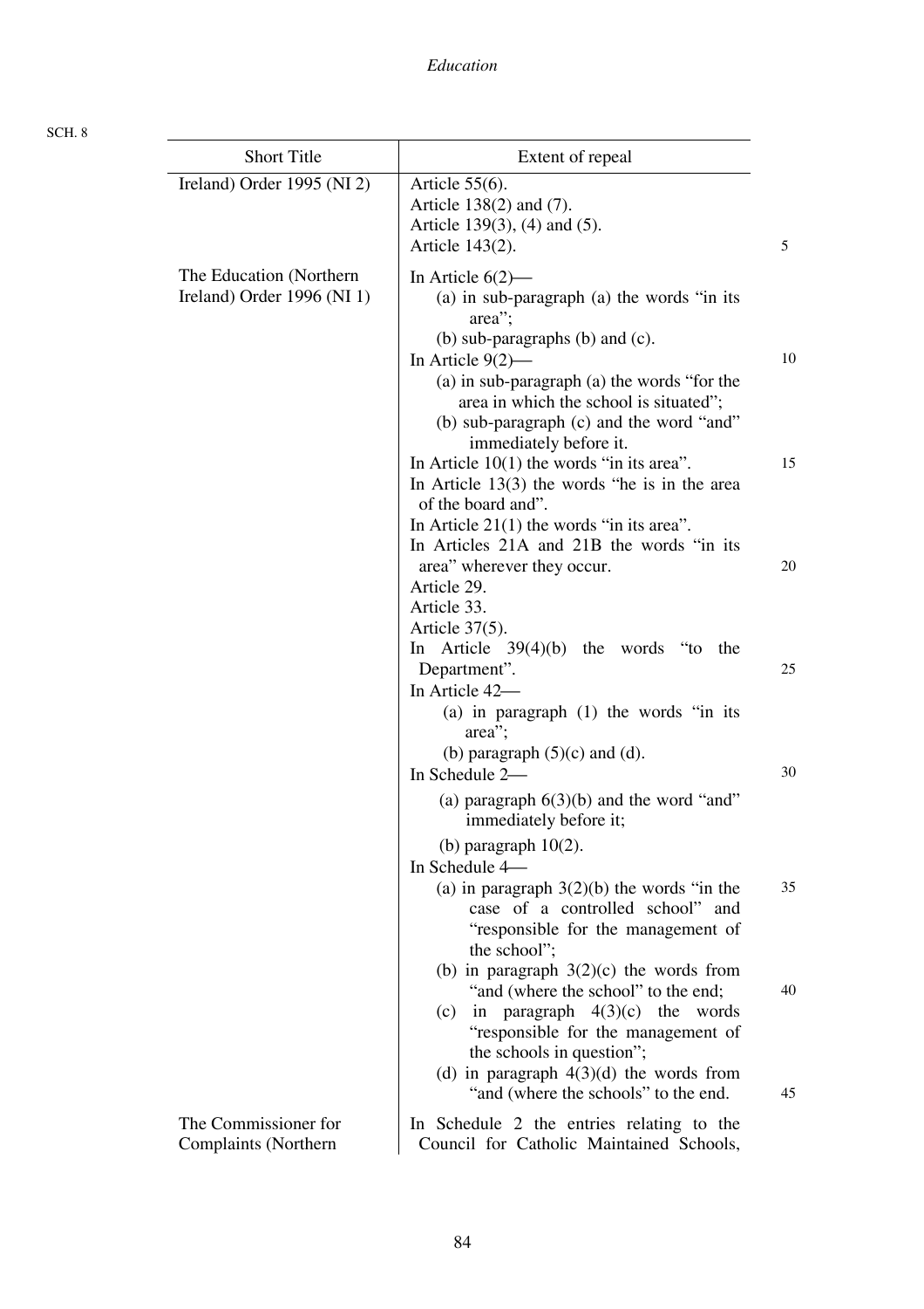| Short Title | Extent of repeal |
| --- | --- |
| Ireland) Order 1995 (NI 2) | Article 55(6).<br>Article 138(2) and (7).<br>Article 139(3), (4) and (5).<br>Article 143(2). |
| The Education (Northern Ireland) Order 1996 (NI 1) | In Article 6(2)—<br>(a) in sub-paragraph (a) the words "in its area";<br>(b) sub-paragraphs (b) and (c).<br>In Article 9(2)—<br>(a) in sub-paragraph (a) the words "for the area in which the school is situated";<br>(b) sub-paragraph (c) and the word "and" immediately before it.<br>In Article 10(1) the words "in its area".<br>In Article 13(3) the words "he is in the area of the board and".<br>In Article 21(1) the words "in its area".<br>In Articles 21A and 21B the words "in its area" wherever they occur.<br>Article 29.<br>Article 33.<br>Article 37(5).<br>In Article 39(4)(b) the words "to the Department".<br>In Article 42—<br>(a) in paragraph (1) the words "in its area";<br>(b) paragraph (5)(c) and (d).<br>In Schedule 2—<br>(a) paragraph 6(3)(b) and the word "and" immediately before it;<br>(b) paragraph 10(2).<br>In Schedule 4—<br>(a) in paragraph 3(2)(b) the words "in the case of a controlled school" and "responsible for the management of the school";<br>(b) in paragraph 3(2)(c) the words from "and (where the school" to the end;<br>(c) in paragraph 4(3)(c) the words "responsible for the management of the schools in question";<br>(d) in paragraph 4(3)(d) the words from "and (where the schools" to the end. |
| The Commissioner for Complaints (Northern | In Schedule 2 the entries relating to the Council for Catholic Maintained Schools, |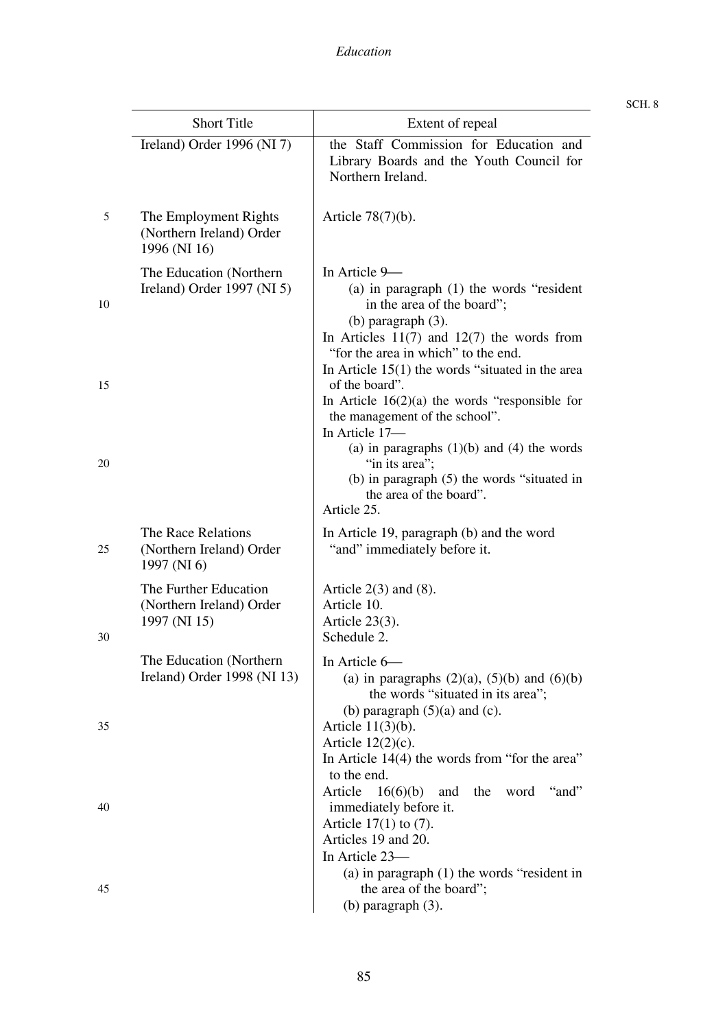| Short Title | Extent of repeal |
|---|---|
| Ireland) Order 1996 (NI 7) | the Staff Commission for Education and Library Boards and the Youth Council for Northern Ireland. |
| The Employment Rights (Northern Ireland) Order 1996 (NI 16) | Article 78(7)(b). |
| The Education (Northern Ireland) Order 1997 (NI 5) | In Article 9—<br>(a) in paragraph (1) the words "resident in the area of the board";<br>(b) paragraph (3).<br>In Articles 11(7) and 12(7) the words from "for the area in which" to the end.<br>In Article 15(1) the words "situated in the area of the board".<br>In Article 16(2)(a) the words "responsible for the management of the school".<br>In Article 17—<br>(a) in paragraphs (1)(b) and (4) the words "in its area";<br>(b) in paragraph (5) the words "situated in the area of the board".<br>Article 25. |
| The Race Relations (Northern Ireland) Order 1997 (NI 6) | In Article 19, paragraph (b) and the word "and" immediately before it. |
| The Further Education (Northern Ireland) Order 1997 (NI 15) | Article 2(3) and (8).<br>Article 10.<br>Article 23(3).<br>Schedule 2. |
| The Education (Northern Ireland) Order 1998 (NI 13) | In Article 6—<br>(a) in paragraphs (2)(a), (5)(b) and (6)(b) the words "situated in its area";<br>(b) paragraph (5)(a) and (c).<br>Article 11(3)(b).<br>Article 12(2)(c).<br>In Article 14(4) the words from "for the area" to the end.<br>Article 16(6)(b) and the word "and" immediately before it.<br>Article 17(1) to (7).<br>Articles 19 and 20.<br>In Article 23—<br>(a) in paragraph (1) the words "resident in the area of the board";<br>(b) paragraph (3). |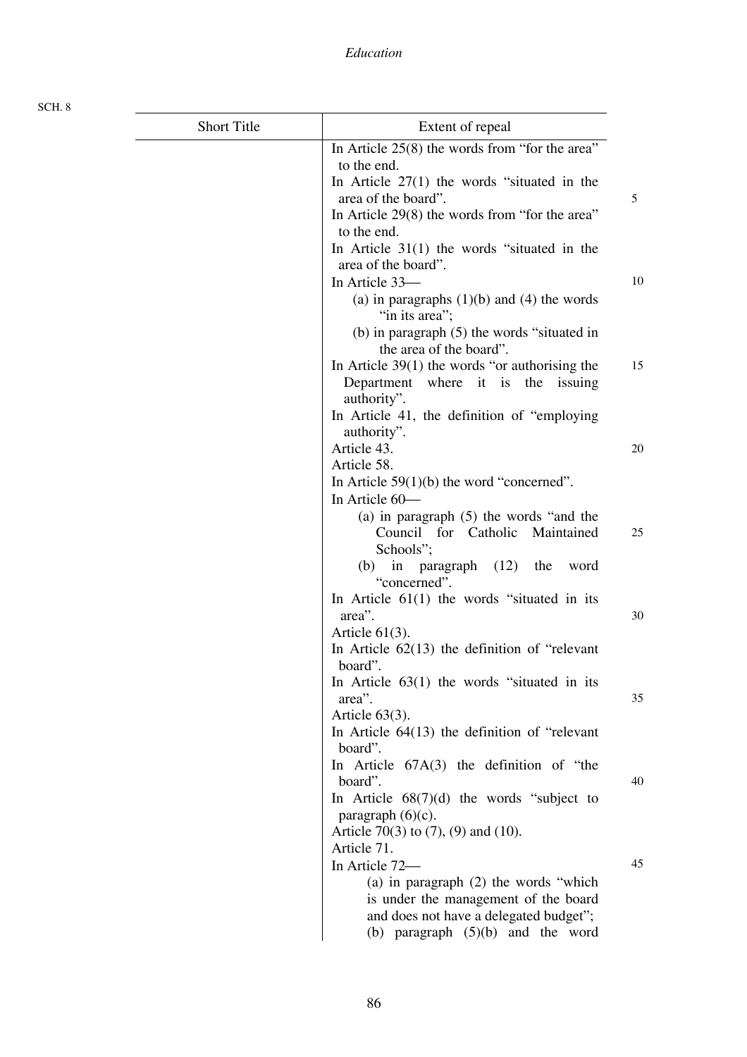SCH. 8

| Short Title | Extent of repeal |
|---|---|
| | In Article 25(8) the words from "for the area" to the end.<br>In Article 27(1) the words "situated in the area of the board".<br>In Article 29(8) the words from "for the area" to the end.<br>In Article 31(1) the words "situated in the area of the board".<br>In Article 33—<br>(a) in paragraphs (1)(b) and (4) the words "in its area";<br>(b) in paragraph (5) the words "situated in the area of the board".<br>In Article 39(1) the words "or authorising the Department where it is the issuing authority".<br>In Article 41, the definition of "employing authority".<br>Article 43.<br>Article 58.<br>In Article 59(1)(b) the word "concerned".<br>In Article 60—<br>(a) in paragraph (5) the words "and the Council for Catholic Maintained Schools";<br>(b) in paragraph (12) the word "concerned".<br>In Article 61(1) the words "situated in its area".<br>Article 61(3).<br>In Article 62(13) the definition of "relevant board".<br>In Article 63(1) the words "situated in its area".<br>Article 63(3).<br>In Article 64(13) the definition of "relevant board".<br>In Article 67A(3) the definition of "the board".<br>In Article 68(7)(d) the words "subject to paragraph (6)(c).<br>Article 70(3) to (7), (9) and (10).<br>Article 71.<br>In Article 72—<br>(a) in paragraph (2) the words "which is under the management of the board and does not have a delegated budget";<br>(b) paragraph (5)(b) and the word |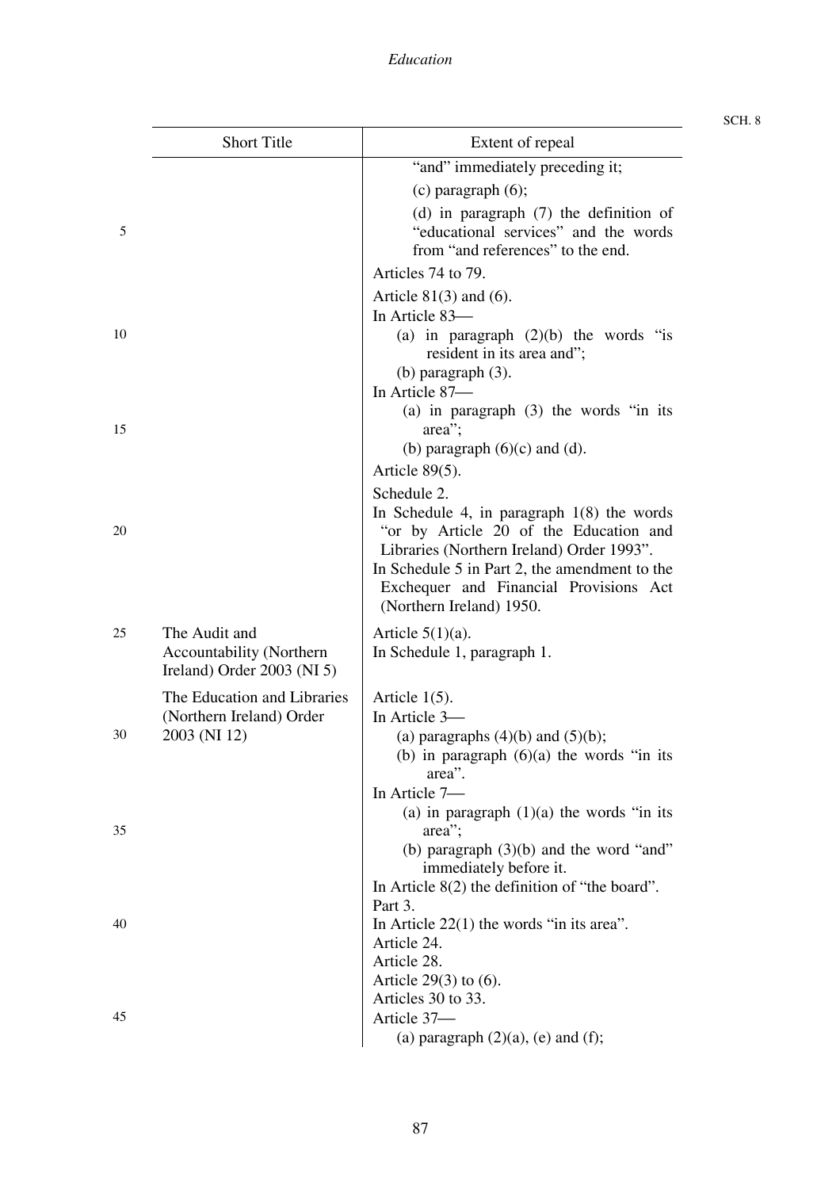| Short Title | Extent of repeal |
|---|---|
| | "and" immediately preceding it;<br>(c) paragraph (6);<br>(d) in paragraph (7) the definition of "educational services" and the words from "and references" to the end.<br>Articles 74 to 79.<br>Article 81(3) and (6).<br>In Article 83—<br>(a) in paragraph (2)(b) the words "is resident in its area and";<br>(b) paragraph (3).<br>In Article 87—<br>(a) in paragraph (3) the words "in its area";<br>(b) paragraph (6)(c) and (d).<br>Article 89(5).<br>Schedule 2.<br>In Schedule 4, in paragraph 1(8) the words "or by Article 20 of the Education and Libraries (Northern Ireland) Order 1993".<br>In Schedule 5 in Part 2, the amendment to the Exchequer and Financial Provisions Act (Northern Ireland) 1950. |
| The Audit and Accountability (Northern Ireland) Order 2003 (NI 5) | Article 5(1)(a).<br>In Schedule 1, paragraph 1. |
| The Education and Libraries (Northern Ireland) Order 2003 (NI 12) | Article 1(5).<br>In Article 3—<br>(a) paragraphs (4)(b) and (5)(b);<br>(b) in paragraph (6)(a) the words "in its area".<br>In Article 7—<br>(a) in paragraph (1)(a) the words "in its area";<br>(b) paragraph (3)(b) and the word "and" immediately before it.<br>In Article 8(2) the definition of "the board".<br>Part 3.<br>In Article 22(1) the words "in its area".<br>Article 24.<br>Article 28.<br>Article 29(3) to (6).<br>Articles 30 to 33.<br>Article 37—<br>(a) paragraph (2)(a), (e) and (f); |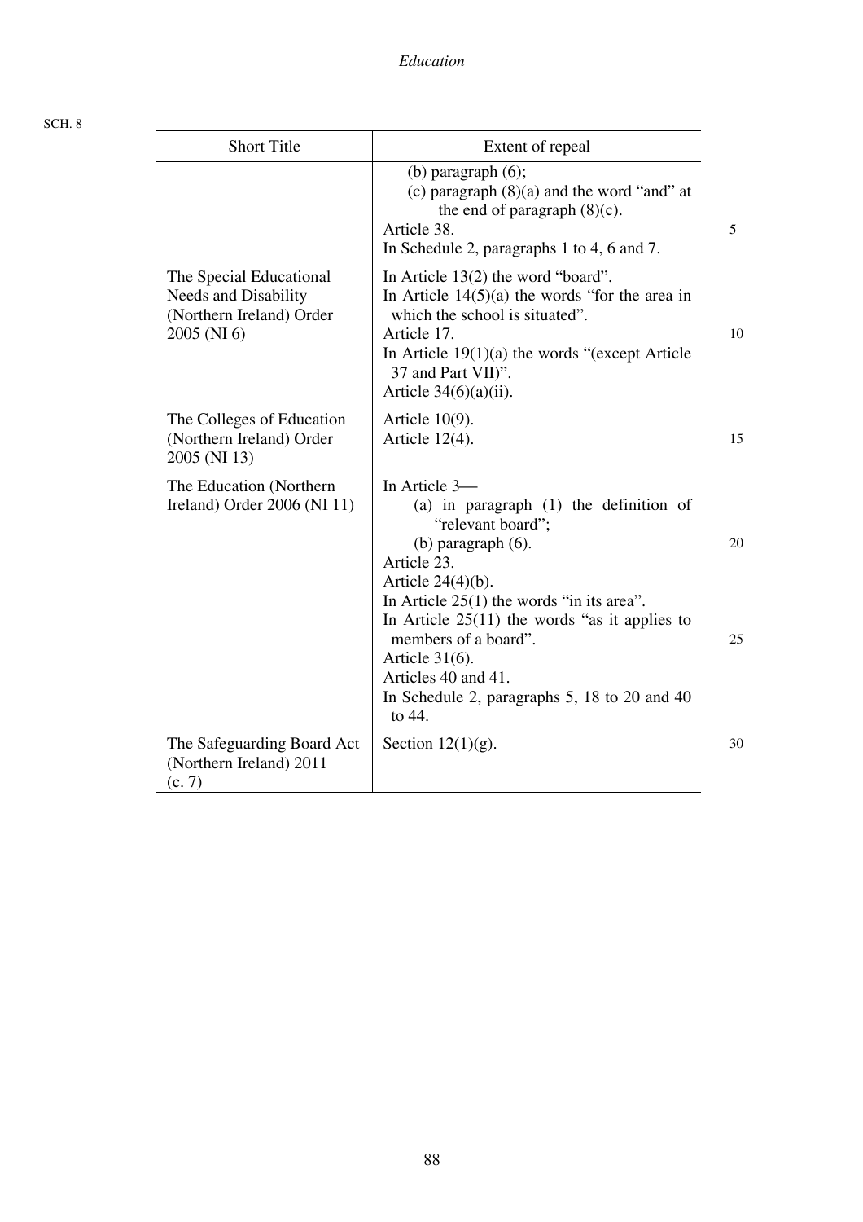SCH. 8

| Short Title | Extent of repeal |
| --- | --- |
| | (b) paragraph (6);<br>(c) paragraph (8)(a) and the word "and" at the end of paragraph (8)(c).<br>Article 38.<br>In Schedule 2, paragraphs 1 to 4, 6 and 7. |
| The Special Educational Needs and Disability (Northern Ireland) Order 2005 (NI 6) | In Article 13(2) the word "board".<br>In Article 14(5)(a) the words "for the area in which the school is situated".<br>Article 17.<br>In Article 19(1)(a) the words "(except Article 37 and Part VII)".<br>Article 34(6)(a)(ii). |
| The Colleges of Education (Northern Ireland) Order 2005 (NI 13) | Article 10(9).<br>Article 12(4). |
| The Education (Northern Ireland) Order 2006 (NI 11) | In Article 3—<br>(a) in paragraph (1) the definition of "relevant board";<br>(b) paragraph (6).<br>Article 23.<br>Article 24(4)(b).<br>In Article 25(1) the words "in its area".<br>In Article 25(11) the words "as it applies to members of a board".<br>Article 31(6).<br>Articles 40 and 41.<br>In Schedule 2, paragraphs 5, 18 to 20 and 40 to 44. |
| The Safeguarding Board Act (Northern Ireland) 2011 (c. 7) | Section 12(1)(g). |